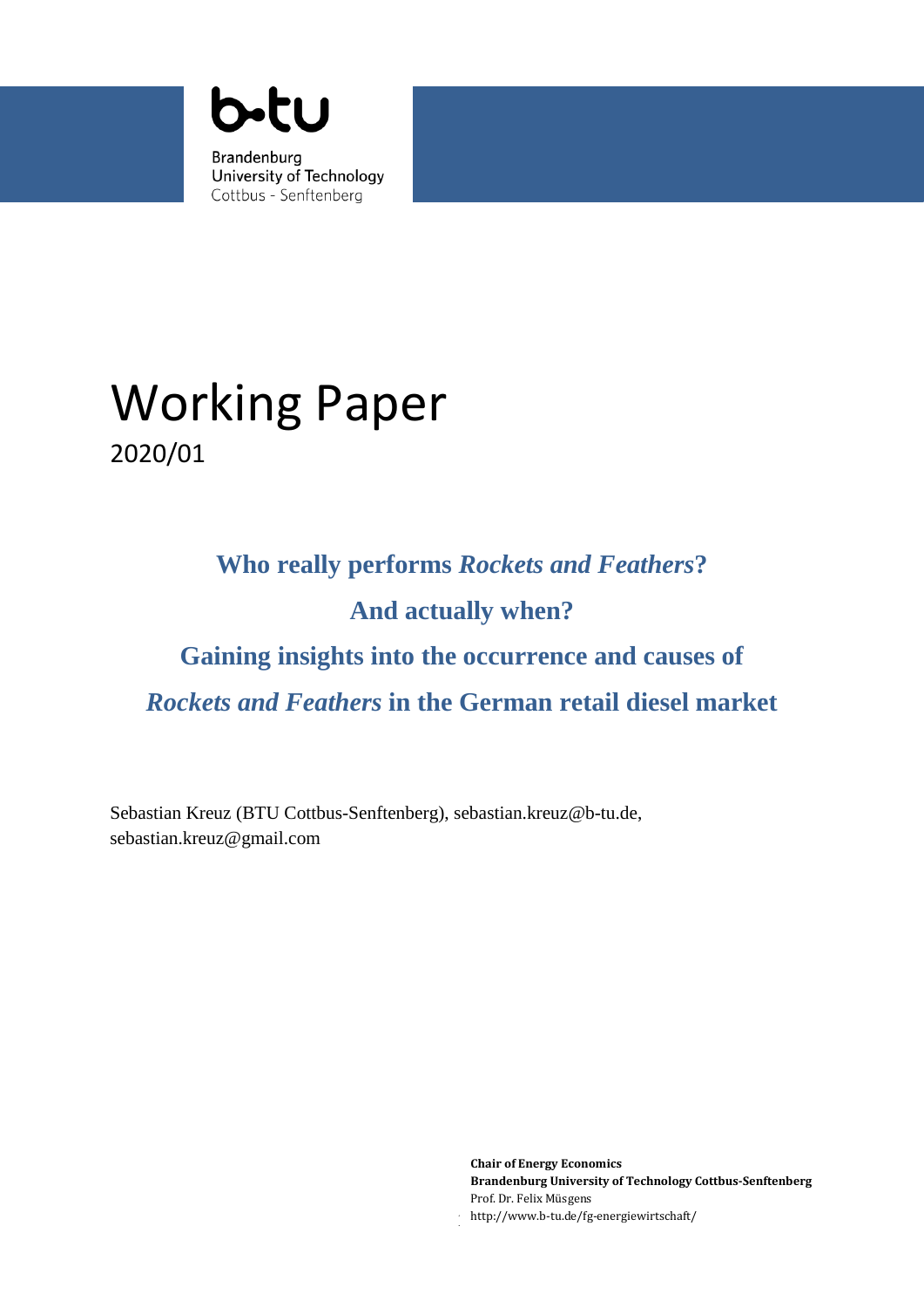b-tu

Brandenburg
University of Technology
Cottbus - Senftenberg

# Working Paper

2020/01

## Who really performs *Rockets and Feathers*? And actually when? Gaining insights into the occurrence and causes of *Rockets and Feathers* in the German retail diesel market

Sebastian Kreuz (BTU Cottbus-Senftenberg), sebastian.kreuz@b-tu.de, sebastian.kreuz@gmail.com

**Chair of Energy Economics**
**Brandenburg University of Technology Cottbus-Senftenberg**
Prof. Dr. Felix Müsgens
http://www.b-tu.de/fg-energiewirtschaft/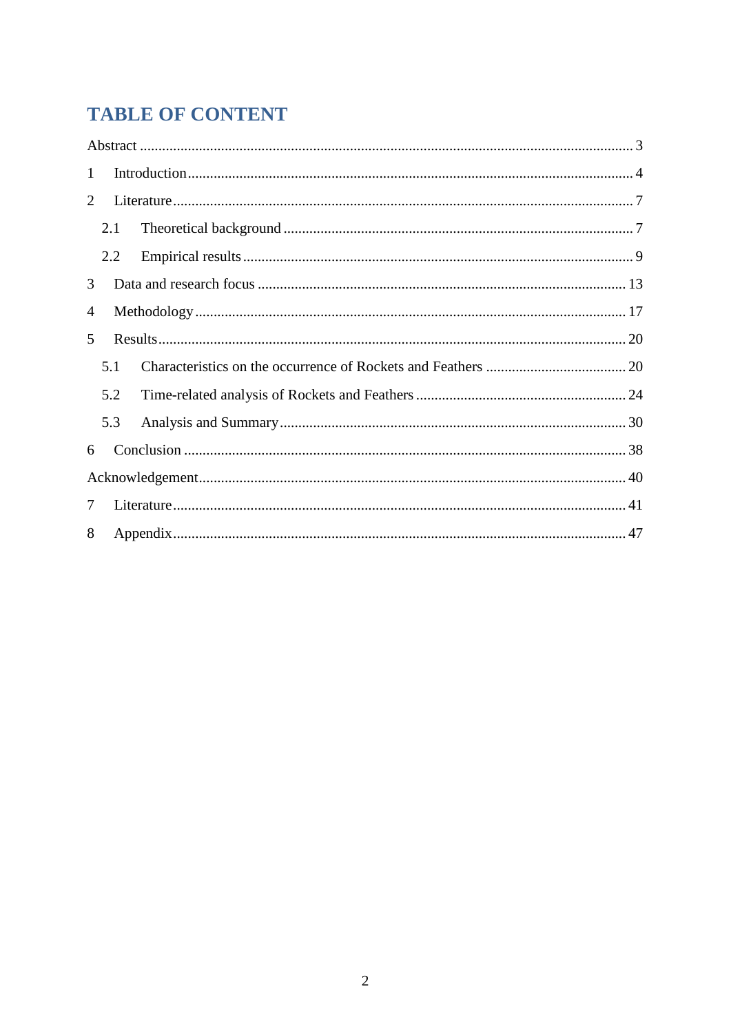# TABLE OF CONTENT

Abstract ........................................................................................................................ 3

1 Introduction ............................................................................................................. 4

2 Literature ................................................................................................................ 7

2.1 Theoretical background ........................................................................................ 7

2.2 Empirical results ................................................................................................... 9

3 Data and research focus ........................................................................................ 13

4 Methodology ......................................................................................................... 17

5 Results .................................................................................................................. 20

5.1 Characteristics on the occurrence of Rockets and Feathers .................................. 20

5.2 Time-related analysis of Rockets and Feathers .................................................... 24

5.3 Analysis and Summary ........................................................................................ 30

6 Conclusion ............................................................................................................ 38

Acknowledgement ...................................................................................................... 40

7 Literature .............................................................................................................. 41

8 Appendix ............................................................................................................... 47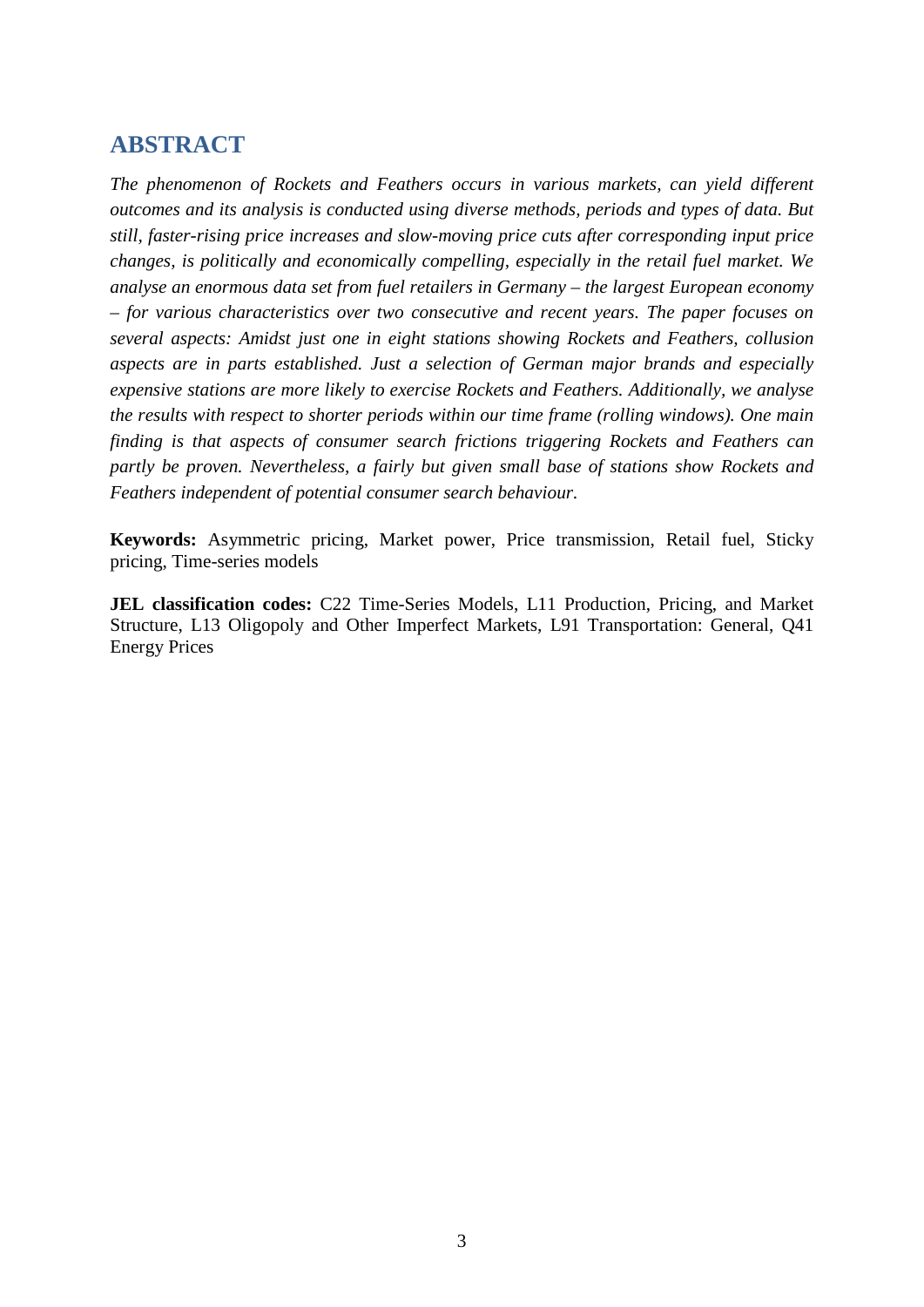## ABSTRACT

*The phenomenon of Rockets and Feathers occurs in various markets, can yield different outcomes and its analysis is conducted using diverse methods, periods and types of data. But still, faster-rising price increases and slow-moving price cuts after corresponding input price changes, is politically and economically compelling, especially in the retail fuel market. We analyse an enormous data set from fuel retailers in Germany – the largest European economy – for various characteristics over two consecutive and recent years. The paper focuses on several aspects: Amidst just one in eight stations showing Rockets and Feathers, collusion aspects are in parts established. Just a selection of German major brands and especially expensive stations are more likely to exercise Rockets and Feathers. Additionally, we analyse the results with respect to shorter periods within our time frame (rolling windows). One main finding is that aspects of consumer search frictions triggering Rockets and Feathers can partly be proven. Nevertheless, a fairly but given small base of stations show Rockets and Feathers independent of potential consumer search behaviour.*

**Keywords:** Asymmetric pricing, Market power, Price transmission, Retail fuel, Sticky pricing, Time-series models

**JEL classification codes:** C22 Time-Series Models, L11 Production, Pricing, and Market Structure, L13 Oligopoly and Other Imperfect Markets, L91 Transportation: General, Q41 Energy Prices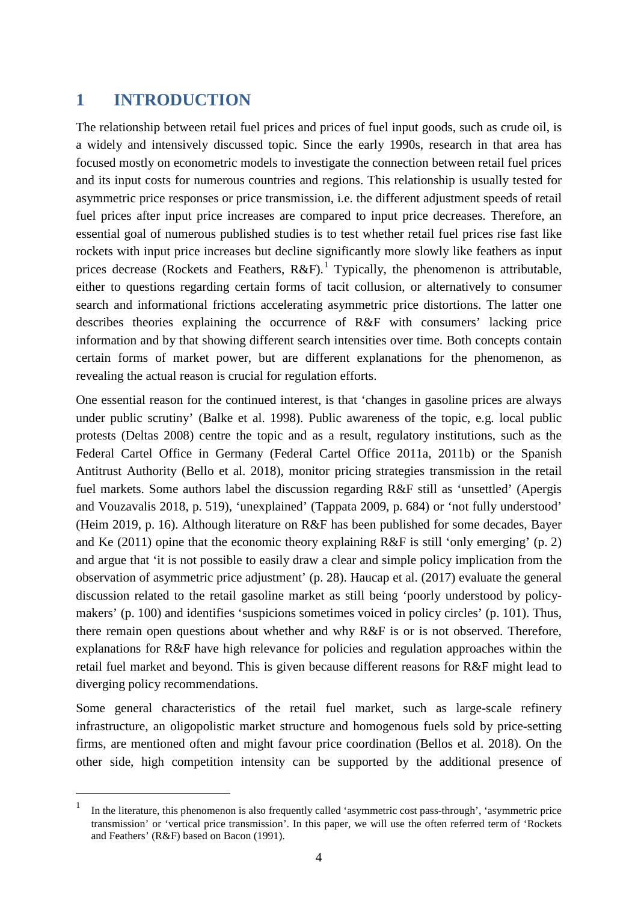# 1 INTRODUCTION

The relationship between retail fuel prices and prices of fuel input goods, such as crude oil, is a widely and intensively discussed topic. Since the early 1990s, research in that area has focused mostly on econometric models to investigate the connection between retail fuel prices and its input costs for numerous countries and regions. This relationship is usually tested for asymmetric price responses or price transmission, i.e. the different adjustment speeds of retail fuel prices after input price increases are compared to input price decreases. Therefore, an essential goal of numerous published studies is to test whether retail fuel prices rise fast like rockets with input price increases but decline significantly more slowly like feathers as input prices decrease (Rockets and Feathers, R&F).[1] Typically, the phenomenon is attributable, either to questions regarding certain forms of tacit collusion, or alternatively to consumer search and informational frictions accelerating asymmetric price distortions. The latter one describes theories explaining the occurrence of R&F with consumers' lacking price information and by that showing different search intensities over time. Both concepts contain certain forms of market power, but are different explanations for the phenomenon, as revealing the actual reason is crucial for regulation efforts.

One essential reason for the continued interest, is that 'changes in gasoline prices are always under public scrutiny' (Balke et al. 1998). Public awareness of the topic, e.g. local public protests (Deltas 2008) centre the topic and as a result, regulatory institutions, such as the Federal Cartel Office in Germany (Federal Cartel Office 2011a, 2011b) or the Spanish Antitrust Authority (Bello et al. 2018), monitor pricing strategies transmission in the retail fuel markets. Some authors label the discussion regarding R&F still as 'unsettled' (Apergis and Vouzavalis 2018, p. 519), 'unexplained' (Tappata 2009, p. 684) or 'not fully understood' (Heim 2019, p. 16). Although literature on R&F has been published for some decades, Bayer and Ke (2011) opine that the economic theory explaining R&F is still 'only emerging' (p. 2) and argue that 'it is not possible to easily draw a clear and simple policy implication from the observation of asymmetric price adjustment' (p. 28). Haucap et al. (2017) evaluate the general discussion related to the retail gasoline market as still being 'poorly understood by policy-makers' (p. 100) and identifies 'suspicions sometimes voiced in policy circles' (p. 101). Thus, there remain open questions about whether and why R&F is or is not observed. Therefore, explanations for R&F have high relevance for policies and regulation approaches within the retail fuel market and beyond. This is given because different reasons for R&F might lead to diverging policy recommendations.

Some general characteristics of the retail fuel market, such as large-scale refinery infrastructure, an oligopolistic market structure and homogenous fuels sold by price-setting firms, are mentioned often and might favour price coordination (Bellos et al. 2018). On the other side, high competition intensity can be supported by the additional presence of

[1] In the literature, this phenomenon is also frequently called 'asymmetric cost pass-through', 'asymmetric price transmission' or 'vertical price transmission'. In this paper, we will use the often referred term of 'Rockets and Feathers' (R&F) based on Bacon (1991).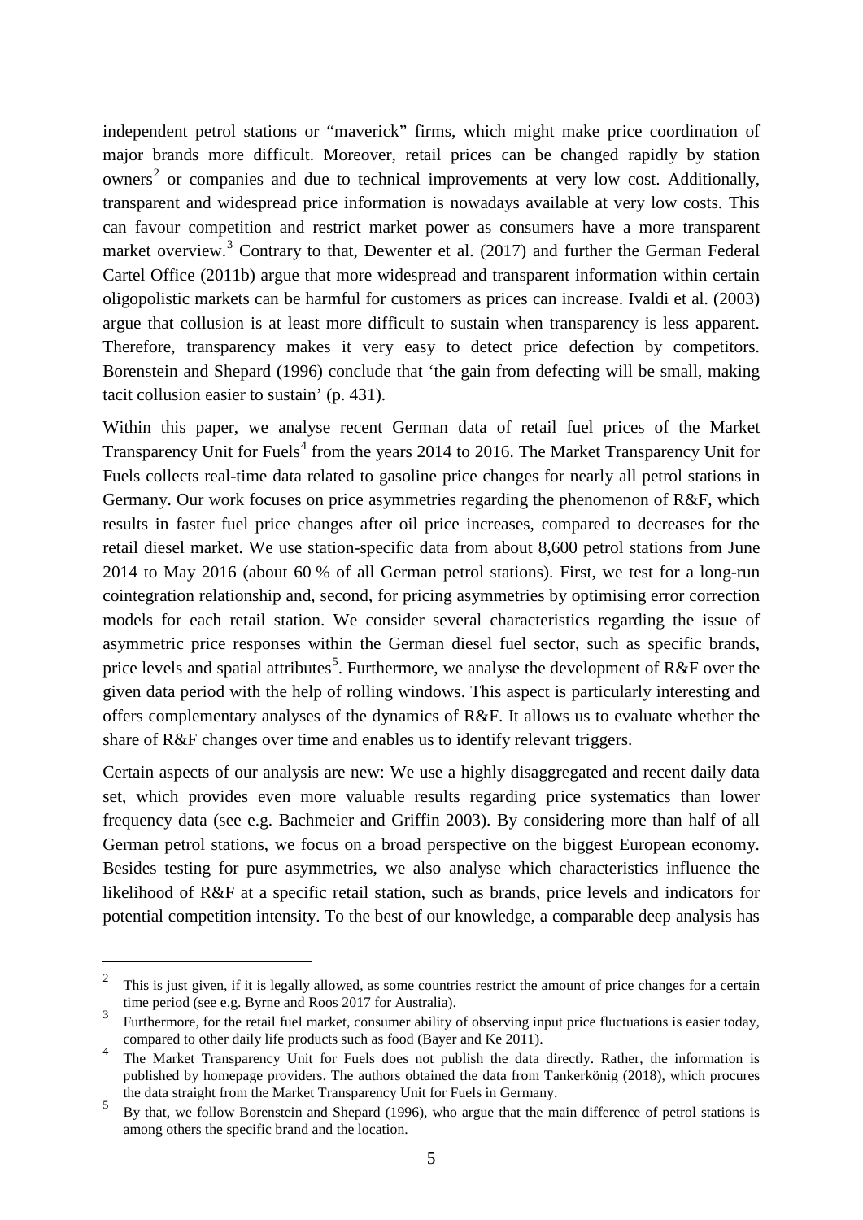independent petrol stations or "maverick" firms, which might make price coordination of major brands more difficult. Moreover, retail prices can be changed rapidly by station owners[2] or companies and due to technical improvements at very low cost. Additionally, transparent and widespread price information is nowadays available at very low costs. This can favour competition and restrict market power as consumers have a more transparent market overview.[3] Contrary to that, Dewenter et al. (2017) and further the German Federal Cartel Office (2011b) argue that more widespread and transparent information within certain oligopolistic markets can be harmful for customers as prices can increase. Ivaldi et al. (2003) argue that collusion is at least more difficult to sustain when transparency is less apparent. Therefore, transparency makes it very easy to detect price defection by competitors. Borenstein and Shepard (1996) conclude that 'the gain from defecting will be small, making tacit collusion easier to sustain' (p. 431).

Within this paper, we analyse recent German data of retail fuel prices of the Market Transparency Unit for Fuels[4] from the years 2014 to 2016. The Market Transparency Unit for Fuels collects real-time data related to gasoline price changes for nearly all petrol stations in Germany. Our work focuses on price asymmetries regarding the phenomenon of R&F, which results in faster fuel price changes after oil price increases, compared to decreases for the retail diesel market. We use station-specific data from about 8,600 petrol stations from June 2014 to May 2016 (about 60 % of all German petrol stations). First, we test for a long-run cointegration relationship and, second, for pricing asymmetries by optimising error correction models for each retail station. We consider several characteristics regarding the issue of asymmetric price responses within the German diesel fuel sector, such as specific brands, price levels and spatial attributes[5]. Furthermore, we analyse the development of R&F over the given data period with the help of rolling windows. This aspect is particularly interesting and offers complementary analyses of the dynamics of R&F. It allows us to evaluate whether the share of R&F changes over time and enables us to identify relevant triggers.

Certain aspects of our analysis are new: We use a highly disaggregated and recent daily data set, which provides even more valuable results regarding price systematics than lower frequency data (see e.g. Bachmeier and Griffin 2003). By considering more than half of all German petrol stations, we focus on a broad perspective on the biggest European economy. Besides testing for pure asymmetries, we also analyse which characteristics influence the likelihood of R&F at a specific retail station, such as brands, price levels and indicators for potential competition intensity. To the best of our knowledge, a comparable deep analysis has

---

[2] This is just given, if it is legally allowed, as some countries restrict the amount of price changes for a certain time period (see e.g. Byrne and Roos 2017 for Australia).

[3] Furthermore, for the retail fuel market, consumer ability of observing input price fluctuations is easier today, compared to other daily life products such as food (Bayer and Ke 2011).

[4] The Market Transparency Unit for Fuels does not publish the data directly. Rather, the information is published by homepage providers. The authors obtained the data from Tankerkönig (2018), which procures the data straight from the Market Transparency Unit for Fuels in Germany.

[5] By that, we follow Borenstein and Shepard (1996), who argue that the main difference of petrol stations is among others the specific brand and the location.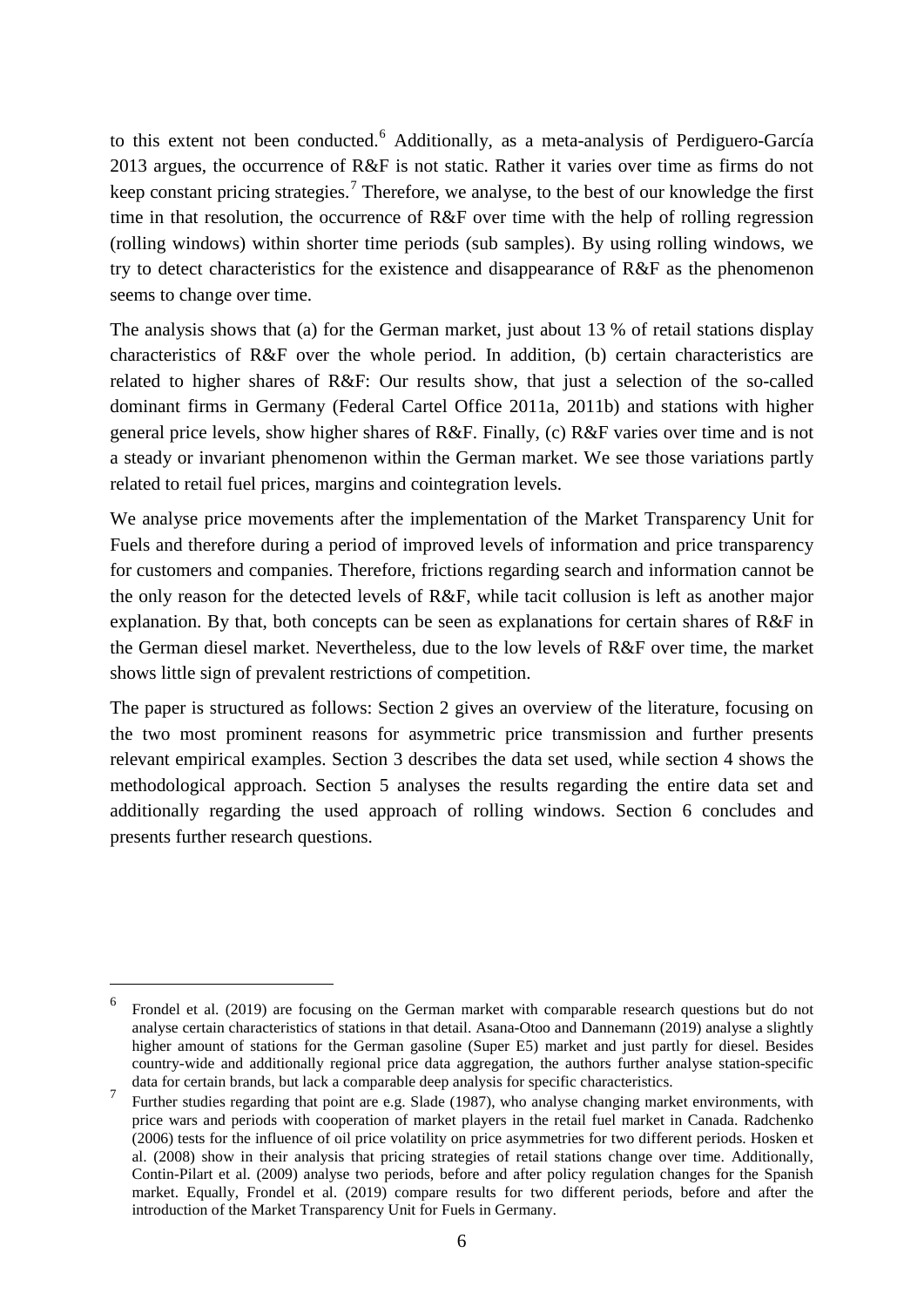to this extent not been conducted.[6] Additionally, as a meta-analysis of Perdiguero-García 2013 argues, the occurrence of R&F is not static. Rather it varies over time as firms do not keep constant pricing strategies.[7] Therefore, we analyse, to the best of our knowledge the first time in that resolution, the occurrence of R&F over time with the help of rolling regression (rolling windows) within shorter time periods (sub samples). By using rolling windows, we try to detect characteristics for the existence and disappearance of R&F as the phenomenon seems to change over time.

The analysis shows that (a) for the German market, just about 13 % of retail stations display characteristics of R&F over the whole period. In addition, (b) certain characteristics are related to higher shares of R&F: Our results show, that just a selection of the so-called dominant firms in Germany (Federal Cartel Office 2011a, 2011b) and stations with higher general price levels, show higher shares of R&F. Finally, (c) R&F varies over time and is not a steady or invariant phenomenon within the German market. We see those variations partly related to retail fuel prices, margins and cointegration levels.

We analyse price movements after the implementation of the Market Transparency Unit for Fuels and therefore during a period of improved levels of information and price transparency for customers and companies. Therefore, frictions regarding search and information cannot be the only reason for the detected levels of R&F, while tacit collusion is left as another major explanation. By that, both concepts can be seen as explanations for certain shares of R&F in the German diesel market. Nevertheless, due to the low levels of R&F over time, the market shows little sign of prevalent restrictions of competition.

The paper is structured as follows: Section 2 gives an overview of the literature, focusing on the two most prominent reasons for asymmetric price transmission and further presents relevant empirical examples. Section 3 describes the data set used, while section 4 shows the methodological approach. Section 5 analyses the results regarding the entire data set and additionally regarding the used approach of rolling windows. Section 6 concludes and presents further research questions.

---

[6] Frondel et al. (2019) are focusing on the German market with comparable research questions but do not analyse certain characteristics of stations in that detail. Asana-Otoo and Dannemann (2019) analyse a slightly higher amount of stations for the German gasoline (Super E5) market and just partly for diesel. Besides country-wide and additionally regional price data aggregation, the authors further analyse station-specific data for certain brands, but lack a comparable deep analysis for specific characteristics.

[7] Further studies regarding that point are e.g. Slade (1987), who analyse changing market environments, with price wars and periods with cooperation of market players in the retail fuel market in Canada. Radchenko (2006) tests for the influence of oil price volatility on price asymmetries for two different periods. Hosken et al. (2008) show in their analysis that pricing strategies of retail stations change over time. Additionally, Contin-Pilart et al. (2009) analyse two periods, before and after policy regulation changes for the Spanish market. Equally, Frondel et al. (2019) compare results for two different periods, before and after the introduction of the Market Transparency Unit for Fuels in Germany.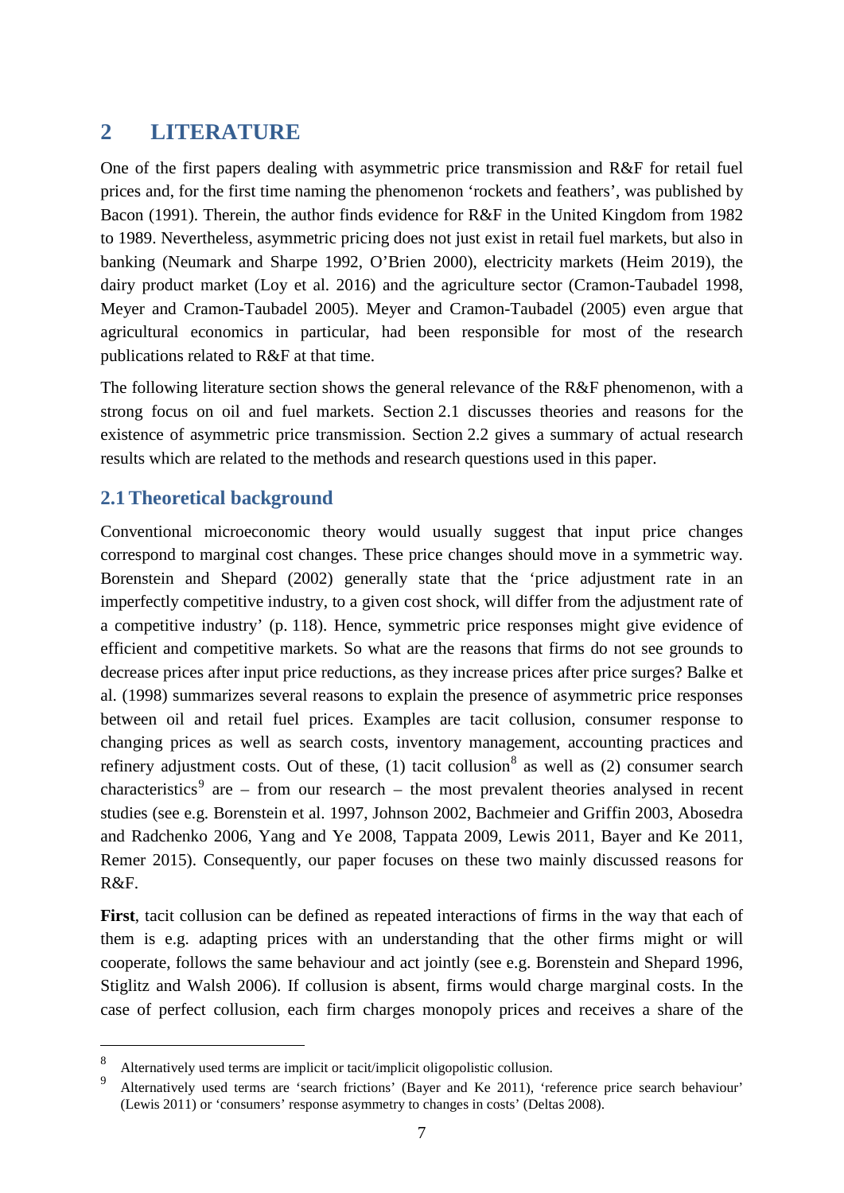# 2 LITERATURE

One of the first papers dealing with asymmetric price transmission and R&F for retail fuel prices and, for the first time naming the phenomenon 'rockets and feathers', was published by Bacon (1991). Therein, the author finds evidence for R&F in the United Kingdom from 1982 to 1989. Nevertheless, asymmetric pricing does not just exist in retail fuel markets, but also in banking (Neumark and Sharpe 1992, O'Brien 2000), electricity markets (Heim 2019), the dairy product market (Loy et al. 2016) and the agriculture sector (Cramon-Taubadel 1998, Meyer and Cramon-Taubadel 2005). Meyer and Cramon-Taubadel (2005) even argue that agricultural economics in particular, had been responsible for most of the research publications related to R&F at that time.

The following literature section shows the general relevance of the R&F phenomenon, with a strong focus on oil and fuel markets. Section 2.1 discusses theories and reasons for the existence of asymmetric price transmission. Section 2.2 gives a summary of actual research results which are related to the methods and research questions used in this paper.

## 2.1 Theoretical background

Conventional microeconomic theory would usually suggest that input price changes correspond to marginal cost changes. These price changes should move in a symmetric way. Borenstein and Shepard (2002) generally state that the 'price adjustment rate in an imperfectly competitive industry, to a given cost shock, will differ from the adjustment rate of a competitive industry' (p. 118). Hence, symmetric price responses might give evidence of efficient and competitive markets. So what are the reasons that firms do not see grounds to decrease prices after input price reductions, as they increase prices after price surges? Balke et al. (1998) summarizes several reasons to explain the presence of asymmetric price responses between oil and retail fuel prices. Examples are tacit collusion, consumer response to changing prices as well as search costs, inventory management, accounting practices and refinery adjustment costs. Out of these, (1) tacit collusion[8] as well as (2) consumer search characteristics[9] are – from our research – the most prevalent theories analysed in recent studies (see e.g. Borenstein et al. 1997, Johnson 2002, Bachmeier and Griffin 2003, Abosedra and Radchenko 2006, Yang and Ye 2008, Tappata 2009, Lewis 2011, Bayer and Ke 2011, Remer 2015). Consequently, our paper focuses on these two mainly discussed reasons for R&F.

**First**, tacit collusion can be defined as repeated interactions of firms in the way that each of them is e.g. adapting prices with an understanding that the other firms might or will cooperate, follows the same behaviour and act jointly (see e.g. Borenstein and Shepard 1996, Stiglitz and Walsh 2006). If collusion is absent, firms would charge marginal costs. In the case of perfect collusion, each firm charges monopoly prices and receives a share of the

---

[8] Alternatively used terms are implicit or tacit/implicit oligopolistic collusion.

[9] Alternatively used terms are 'search frictions' (Bayer and Ke 2011), 'reference price search behaviour' (Lewis 2011) or 'consumers' response asymmetry to changes in costs' (Deltas 2008).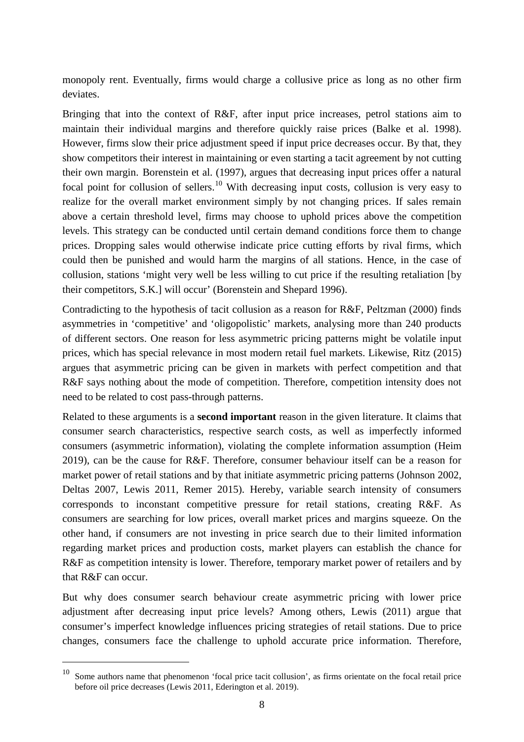monopoly rent. Eventually, firms would charge a collusive price as long as no other firm deviates.

Bringing that into the context of R&F, after input price increases, petrol stations aim to maintain their individual margins and therefore quickly raise prices (Balke et al. 1998). However, firms slow their price adjustment speed if input price decreases occur. By that, they show competitors their interest in maintaining or even starting a tacit agreement by not cutting their own margin. Borenstein et al. (1997), argues that decreasing input prices offer a natural focal point for collusion of sellers.[10] With decreasing input costs, collusion is very easy to realize for the overall market environment simply by not changing prices. If sales remain above a certain threshold level, firms may choose to uphold prices above the competition levels. This strategy can be conducted until certain demand conditions force them to change prices. Dropping sales would otherwise indicate price cutting efforts by rival firms, which could then be punished and would harm the margins of all stations. Hence, in the case of collusion, stations 'might very well be less willing to cut price if the resulting retaliation [by their competitors, S.K.] will occur' (Borenstein and Shepard 1996).

Contradicting to the hypothesis of tacit collusion as a reason for R&F, Peltzman (2000) finds asymmetries in 'competitive' and 'oligopolistic' markets, analysing more than 240 products of different sectors. One reason for less asymmetric pricing patterns might be volatile input prices, which has special relevance in most modern retail fuel markets. Likewise, Ritz (2015) argues that asymmetric pricing can be given in markets with perfect competition and that R&F says nothing about the mode of competition. Therefore, competition intensity does not need to be related to cost pass-through patterns.

Related to these arguments is a **second important** reason in the given literature. It claims that consumer search characteristics, respective search costs, as well as imperfectly informed consumers (asymmetric information), violating the complete information assumption (Heim 2019), can be the cause for R&F. Therefore, consumer behaviour itself can be a reason for market power of retail stations and by that initiate asymmetric pricing patterns (Johnson 2002, Deltas 2007, Lewis 2011, Remer 2015). Hereby, variable search intensity of consumers corresponds to inconstant competitive pressure for retail stations, creating R&F. As consumers are searching for low prices, overall market prices and margins squeeze. On the other hand, if consumers are not investing in price search due to their limited information regarding market prices and production costs, market players can establish the chance for R&F as competition intensity is lower. Therefore, temporary market power of retailers and by that R&F can occur.

But why does consumer search behaviour create asymmetric pricing with lower price adjustment after decreasing input price levels? Among others, Lewis (2011) argue that consumer's imperfect knowledge influences pricing strategies of retail stations. Due to price changes, consumers face the challenge to uphold accurate price information. Therefore,

[10] Some authors name that phenomenon 'focal price tacit collusion', as firms orientate on the focal retail price before oil price decreases (Lewis 2011, Ederington et al. 2019).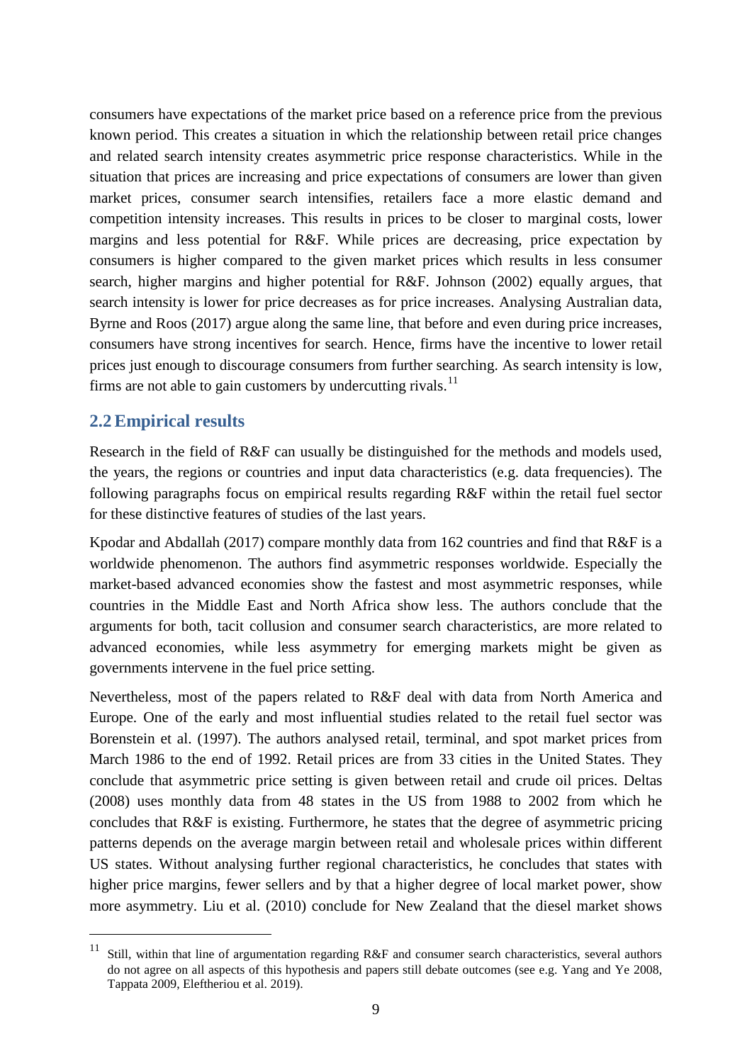consumers have expectations of the market price based on a reference price from the previous known period. This creates a situation in which the relationship between retail price changes and related search intensity creates asymmetric price response characteristics. While in the situation that prices are increasing and price expectations of consumers are lower than given market prices, consumer search intensifies, retailers face a more elastic demand and competition intensity increases. This results in prices to be closer to marginal costs, lower margins and less potential for R&F. While prices are decreasing, price expectation by consumers is higher compared to the given market prices which results in less consumer search, higher margins and higher potential for R&F. Johnson (2002) equally argues, that search intensity is lower for price decreases as for price increases. Analysing Australian data, Byrne and Roos (2017) argue along the same line, that before and even during price increases, consumers have strong incentives for search. Hence, firms have the incentive to lower retail prices just enough to discourage consumers from further searching. As search intensity is low, firms are not able to gain customers by undercutting rivals.[11]

## 2.2 Empirical results

Research in the field of R&F can usually be distinguished for the methods and models used, the years, the regions or countries and input data characteristics (e.g. data frequencies). The following paragraphs focus on empirical results regarding R&F within the retail fuel sector for these distinctive features of studies of the last years.

Kpodar and Abdallah (2017) compare monthly data from 162 countries and find that R&F is a worldwide phenomenon. The authors find asymmetric responses worldwide. Especially the market-based advanced economies show the fastest and most asymmetric responses, while countries in the Middle East and North Africa show less. The authors conclude that the arguments for both, tacit collusion and consumer search characteristics, are more related to advanced economies, while less asymmetry for emerging markets might be given as governments intervene in the fuel price setting.

Nevertheless, most of the papers related to R&F deal with data from North America and Europe. One of the early and most influential studies related to the retail fuel sector was Borenstein et al. (1997). The authors analysed retail, terminal, and spot market prices from March 1986 to the end of 1992. Retail prices are from 33 cities in the United States. They conclude that asymmetric price setting is given between retail and crude oil prices. Deltas (2008) uses monthly data from 48 states in the US from 1988 to 2002 from which he concludes that R&F is existing. Furthermore, he states that the degree of asymmetric pricing patterns depends on the average margin between retail and wholesale prices within different US states. Without analysing further regional characteristics, he concludes that states with higher price margins, fewer sellers and by that a higher degree of local market power, show more asymmetry. Liu et al. (2010) conclude for New Zealand that the diesel market shows

[11] Still, within that line of argumentation regarding R&F and consumer search characteristics, several authors do not agree on all aspects of this hypothesis and papers still debate outcomes (see e.g. Yang and Ye 2008, Tappata 2009, Eleftheriou et al. 2019).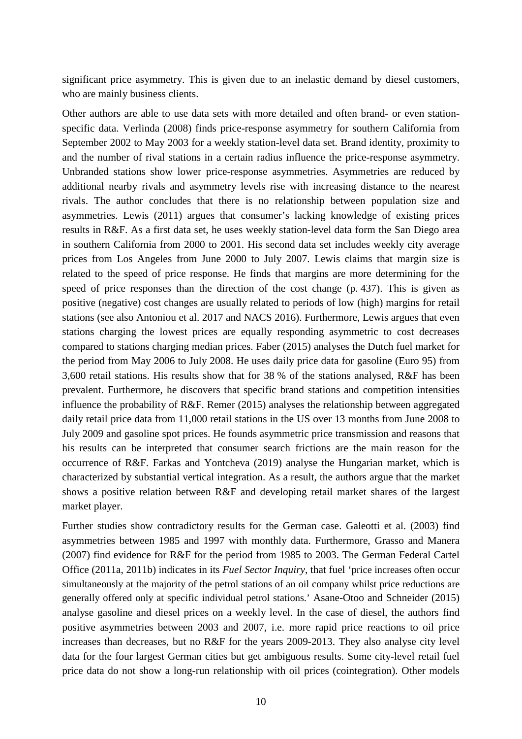significant price asymmetry. This is given due to an inelastic demand by diesel customers, who are mainly business clients.

Other authors are able to use data sets with more detailed and often brand- or even station-specific data. Verlinda (2008) finds price-response asymmetry for southern California from September 2002 to May 2003 for a weekly station-level data set. Brand identity, proximity to and the number of rival stations in a certain radius influence the price-response asymmetry. Unbranded stations show lower price-response asymmetries. Asymmetries are reduced by additional nearby rivals and asymmetry levels rise with increasing distance to the nearest rivals. The author concludes that there is no relationship between population size and asymmetries. Lewis (2011) argues that consumer's lacking knowledge of existing prices results in R&F. As a first data set, he uses weekly station-level data form the San Diego area in southern California from 2000 to 2001. His second data set includes weekly city average prices from Los Angeles from June 2000 to July 2007. Lewis claims that margin size is related to the speed of price response. He finds that margins are more determining for the speed of price responses than the direction of the cost change (p. 437). This is given as positive (negative) cost changes are usually related to periods of low (high) margins for retail stations (see also Antoniou et al. 2017 and NACS 2016). Furthermore, Lewis argues that even stations charging the lowest prices are equally responding asymmetric to cost decreases compared to stations charging median prices. Faber (2015) analyses the Dutch fuel market for the period from May 2006 to July 2008. He uses daily price data for gasoline (Euro 95) from 3,600 retail stations. His results show that for 38 % of the stations analysed, R&F has been prevalent. Furthermore, he discovers that specific brand stations and competition intensities influence the probability of R&F. Remer (2015) analyses the relationship between aggregated daily retail price data from 11,000 retail stations in the US over 13 months from June 2008 to July 2009 and gasoline spot prices. He founds asymmetric price transmission and reasons that his results can be interpreted that consumer search frictions are the main reason for the occurrence of R&F. Farkas and Yontcheva (2019) analyse the Hungarian market, which is characterized by substantial vertical integration. As a result, the authors argue that the market shows a positive relation between R&F and developing retail market shares of the largest market player.

Further studies show contradictory results for the German case. Galeotti et al. (2003) find asymmetries between 1985 and 1997 with monthly data. Furthermore, Grasso and Manera (2007) find evidence for R&F for the period from 1985 to 2003. The German Federal Cartel Office (2011a, 2011b) indicates in its *Fuel Sector Inquiry*, that fuel 'price increases often occur simultaneously at the majority of the petrol stations of an oil company whilst price reductions are generally offered only at specific individual petrol stations.' Asane-Otoo and Schneider (2015) analyse gasoline and diesel prices on a weekly level. In the case of diesel, the authors find positive asymmetries between 2003 and 2007, i.e. more rapid price reactions to oil price increases than decreases, but no R&F for the years 2009-2013. They also analyse city level data for the four largest German cities but get ambiguous results. Some city-level retail fuel price data do not show a long-run relationship with oil prices (cointegration). Other models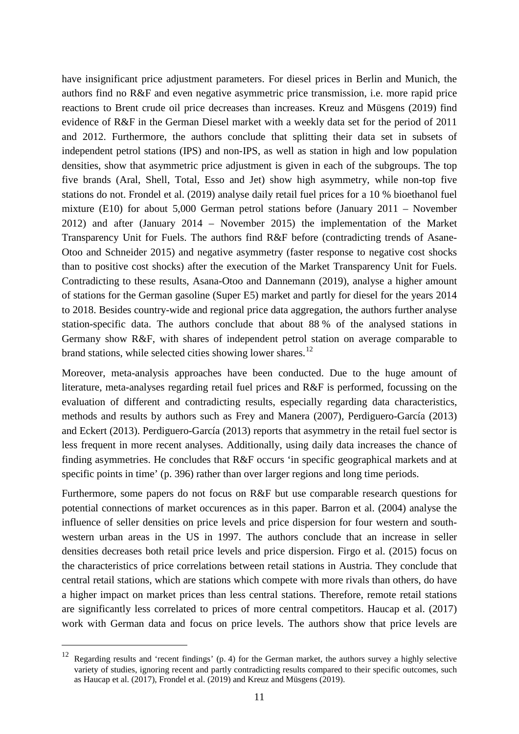have insignificant price adjustment parameters. For diesel prices in Berlin and Munich, the authors find no R&F and even negative asymmetric price transmission, i.e. more rapid price reactions to Brent crude oil price decreases than increases. Kreuz and Müsgens (2019) find evidence of R&F in the German Diesel market with a weekly data set for the period of 2011 and 2012. Furthermore, the authors conclude that splitting their data set in subsets of independent petrol stations (IPS) and non-IPS, as well as station in high and low population densities, show that asymmetric price adjustment is given in each of the subgroups. The top five brands (Aral, Shell, Total, Esso and Jet) show high asymmetry, while non-top five stations do not. Frondel et al. (2019) analyse daily retail fuel prices for a 10 % bioethanol fuel mixture (E10) for about 5,000 German petrol stations before (January 2011 – November 2012) and after (January 2014 – November 2015) the implementation of the Market Transparency Unit for Fuels. The authors find R&F before (contradicting trends of Asane-Otoo and Schneider 2015) and negative asymmetry (faster response to negative cost shocks than to positive cost shocks) after the execution of the Market Transparency Unit for Fuels. Contradicting to these results, Asana-Otoo and Dannemann (2019), analyse a higher amount of stations for the German gasoline (Super E5) market and partly for diesel for the years 2014 to 2018. Besides country-wide and regional price data aggregation, the authors further analyse station-specific data. The authors conclude that about 88 % of the analysed stations in Germany show R&F, with shares of independent petrol station on average comparable to brand stations, while selected cities showing lower shares.[12]

Moreover, meta-analysis approaches have been conducted. Due to the huge amount of literature, meta-analyses regarding retail fuel prices and R&F is performed, focussing on the evaluation of different and contradicting results, especially regarding data characteristics, methods and results by authors such as Frey and Manera (2007), Perdiguero-García (2013) and Eckert (2013). Perdiguero-García (2013) reports that asymmetry in the retail fuel sector is less frequent in more recent analyses. Additionally, using daily data increases the chance of finding asymmetries. He concludes that R&F occurs 'in specific geographical markets and at specific points in time' (p. 396) rather than over larger regions and long time periods.

Furthermore, some papers do not focus on R&F but use comparable research questions for potential connections of market occurences as in this paper. Barron et al. (2004) analyse the influence of seller densities on price levels and price dispersion for four western and south-western urban areas in the US in 1997. The authors conclude that an increase in seller densities decreases both retail price levels and price dispersion. Firgo et al. (2015) focus on the characteristics of price correlations between retail stations in Austria. They conclude that central retail stations, which are stations which compete with more rivals than others, do have a higher impact on market prices than less central stations. Therefore, remote retail stations are significantly less correlated to prices of more central competitors. Haucap et al. (2017) work with German data and focus on price levels. The authors show that price levels are

[12] Regarding results and 'recent findings' (p. 4) for the German market, the authors survey a highly selective variety of studies, ignoring recent and partly contradicting results compared to their specific outcomes, such as Haucap et al. (2017), Frondel et al. (2019) and Kreuz and Müsgens (2019).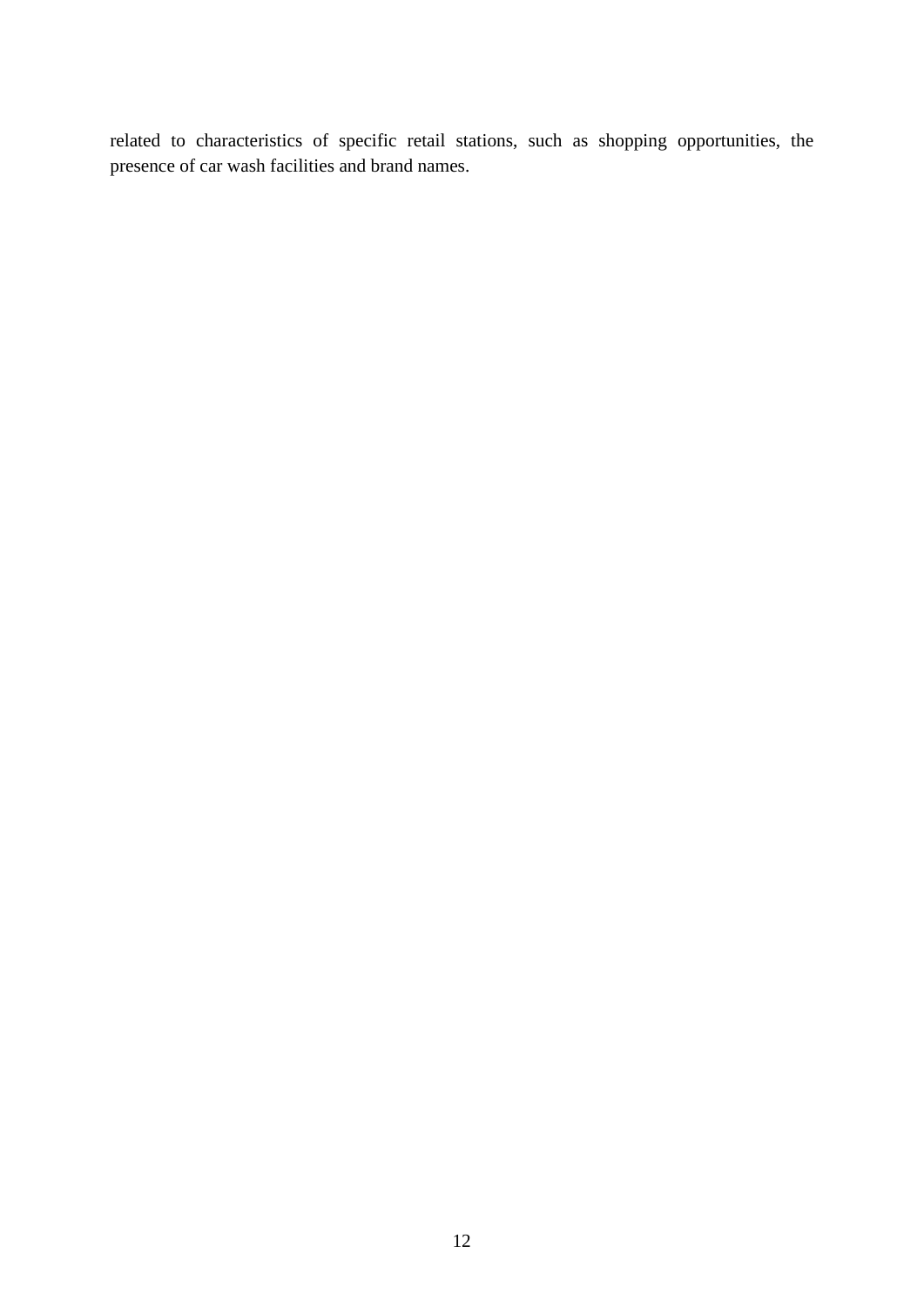related to characteristics of specific retail stations, such as shopping opportunities, the presence of car wash facilities and brand names.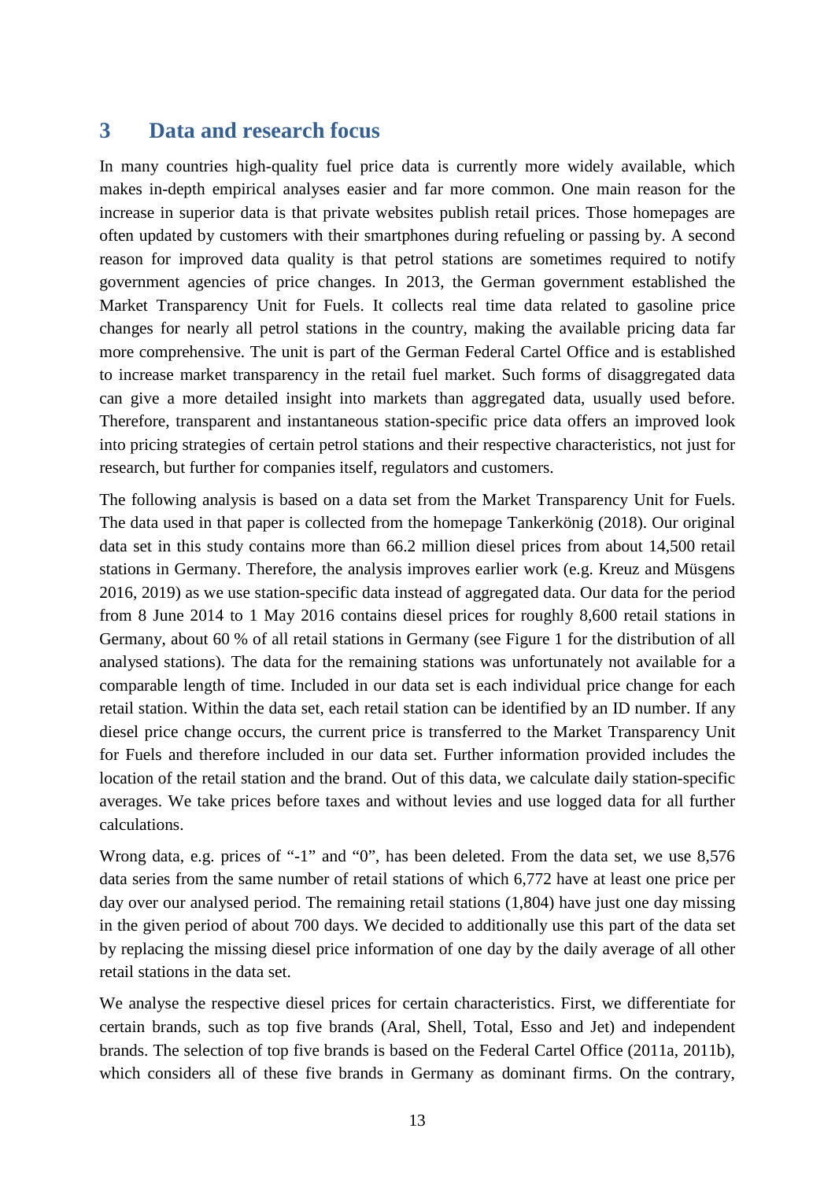## 3 Data and research focus

In many countries high-quality fuel price data is currently more widely available, which makes in-depth empirical analyses easier and far more common. One main reason for the increase in superior data is that private websites publish retail prices. Those homepages are often updated by customers with their smartphones during refueling or passing by. A second reason for improved data quality is that petrol stations are sometimes required to notify government agencies of price changes. In 2013, the German government established the Market Transparency Unit for Fuels. It collects real time data related to gasoline price changes for nearly all petrol stations in the country, making the available pricing data far more comprehensive. The unit is part of the German Federal Cartel Office and is established to increase market transparency in the retail fuel market. Such forms of disaggregated data can give a more detailed insight into markets than aggregated data, usually used before. Therefore, transparent and instantaneous station-specific price data offers an improved look into pricing strategies of certain petrol stations and their respective characteristics, not just for research, but further for companies itself, regulators and customers.

The following analysis is based on a data set from the Market Transparency Unit for Fuels. The data used in that paper is collected from the homepage Tankerkönig (2018). Our original data set in this study contains more than 66.2 million diesel prices from about 14,500 retail stations in Germany. Therefore, the analysis improves earlier work (e.g. Kreuz and Müsgens 2016, 2019) as we use station-specific data instead of aggregated data. Our data for the period from 8 June 2014 to 1 May 2016 contains diesel prices for roughly 8,600 retail stations in Germany, about 60 % of all retail stations in Germany (see Figure 1 for the distribution of all analysed stations). The data for the remaining stations was unfortunately not available for a comparable length of time. Included in our data set is each individual price change for each retail station. Within the data set, each retail station can be identified by an ID number. If any diesel price change occurs, the current price is transferred to the Market Transparency Unit for Fuels and therefore included in our data set. Further information provided includes the location of the retail station and the brand. Out of this data, we calculate daily station-specific averages. We take prices before taxes and without levies and use logged data for all further calculations.

Wrong data, e.g. prices of "-1" and "0", has been deleted. From the data set, we use 8,576 data series from the same number of retail stations of which 6,772 have at least one price per day over our analysed period. The remaining retail stations (1,804) have just one day missing in the given period of about 700 days. We decided to additionally use this part of the data set by replacing the missing diesel price information of one day by the daily average of all other retail stations in the data set.

We analyse the respective diesel prices for certain characteristics. First, we differentiate for certain brands, such as top five brands (Aral, Shell, Total, Esso and Jet) and independent brands. The selection of top five brands is based on the Federal Cartel Office (2011a, 2011b), which considers all of these five brands in Germany as dominant firms. On the contrary,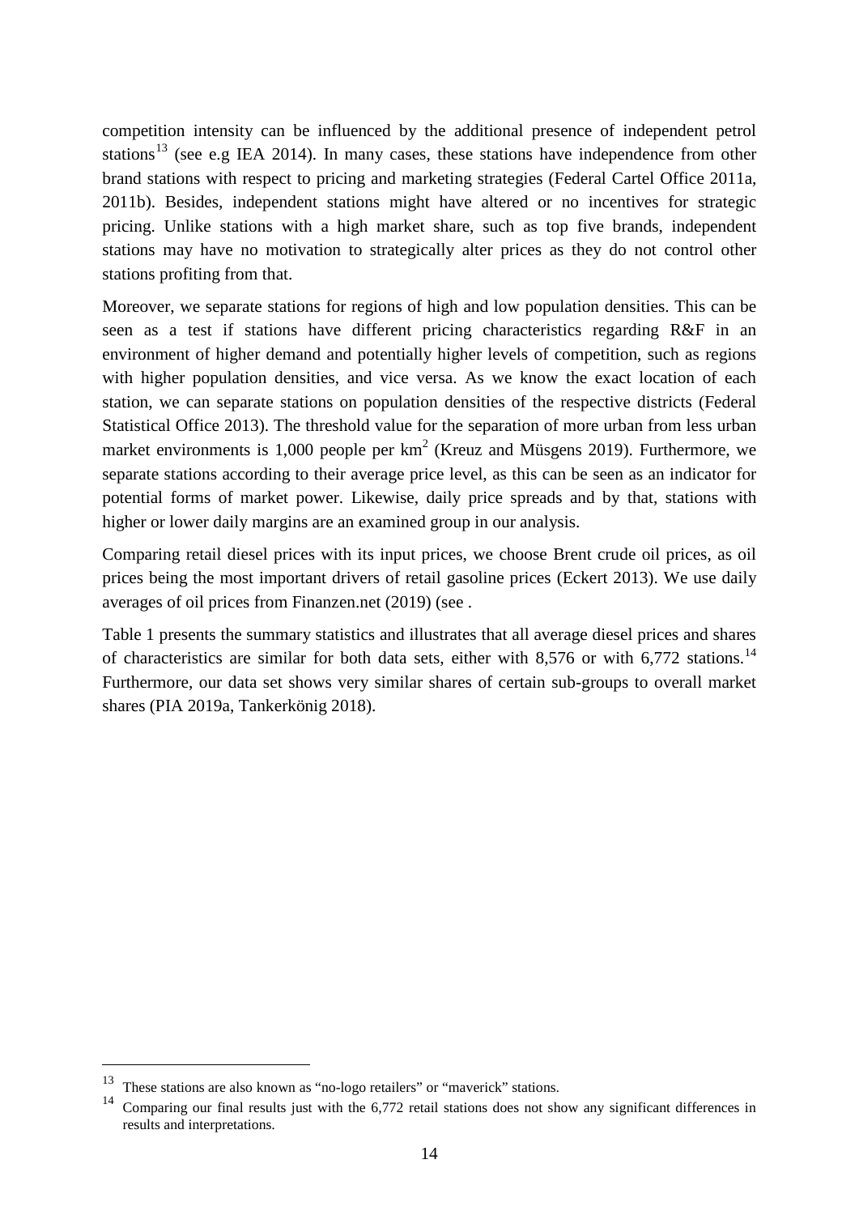competition intensity can be influenced by the additional presence of independent petrol stations[13] (see e.g IEA 2014). In many cases, these stations have independence from other brand stations with respect to pricing and marketing strategies (Federal Cartel Office 2011a, 2011b). Besides, independent stations might have altered or no incentives for strategic pricing. Unlike stations with a high market share, such as top five brands, independent stations may have no motivation to strategically alter prices as they do not control other stations profiting from that.

Moreover, we separate stations for regions of high and low population densities. This can be seen as a test if stations have different pricing characteristics regarding R&F in an environment of higher demand and potentially higher levels of competition, such as regions with higher population densities, and vice versa. As we know the exact location of each station, we can separate stations on population densities of the respective districts (Federal Statistical Office 2013). The threshold value for the separation of more urban from less urban market environments is 1,000 people per km$^2$ (Kreuz and Müsgens 2019). Furthermore, we separate stations according to their average price level, as this can be seen as an indicator for potential forms of market power. Likewise, daily price spreads and by that, stations with higher or lower daily margins are an examined group in our analysis.

Comparing retail diesel prices with its input prices, we choose Brent crude oil prices, as oil prices being the most important drivers of retail gasoline prices (Eckert 2013). We use daily averages of oil prices from Finanzen.net (2019) (see .

Table 1 presents the summary statistics and illustrates that all average diesel prices and shares of characteristics are similar for both data sets, either with 8,576 or with 6,772 stations.[14] Furthermore, our data set shows very similar shares of certain sub-groups to overall market shares (PIA 2019a, Tankerkönig 2018).

---

[13] These stations are also known as "no-logo retailers" or "maverick" stations.

[14] Comparing our final results just with the 6,772 retail stations does not show any significant differences in results and interpretations.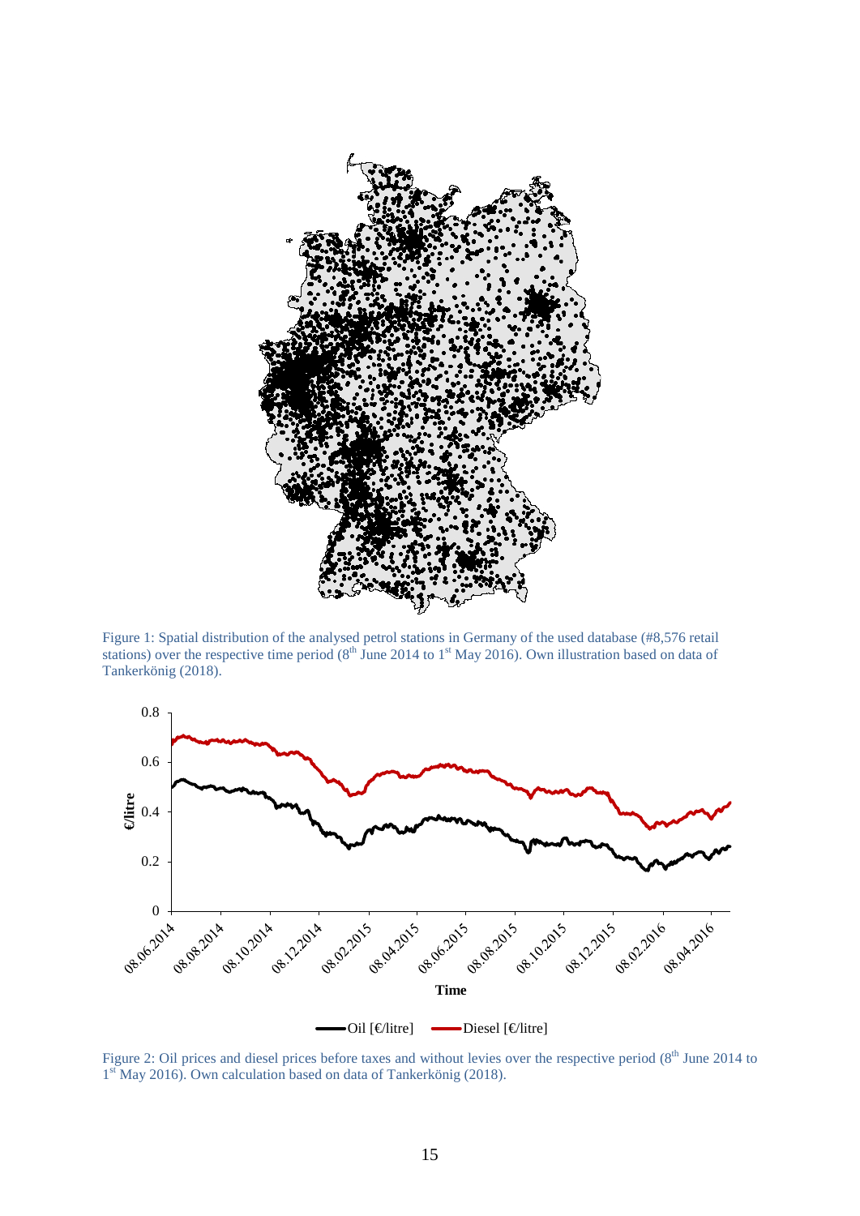Figure 1: Spatial distribution of the analysed petrol stations in Germany of the used database (#8,576 retail stations) over the respective time period (8th June 2014 to 1st May 2016). Own illustration based on data of Tankerkönig (2018).

Figure 2: Oil prices and diesel prices before taxes and without levies over the respective period (8th June 2014 to 1st May 2016). Own calculation based on data of Tankerkönig (2018).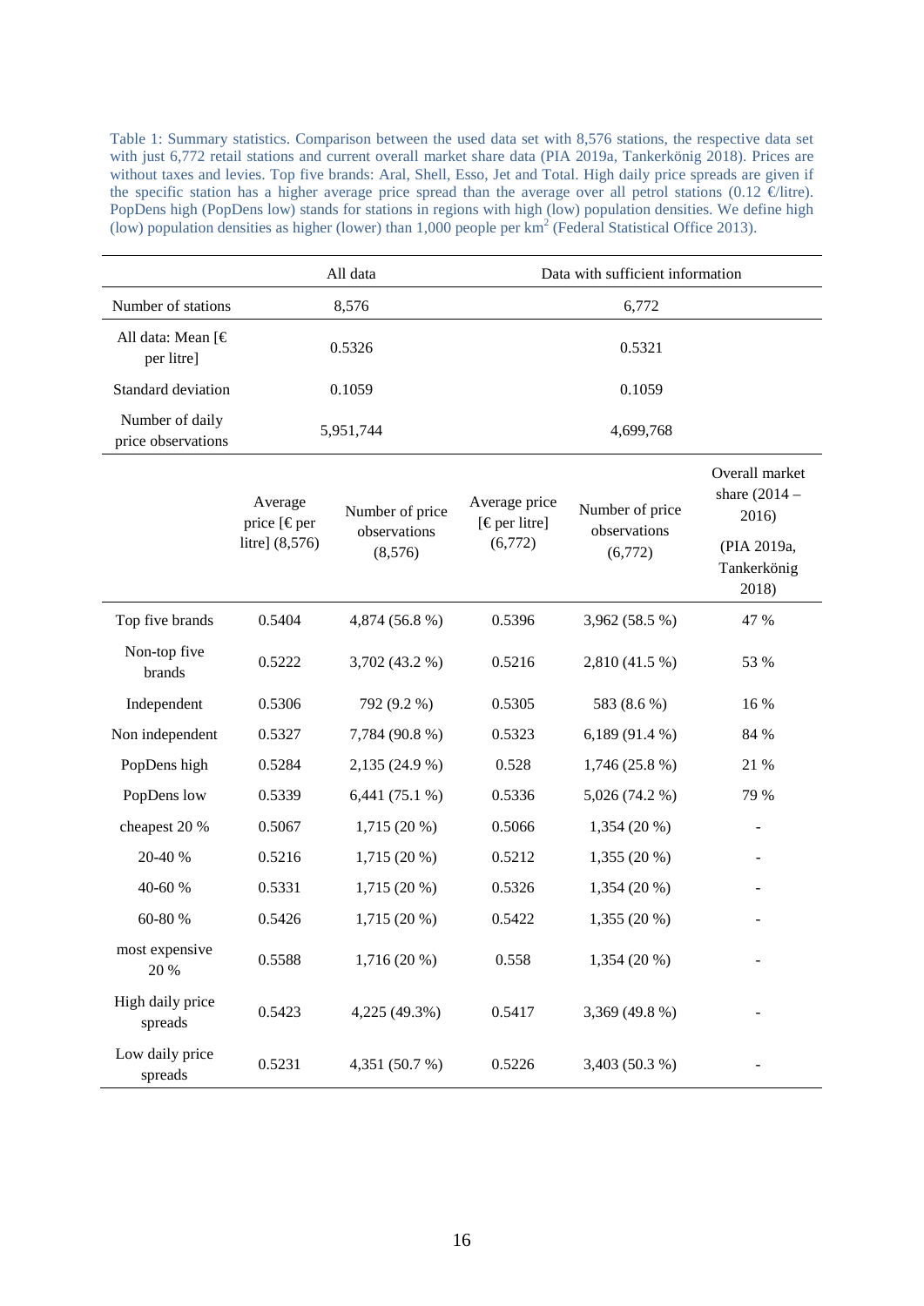Table 1: Summary statistics. Comparison between the used data set with 8,576 stations, the respective data set with just 6,772 retail stations and current overall market share data (PIA 2019a, Tankerkönig 2018). Prices are without taxes and levies. Top five brands: Aral, Shell, Esso, Jet and Total. High daily price spreads are given if the specific station has a higher average price spread than the average over all petrol stations (0.12 €/litre). PopDens high (PopDens low) stands for stations in regions with high (low) population densities. We define high (low) population densities as higher (lower) than 1,000 people per km$^2$ (Federal Statistical Office 2013).

| | All data | Data with sufficient information |
|---|---|---|
| Number of stations | 8,576 | 6,772 |
| All data: Mean [€ per litre] | 0.5326 | 0.5321 |
| Standard deviation | 0.1059 | 0.1059 |
| Number of daily price observations | 5,951,744 | 4,699,768 |

| | Average price [€ per litre] (8,576) | Number of price observations (8,576) | Average price [€ per litre] (6,772) | Number of price observations (6,772) | Overall market share (2014 – 2016) (PIA 2019a, Tankerkönig 2018) |
|---|---|---|---|---|---|
| Top five brands | 0.5404 | 4,874 (56.8 %) | 0.5396 | 3,962 (58.5 %) | 47 % |
| Non-top five brands | 0.5222 | 3,702 (43.2 %) | 0.5216 | 2,810 (41.5 %) | 53 % |
| Independent | 0.5306 | 792 (9.2 %) | 0.5305 | 583 (8.6 %) | 16 % |
| Non independent | 0.5327 | 7,784 (90.8 %) | 0.5323 | 6,189 (91.4 %) | 84 % |
| PopDens high | 0.5284 | 2,135 (24.9 %) | 0.528 | 1,746 (25.8 %) | 21 % |
| PopDens low | 0.5339 | 6,441 (75.1 %) | 0.5336 | 5,026 (74.2 %) | 79 % |
| cheapest 20 % | 0.5067 | 1,715 (20 %) | 0.5066 | 1,354 (20 %) | - |
| 20-40 % | 0.5216 | 1,715 (20 %) | 0.5212 | 1,355 (20 %) | - |
| 40-60 % | 0.5331 | 1,715 (20 %) | 0.5326 | 1,354 (20 %) | - |
| 60-80 % | 0.5426 | 1,715 (20 %) | 0.5422 | 1,355 (20 %) | - |
| most expensive 20 % | 0.5588 | 1,716 (20 %) | 0.558 | 1,354 (20 %) | - |
| High daily price spreads | 0.5423 | 4,225 (49.3%) | 0.5417 | 3,369 (49.8 %) | - |
| Low daily price spreads | 0.5231 | 4,351 (50.7 %) | 0.5226 | 3,403 (50.3 %) | - |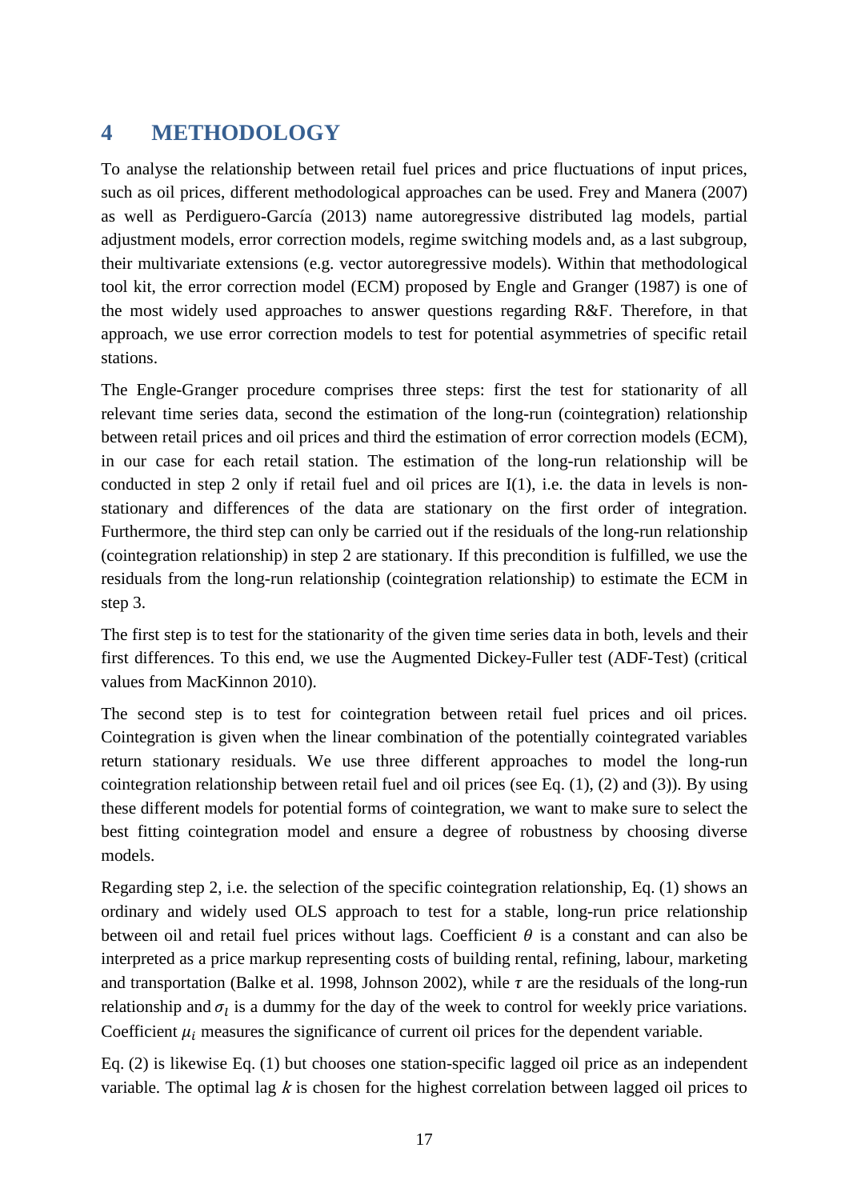# 4 METHODOLOGY

To analyse the relationship between retail fuel prices and price fluctuations of input prices, such as oil prices, different methodological approaches can be used. Frey and Manera (2007) as well as Perdiguero-García (2013) name autoregressive distributed lag models, partial adjustment models, error correction models, regime switching models and, as a last subgroup, their multivariate extensions (e.g. vector autoregressive models). Within that methodological tool kit, the error correction model (ECM) proposed by Engle and Granger (1987) is one of the most widely used approaches to answer questions regarding R&F. Therefore, in that approach, we use error correction models to test for potential asymmetries of specific retail stations.

The Engle-Granger procedure comprises three steps: first the test for stationarity of all relevant time series data, second the estimation of the long-run (cointegration) relationship between retail prices and oil prices and third the estimation of error correction models (ECM), in our case for each retail station. The estimation of the long-run relationship will be conducted in step 2 only if retail fuel and oil prices are I(1), i.e. the data in levels is non-stationary and differences of the data are stationary on the first order of integration. Furthermore, the third step can only be carried out if the residuals of the long-run relationship (cointegration relationship) in step 2 are stationary. If this precondition is fulfilled, we use the residuals from the long-run relationship (cointegration relationship) to estimate the ECM in step 3.

The first step is to test for the stationarity of the given time series data in both, levels and their first differences. To this end, we use the Augmented Dickey-Fuller test (ADF-Test) (critical values from MacKinnon 2010).

The second step is to test for cointegration between retail fuel prices and oil prices. Cointegration is given when the linear combination of the potentially cointegrated variables return stationary residuals. We use three different approaches to model the long-run cointegration relationship between retail fuel and oil prices (see Eq. (1), (2) and (3)). By using these different models for potential forms of cointegration, we want to make sure to select the best fitting cointegration model and ensure a degree of robustness by choosing diverse models.

Regarding step 2, i.e. the selection of the specific cointegration relationship, Eq. (1) shows an ordinary and widely used OLS approach to test for a stable, long-run price relationship between oil and retail fuel prices without lags. Coefficient $\theta$ is a constant and can also be interpreted as a price markup representing costs of building rental, refining, labour, marketing and transportation (Balke et al. 1998, Johnson 2002), while $\tau$ are the residuals of the long-run relationship and $\sigma_l$ is a dummy for the day of the week to control for weekly price variations. Coefficient $\mu_i$ measures the significance of current oil prices for the dependent variable.

Eq. (2) is likewise Eq. (1) but chooses one station-specific lagged oil price as an independent variable. The optimal lag $k$ is chosen for the highest correlation between lagged oil prices to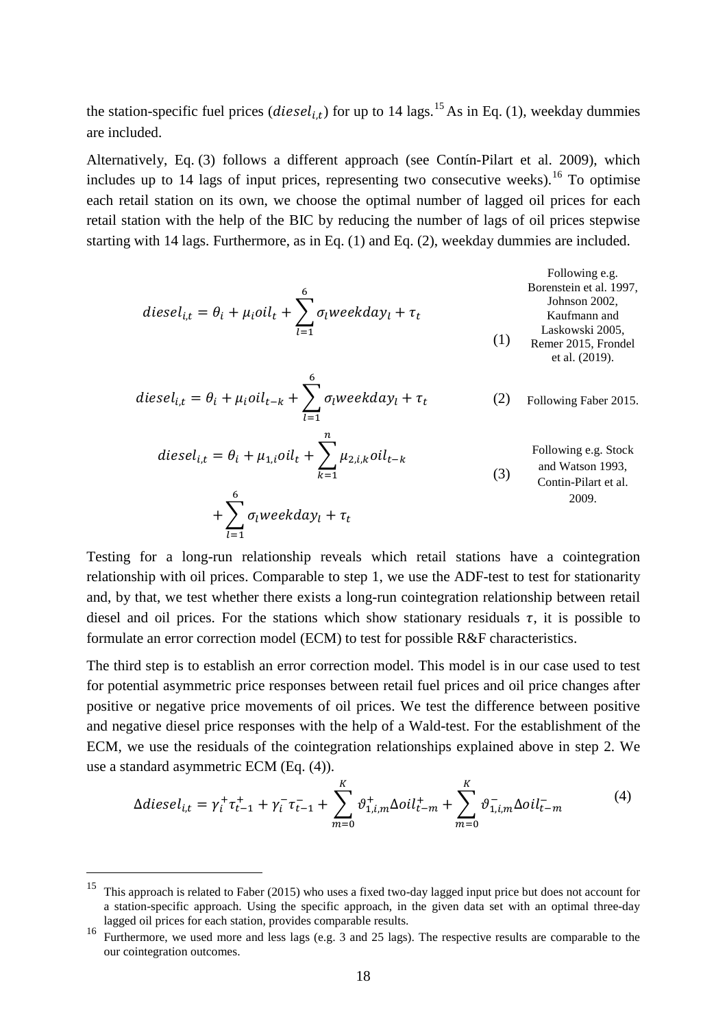the station-specific fuel prices ($diesel_{i,t}$) for up to 14 lags.[15] As in Eq. (1), weekday dummies are included.

Alternatively, Eq. (3) follows a different approach (see Contín-Pilart et al. 2009), which includes up to 14 lags of input prices, representing two consecutive weeks).[16] To optimise each retail station on its own, we choose the optimal number of lagged oil prices for each retail station with the help of the BIC by reducing the number of lags of oil prices stepwise starting with 14 lags. Furthermore, as in Eq. (1) and Eq. (2), weekday dummies are included.

$$diesel_{i,t} = \theta_i + \mu_i oil_t + \sum_{l=1}^{6} \sigma_l weekday_l + \tau_t \tag{1}$$

Following e.g. Borenstein et al. 1997, Johnson 2002, Kaufmann and Laskowski 2005, Remer 2015, Frondel et al. (2019).

$$diesel_{i,t} = \theta_i + \mu_i oil_{t-k} + \sum_{l=1}^{6} \sigma_l weekday_l + \tau_t \tag{2}$$

Following Faber 2015.

$$diesel_{i,t} = \theta_i + \mu_{1,i} oil_t + \sum_{k=1}^{n} \mu_{2,i,k} oil_{t-k} + \sum_{l=1}^{6} \sigma_l weekday_l + \tau_t \tag{3}$$

Following e.g. Stock and Watson 1993, Contin-Pilart et al. 2009.

Testing for a long-run relationship reveals which retail stations have a cointegration relationship with oil prices. Comparable to step 1, we use the ADF-test to test for stationarity and, by that, we test whether there exists a long-run cointegration relationship between retail diesel and oil prices. For the stations which show stationary residuals $\tau$, it is possible to formulate an error correction model (ECM) to test for possible R&F characteristics.

The third step is to establish an error correction model. This model is in our case used to test for potential asymmetric price responses between retail fuel prices and oil price changes after positive or negative price movements of oil prices. We test the difference between positive and negative diesel price responses with the help of a Wald-test. For the establishment of the ECM, we use the residuals of the cointegration relationships explained above in step 2. We use a standard asymmetric ECM (Eq. (4)).

$$\Delta diesel_{i,t} = \gamma_i^+ \tau_{t-1}^+ + \gamma_i^- \tau_{t-1}^- + \sum_{m=0}^{K} \vartheta_{1,i,m}^+ \Delta oil_{t-m}^+ + \sum_{m=0}^{K} \vartheta_{1,i,m}^- \Delta oil_{t-m}^- \tag{4}$$

---

[15] This approach is related to Faber (2015) who uses a fixed two-day lagged input price but does not account for a station-specific approach. Using the specific approach, in the given data set with an optimal three-day lagged oil prices for each station, provides comparable results.

[16] Furthermore, we used more and less lags (e.g. 3 and 25 lags). The respective results are comparable to the our cointegration outcomes.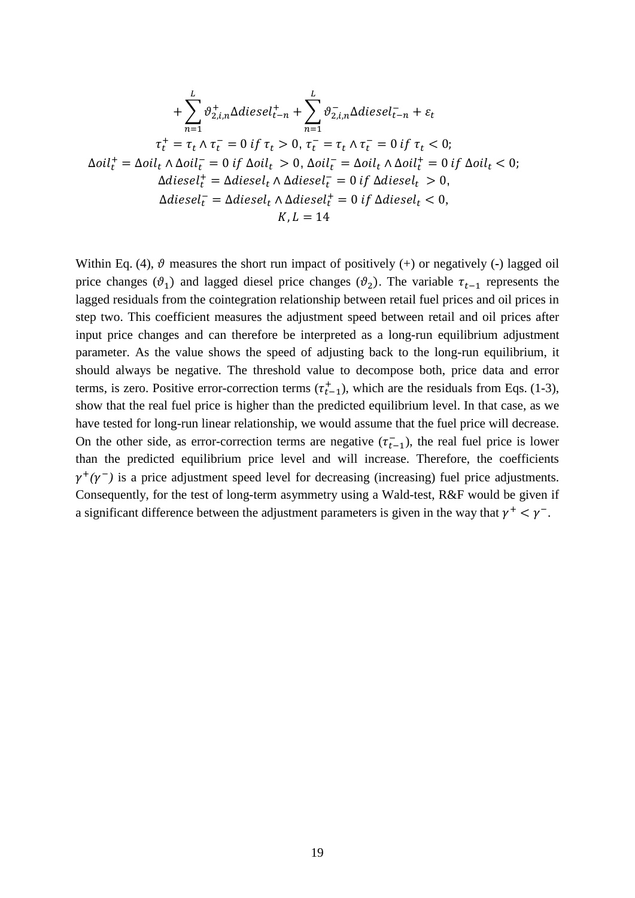$$+\sum_{n=1}^{L}\vartheta_{2,i,n}^{+}\Delta diesel_{t-n}^{+}+\sum_{n=1}^{L}\vartheta_{2,i,n}^{-}\Delta diesel_{t-n}^{-}+\varepsilon_{t}$$

$$\tau_t^{+}=\tau_t \wedge \tau_t^{-}=0 \; if \; \tau_t>0,\; \tau_t^{-}=\tau_t \wedge \tau_t^{-}=0 \; if \; \tau_t<0;$$

$$\Delta oil_t^{+}=\Delta oil_t \wedge \Delta oil_t^{-}=0 \; if \; \Delta oil_t>0,\; \Delta oil_t^{-}=\Delta oil_t \wedge \Delta oil_t^{+}=0 \; if \; \Delta oil_t<0;$$

$$\Delta diesel_t^{+}=\Delta diesel_t \wedge \Delta diesel_t^{-}=0 \; if \; \Delta diesel_t>0,$$

$$\Delta diesel_t^{-}=\Delta diesel_t \wedge \Delta diesel_t^{+}=0 \; if \; \Delta diesel_t<0,$$

$$K,L=14$$

Within Eq. (4), $\vartheta$ measures the short run impact of positively (+) or negatively (-) lagged oil price changes ($\vartheta_1$) and lagged diesel price changes ($\vartheta_2$). The variable $\tau_{t-1}$ represents the lagged residuals from the cointegration relationship between retail fuel prices and oil prices in step two. This coefficient measures the adjustment speed between retail and oil prices after input price changes and can therefore be interpreted as a long-run equilibrium adjustment parameter. As the value shows the speed of adjusting back to the long-run equilibrium, it should always be negative. The threshold value to decompose both, price data and error terms, is zero. Positive error-correction terms ($\tau_{t-1}^{+}$), which are the residuals from Eqs. (1-3), show that the real fuel price is higher than the predicted equilibrium level. In that case, as we have tested for long-run linear relationship, we would assume that the fuel price will decrease. On the other side, as error-correction terms are negative ($\tau_{t-1}^{-}$), the real fuel price is lower than the predicted equilibrium price level and will increase. Therefore, the coefficients $\gamma^{+}$($\gamma^{-}$) is a price adjustment speed level for decreasing (increasing) fuel price adjustments. Consequently, for the test of long-term asymmetry using a Wald-test, R&F would be given if a significant difference between the adjustment parameters is given in the way that $\gamma^{+}<\gamma^{-}$.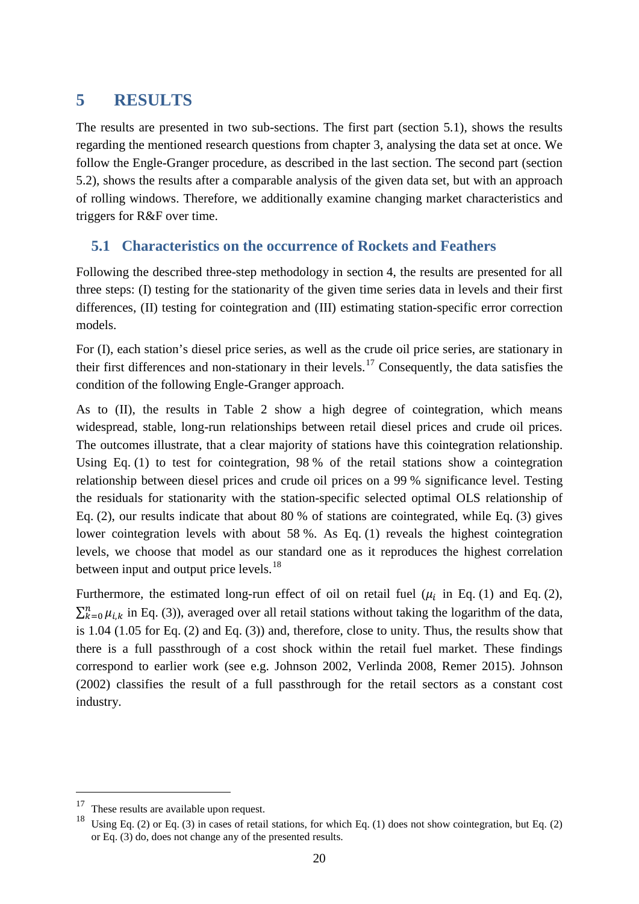# 5 RESULTS

The results are presented in two sub-sections. The first part (section 5.1), shows the results regarding the mentioned research questions from chapter 3, analysing the data set at once. We follow the Engle-Granger procedure, as described in the last section. The second part (section 5.2), shows the results after a comparable analysis of the given data set, but with an approach of rolling windows. Therefore, we additionally examine changing market characteristics and triggers for R&F over time.

## 5.1 Characteristics on the occurrence of Rockets and Feathers

Following the described three-step methodology in section 4, the results are presented for all three steps: (I) testing for the stationarity of the given time series data in levels and their first differences, (II) testing for cointegration and (III) estimating station-specific error correction models.

For (I), each station's diesel price series, as well as the crude oil price series, are stationary in their first differences and non-stationary in their levels.[17] Consequently, the data satisfies the condition of the following Engle-Granger approach.

As to (II), the results in Table 2 show a high degree of cointegration, which means widespread, stable, long-run relationships between retail diesel prices and crude oil prices. The outcomes illustrate, that a clear majority of stations have this cointegration relationship. Using Eq. (1) to test for cointegration, 98 % of the retail stations show a cointegration relationship between diesel prices and crude oil prices on a 99 % significance level. Testing the residuals for stationarity with the station-specific selected optimal OLS relationship of Eq. (2), our results indicate that about 80 % of stations are cointegrated, while Eq. (3) gives lower cointegration levels with about 58 %. As Eq. (1) reveals the highest cointegration levels, we choose that model as our standard one as it reproduces the highest correlation between input and output price levels.[18]

Furthermore, the estimated long-run effect of oil on retail fuel ($\mu_i$ in Eq. (1) and Eq. (2), $\sum_{k=0}^{n} \mu_{i,k}$ in Eq. (3)), averaged over all retail stations without taking the logarithm of the data, is 1.04 (1.05 for Eq. (2) and Eq. (3)) and, therefore, close to unity. Thus, the results show that there is a full passthrough of a cost shock within the retail fuel market. These findings correspond to earlier work (see e.g. Johnson 2002, Verlinda 2008, Remer 2015). Johnson (2002) classifies the result of a full passthrough for the retail sectors as a constant cost industry.

---

[17] These results are available upon request.

[18] Using Eq. (2) or Eq. (3) in cases of retail stations, for which Eq. (1) does not show cointegration, but Eq. (2) or Eq. (3) do, does not change any of the presented results.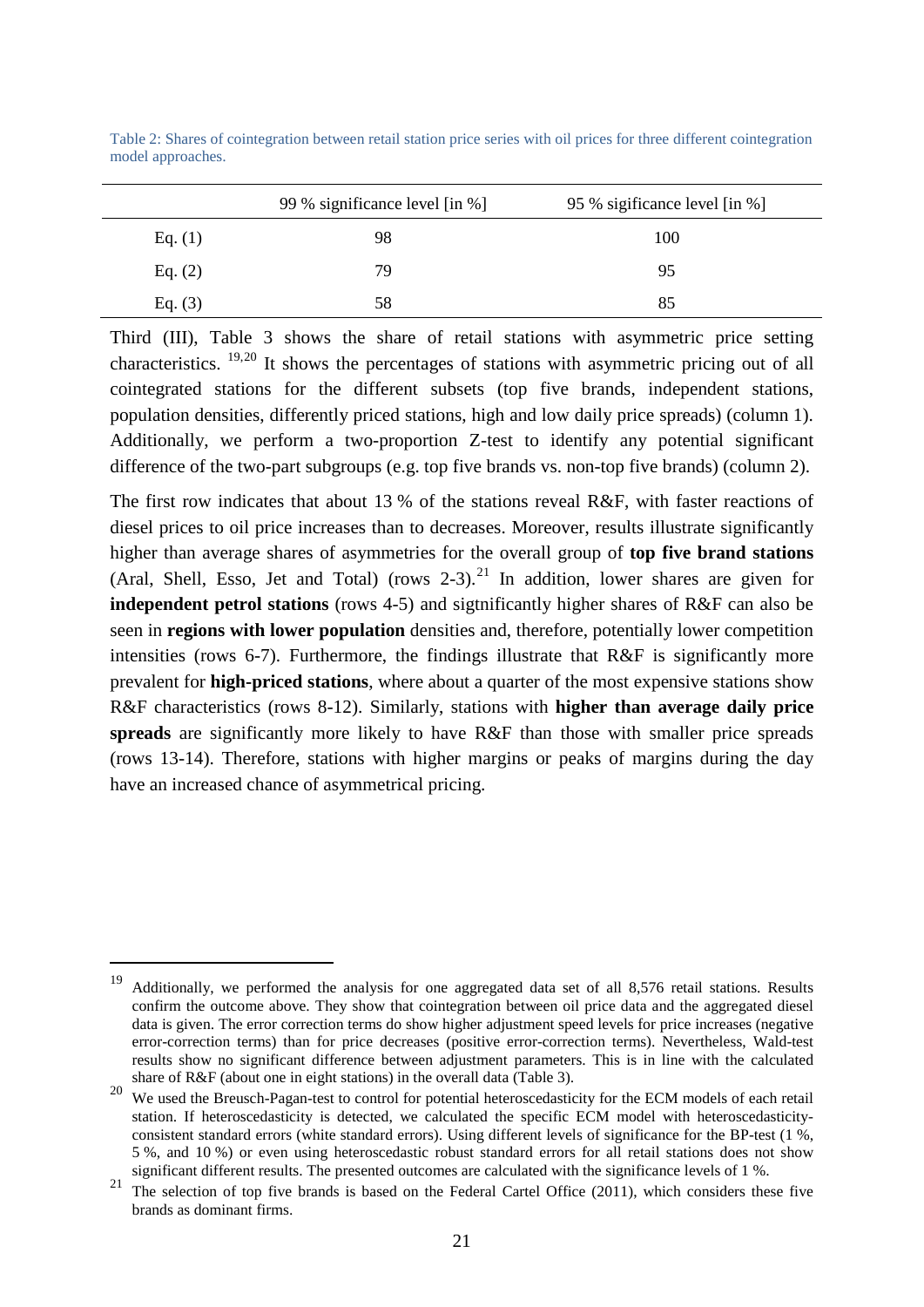Table 2: Shares of cointegration between retail station price series with oil prices for three different cointegration model approaches.

| | 99 % significance level [in %] | 95 % sigificance level [in %] |
|---|---|---|
| Eq. (1) | 98 | 100 |
| Eq. (2) | 79 | 95 |
| Eq. (3) | 58 | 85 |

Third (III), Table 3 shows the share of retail stations with asymmetric price setting characteristics. [19,20] It shows the percentages of stations with asymmetric pricing out of all cointegrated stations for the different subsets (top five brands, independent stations, population densities, differently priced stations, high and low daily price spreads) (column 1). Additionally, we perform a two-proportion Z-test to identify any potential significant difference of the two-part subgroups (e.g. top five brands vs. non-top five brands) (column 2).

The first row indicates that about 13 % of the stations reveal R&F, with faster reactions of diesel prices to oil price increases than to decreases. Moreover, results illustrate significantly higher than average shares of asymmetries for the overall group of **top five brand stations** (Aral, Shell, Esso, Jet and Total) (rows 2-3).[21] In addition, lower shares are given for **independent petrol stations** (rows 4-5) and sigtnificantly higher shares of R&F can also be seen in **regions with lower population** densities and, therefore, potentially lower competition intensities (rows 6-7). Furthermore, the findings illustrate that R&F is significantly more prevalent for **high-priced stations**, where about a quarter of the most expensive stations show R&F characteristics (rows 8-12). Similarly, stations with **higher than average daily price spreads** are significantly more likely to have R&F than those with smaller price spreads (rows 13-14). Therefore, stations with higher margins or peaks of margins during the day have an increased chance of asymmetrical pricing.

---

[19] Additionally, we performed the analysis for one aggregated data set of all 8,576 retail stations. Results confirm the outcome above. They show that cointegration between oil price data and the aggregated diesel data is given. The error correction terms do show higher adjustment speed levels for price increases (negative error-correction terms) than for price decreases (positive error-correction terms). Nevertheless, Wald-test results show no significant difference between adjustment parameters. This is in line with the calculated share of R&F (about one in eight stations) in the overall data (Table 3).

[20] We used the Breusch-Pagan-test to control for potential heteroscedasticity for the ECM models of each retail station. If heteroscedasticity is detected, we calculated the specific ECM model with heteroscedasticity-consistent standard errors (white standard errors). Using different levels of significance for the BP-test (1 %, 5 %, and 10 %) or even using heteroscedastic robust standard errors for all retail stations does not show significant different results. The presented outcomes are calculated with the significance levels of 1 %.

[21] The selection of top five brands is based on the Federal Cartel Office (2011), which considers these five brands as dominant firms.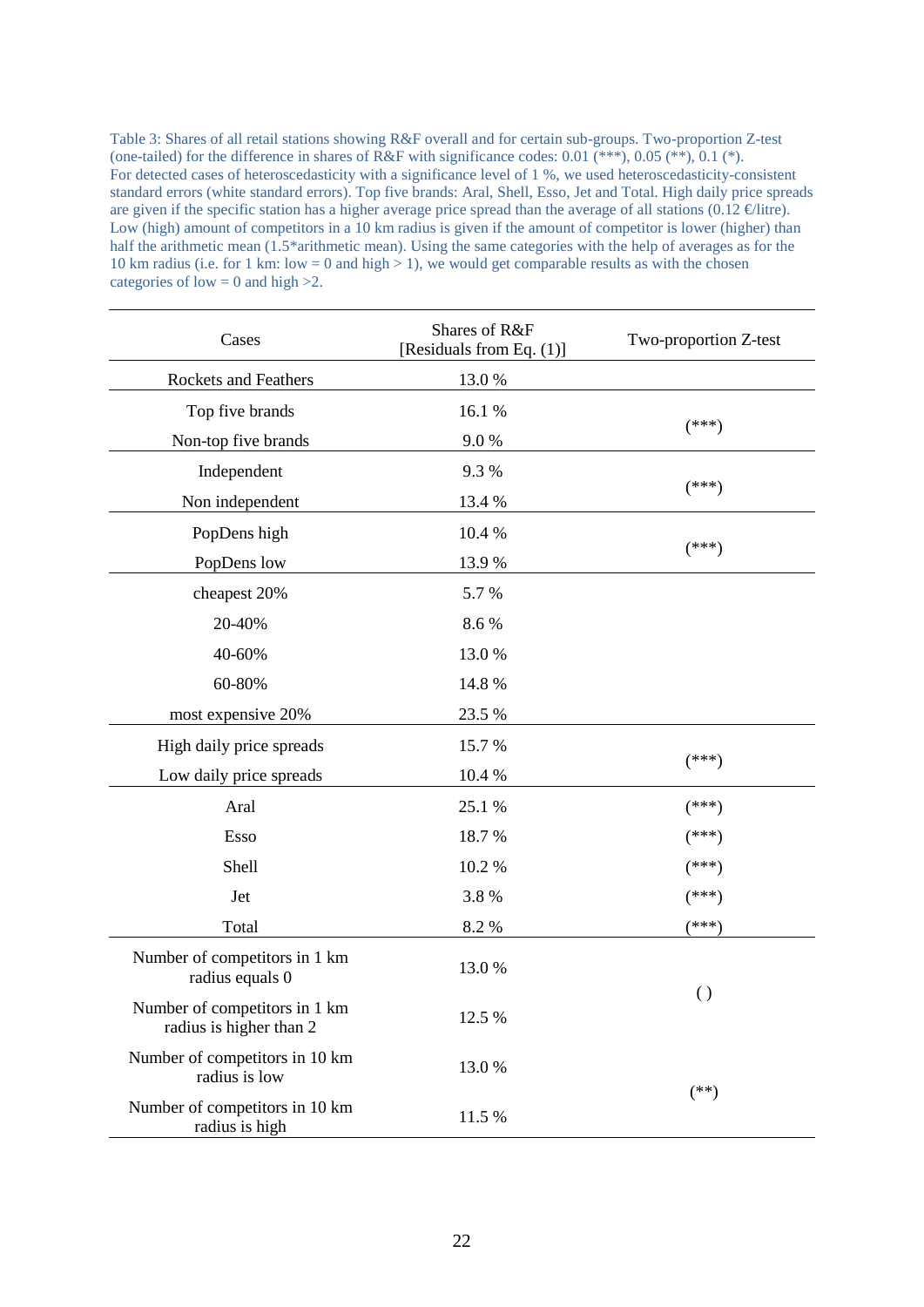Table 3: Shares of all retail stations showing R&F overall and for certain sub-groups. Two-proportion Z-test (one-tailed) for the difference in shares of R&F with significance codes: 0.01 (***), 0.05 (**), 0.1 (*). For detected cases of heteroscedasticity with a significance level of 1 %, we used heteroscedasticity-consistent standard errors (white standard errors). Top five brands: Aral, Shell, Esso, Jet and Total. High daily price spreads are given if the specific station has a higher average price spread than the average of all stations (0.12 €/litre). Low (high) amount of competitors in a 10 km radius is given if the amount of competitor is lower (higher) than half the arithmetic mean (1.5*arithmetic mean). Using the same categories with the help of averages as for the 10 km radius (i.e. for 1 km: low = 0 and high > 1), we would get comparable results as with the chosen categories of low = 0 and high >2.

| Cases | Shares of R&F [Residuals from Eq. (1)] | Two-proportion Z-test |
|---|---|---|
| Rockets and Feathers | 13.0 % | |
| Top five brands | 16.1 % | (***) |
| Non-top five brands | 9.0 % | |
| Independent | 9.3 % | (***) |
| Non independent | 13.4 % | |
| PopDens high | 10.4 % | (***) |
| PopDens low | 13.9 % | |
| cheapest 20% | 5.7 % | |
| 20-40% | 8.6 % | |
| 40-60% | 13.0 % | |
| 60-80% | 14.8 % | |
| most expensive 20% | 23.5 % | |
| High daily price spreads | 15.7 % | (***) |
| Low daily price spreads | 10.4 % | |
| Aral | 25.1 % | (***) |
| Esso | 18.7 % | (***) |
| Shell | 10.2 % | (***) |
| Jet | 3.8 % | (***) |
| Total | 8.2 % | (***) |
| Number of competitors in 1 km radius equals 0 | 13.0 % | ( ) |
| Number of competitors in 1 km radius is higher than 2 | 12.5 % | |
| Number of competitors in 10 km radius is low | 13.0 % | (**) |
| Number of competitors in 10 km radius is high | 11.5 % | |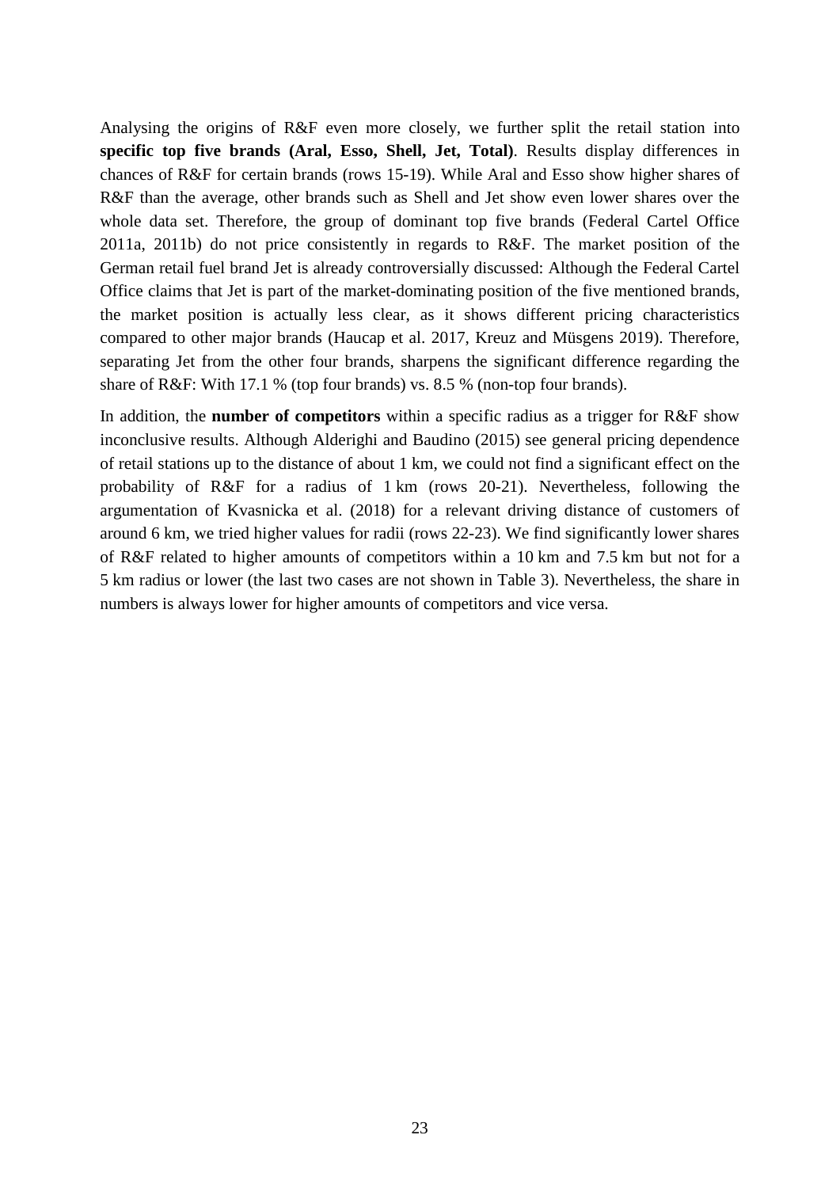Analysing the origins of R&F even more closely, we further split the retail station into **specific top five brands (Aral, Esso, Shell, Jet, Total)**. Results display differences in chances of R&F for certain brands (rows 15-19). While Aral and Esso show higher shares of R&F than the average, other brands such as Shell and Jet show even lower shares over the whole data set. Therefore, the group of dominant top five brands (Federal Cartel Office 2011a, 2011b) do not price consistently in regards to R&F. The market position of the German retail fuel brand Jet is already controversially discussed: Although the Federal Cartel Office claims that Jet is part of the market-dominating position of the five mentioned brands, the market position is actually less clear, as it shows different pricing characteristics compared to other major brands (Haucap et al. 2017, Kreuz and Müsgens 2019). Therefore, separating Jet from the other four brands, sharpens the significant difference regarding the share of R&F: With 17.1 % (top four brands) vs. 8.5 % (non-top four brands).

In addition, the **number of competitors** within a specific radius as a trigger for R&F show inconclusive results. Although Alderighi and Baudino (2015) see general pricing dependence of retail stations up to the distance of about 1 km, we could not find a significant effect on the probability of R&F for a radius of 1 km (rows 20-21). Nevertheless, following the argumentation of Kvasnicka et al. (2018) for a relevant driving distance of customers of around 6 km, we tried higher values for radii (rows 22-23). We find significantly lower shares of R&F related to higher amounts of competitors within a 10 km and 7.5 km but not for a 5 km radius or lower (the last two cases are not shown in Table 3). Nevertheless, the share in numbers is always lower for higher amounts of competitors and vice versa.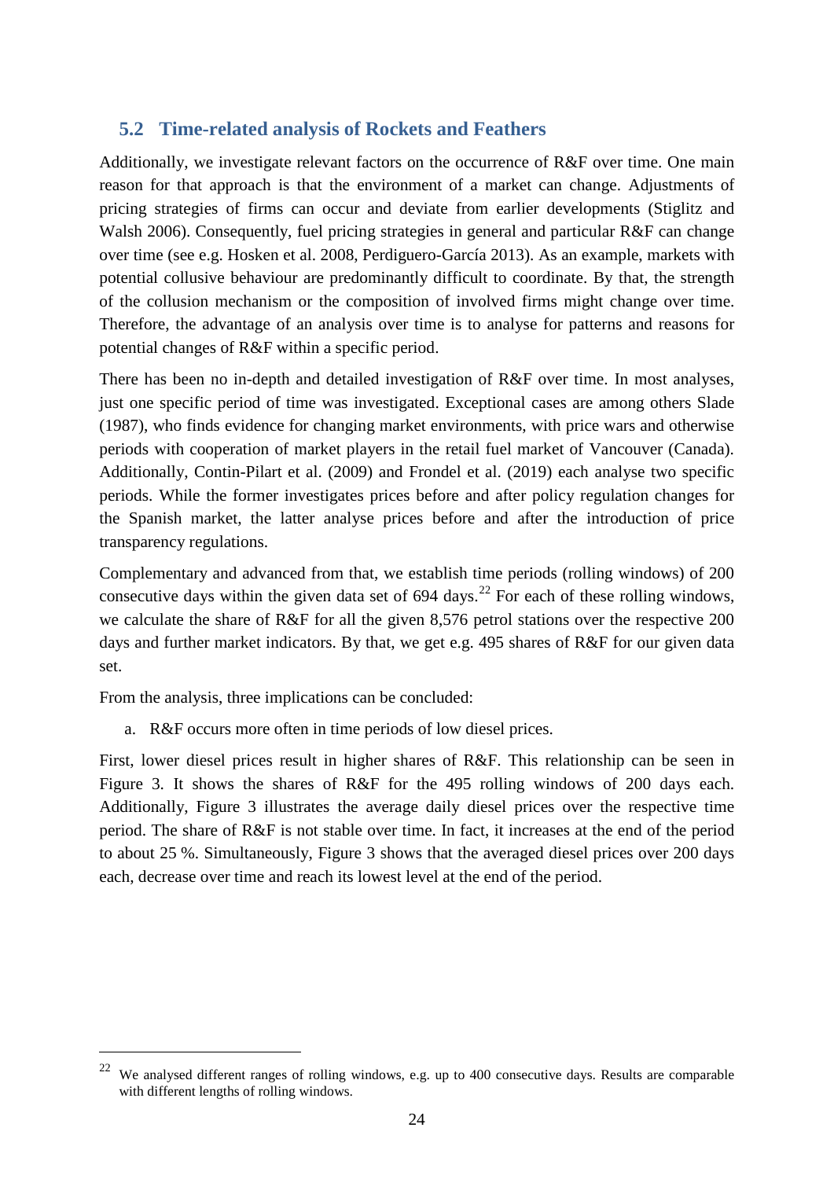## 5.2 Time-related analysis of Rockets and Feathers

Additionally, we investigate relevant factors on the occurrence of R&F over time. One main reason for that approach is that the environment of a market can change. Adjustments of pricing strategies of firms can occur and deviate from earlier developments (Stiglitz and Walsh 2006). Consequently, fuel pricing strategies in general and particular R&F can change over time (see e.g. Hosken et al. 2008, Perdiguero-García 2013). As an example, markets with potential collusive behaviour are predominantly difficult to coordinate. By that, the strength of the collusion mechanism or the composition of involved firms might change over time. Therefore, the advantage of an analysis over time is to analyse for patterns and reasons for potential changes of R&F within a specific period.

There has been no in-depth and detailed investigation of R&F over time. In most analyses, just one specific period of time was investigated. Exceptional cases are among others Slade (1987), who finds evidence for changing market environments, with price wars and otherwise periods with cooperation of market players in the retail fuel market of Vancouver (Canada). Additionally, Contin-Pilart et al. (2009) and Frondel et al. (2019) each analyse two specific periods. While the former investigates prices before and after policy regulation changes for the Spanish market, the latter analyse prices before and after the introduction of price transparency regulations.

Complementary and advanced from that, we establish time periods (rolling windows) of 200 consecutive days within the given data set of 694 days.[22] For each of these rolling windows, we calculate the share of R&F for all the given 8,576 petrol stations over the respective 200 days and further market indicators. By that, we get e.g. 495 shares of R&F for our given data set.

From the analysis, three implications can be concluded:

a. R&F occurs more often in time periods of low diesel prices.

First, lower diesel prices result in higher shares of R&F. This relationship can be seen in Figure 3. It shows the shares of R&F for the 495 rolling windows of 200 days each. Additionally, Figure 3 illustrates the average daily diesel prices over the respective time period. The share of R&F is not stable over time. In fact, it increases at the end of the period to about 25 %. Simultaneously, Figure 3 shows that the averaged diesel prices over 200 days each, decrease over time and reach its lowest level at the end of the period.

---

[22] We analysed different ranges of rolling windows, e.g. up to 400 consecutive days. Results are comparable with different lengths of rolling windows.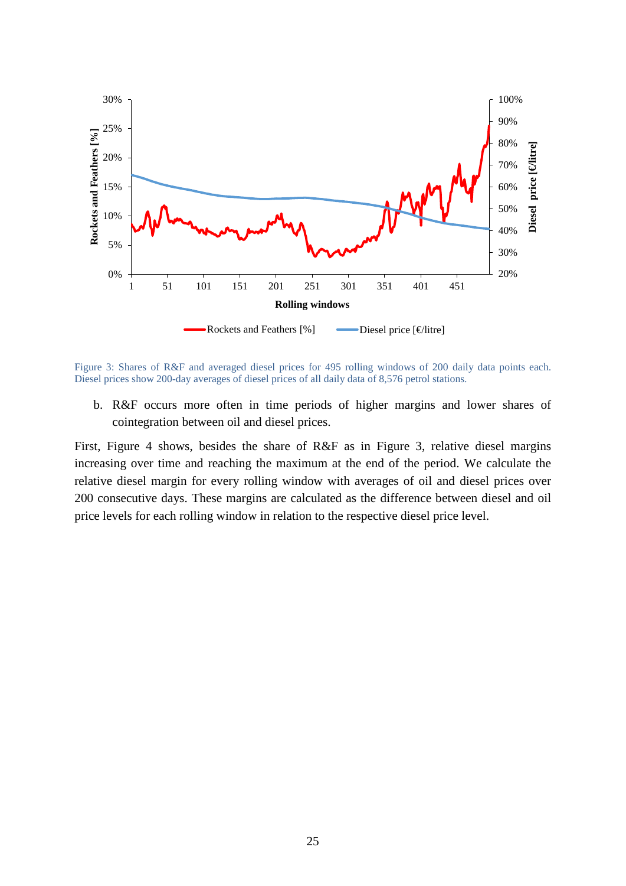Figure 3: Shares of R&F and averaged diesel prices for 495 rolling windows of 200 daily data points each. Diesel prices show 200-day averages of diesel prices of all daily data of 8,576 petrol stations.

b. R&F occurs more often in time periods of higher margins and lower shares of cointegration between oil and diesel prices.

First, Figure 4 shows, besides the share of R&F as in Figure 3, relative diesel margins increasing over time and reaching the maximum at the end of the period. We calculate the relative diesel margin for every rolling window with averages of oil and diesel prices over 200 consecutive days. These margins are calculated as the difference between diesel and oil price levels for each rolling window in relation to the respective diesel price level.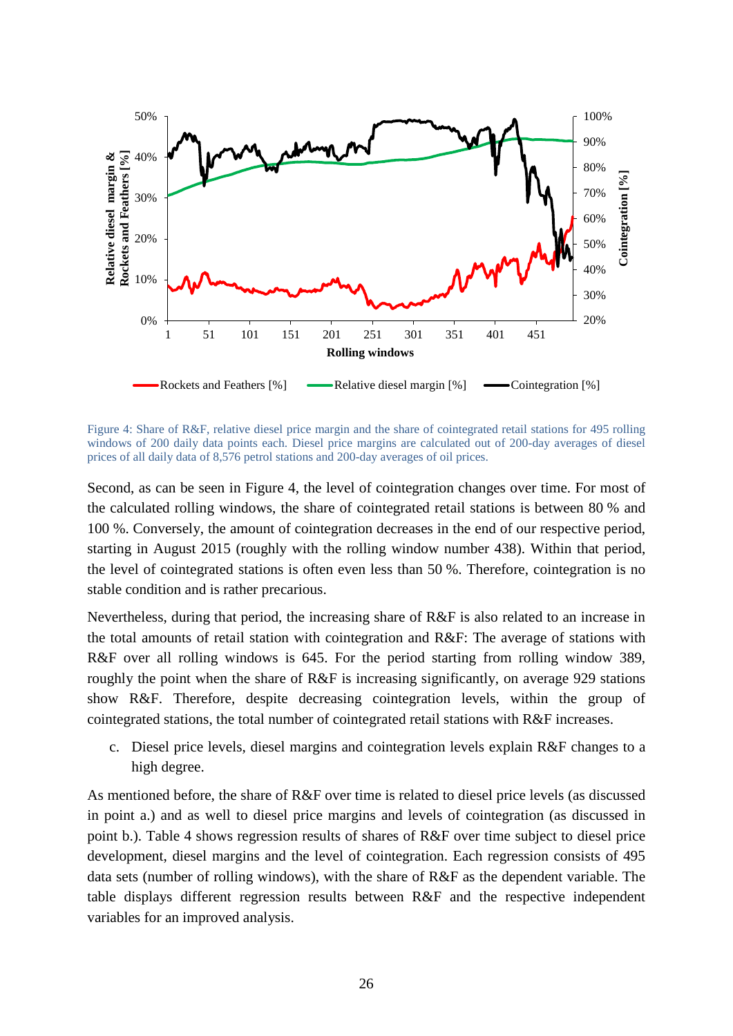Figure 4: Share of R&F, relative diesel price margin and the share of cointegrated retail stations for 495 rolling windows of 200 daily data points each. Diesel price margins are calculated out of 200-day averages of diesel prices of all daily data of 8,576 petrol stations and 200-day averages of oil prices.

Second, as can be seen in Figure 4, the level of cointegration changes over time. For most of the calculated rolling windows, the share of cointegrated retail stations is between 80 % and 100 %. Conversely, the amount of cointegration decreases in the end of our respective period, starting in August 2015 (roughly with the rolling window number 438). Within that period, the level of cointegrated stations is often even less than 50 %. Therefore, cointegration is no stable condition and is rather precarious.

Nevertheless, during that period, the increasing share of R&F is also related to an increase in the total amounts of retail station with cointegration and R&F: The average of stations with R&F over all rolling windows is 645. For the period starting from rolling window 389, roughly the point when the share of R&F is increasing significantly, on average 929 stations show R&F. Therefore, despite decreasing cointegration levels, within the group of cointegrated stations, the total number of cointegrated retail stations with R&F increases.

c. Diesel price levels, diesel margins and cointegration levels explain R&F changes to a high degree.

As mentioned before, the share of R&F over time is related to diesel price levels (as discussed in point a.) and as well to diesel price margins and levels of cointegration (as discussed in point b.). Table 4 shows regression results of shares of R&F over time subject to diesel price development, diesel margins and the level of cointegration. Each regression consists of 495 data sets (number of rolling windows), with the share of R&F as the dependent variable. The table displays different regression results between R&F and the respective independent variables for an improved analysis.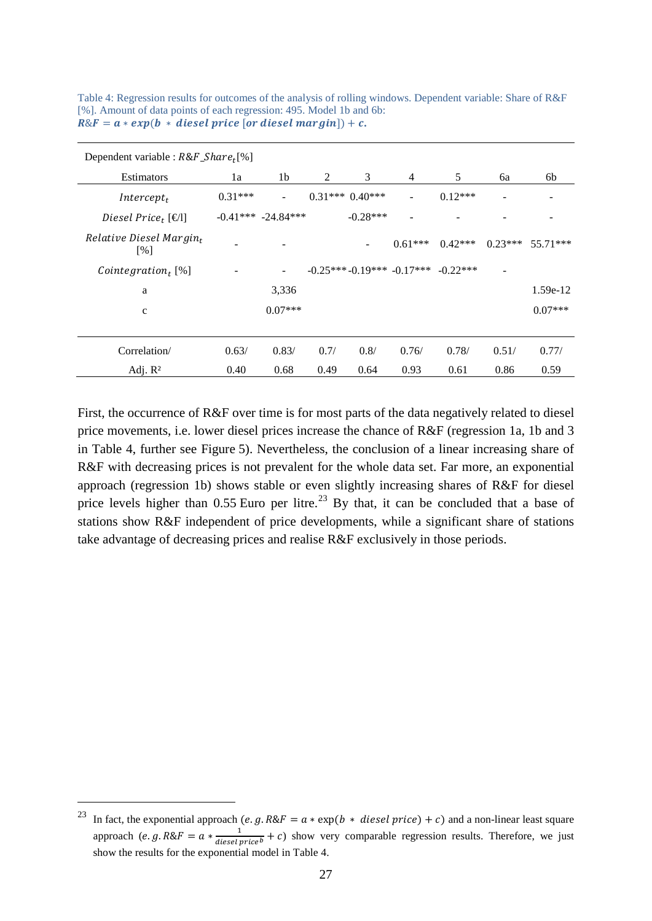Table 4: Regression results for outcomes of the analysis of rolling windows. Dependent variable: Share of R&F [%]. Amount of data points of each regression: 495. Model 1b and 6b: $R\&F = a * exp(b * diesel\ price\ [or\ diesel\ margin]) + c.$

| Dependent variable : $R\&F\_Share_t$[%] | | | | | | | | |
|---|---|---|---|---|---|---|---|---|
| Estimators | 1a | 1b | 2 | 3 | 4 | 5 | 6a | 6b |
| $Intercept_t$ | 0.31*** | - | 0.31*** | 0.40*** | - | 0.12*** | - | - |
| $Diesel\ Price_t$ [€/l] | -0.41*** | -24.84*** | | -0.28*** | - | - | - | - |
| $Relative\ Diesel\ Margin_t$ [%] | - | - | | - | 0.61*** | 0.42*** | 0.23*** | 55.71*** |
| $Cointegration_t$ [%] | - | - | -0.25*** | -0.19*** | -0.17*** | -0.22*** | - | |
| a | | 3,336 | | | | | | 1.59e-12 |
| c | | 0.07*** | | | | | | 0.07*** |
| Correlation/ Adj. R² | 0.63/ 0.40 | 0.83/ 0.68 | 0.7/ 0.49 | 0.8/ 0.64 | 0.76/ 0.93 | 0.78/ 0.61 | 0.51/ 0.86 | 0.77/ 0.59 |

First, the occurrence of R&F over time is for most parts of the data negatively related to diesel price movements, i.e. lower diesel prices increase the chance of R&F (regression 1a, 1b and 3 in Table 4, further see Figure 5). Nevertheless, the conclusion of a linear increasing share of R&F with decreasing prices is not prevalent for the whole data set. Far more, an exponential approach (regression 1b) shows stable or even slightly increasing shares of R&F for diesel price levels higher than 0.55 Euro per litre.[23] By that, it can be concluded that a base of stations show R&F independent of price developments, while a significant share of stations take advantage of decreasing prices and realise R&F exclusively in those periods.

[23] In fact, the exponential approach ($e.g. R\&F = a * \exp(b * diesel\ price) + c$) and a non-linear least square approach ($e.g. R\&F = a * \frac{1}{diesel\ price^b} + c$) show very comparable regression results. Therefore, we just show the results for the exponential model in Table 4.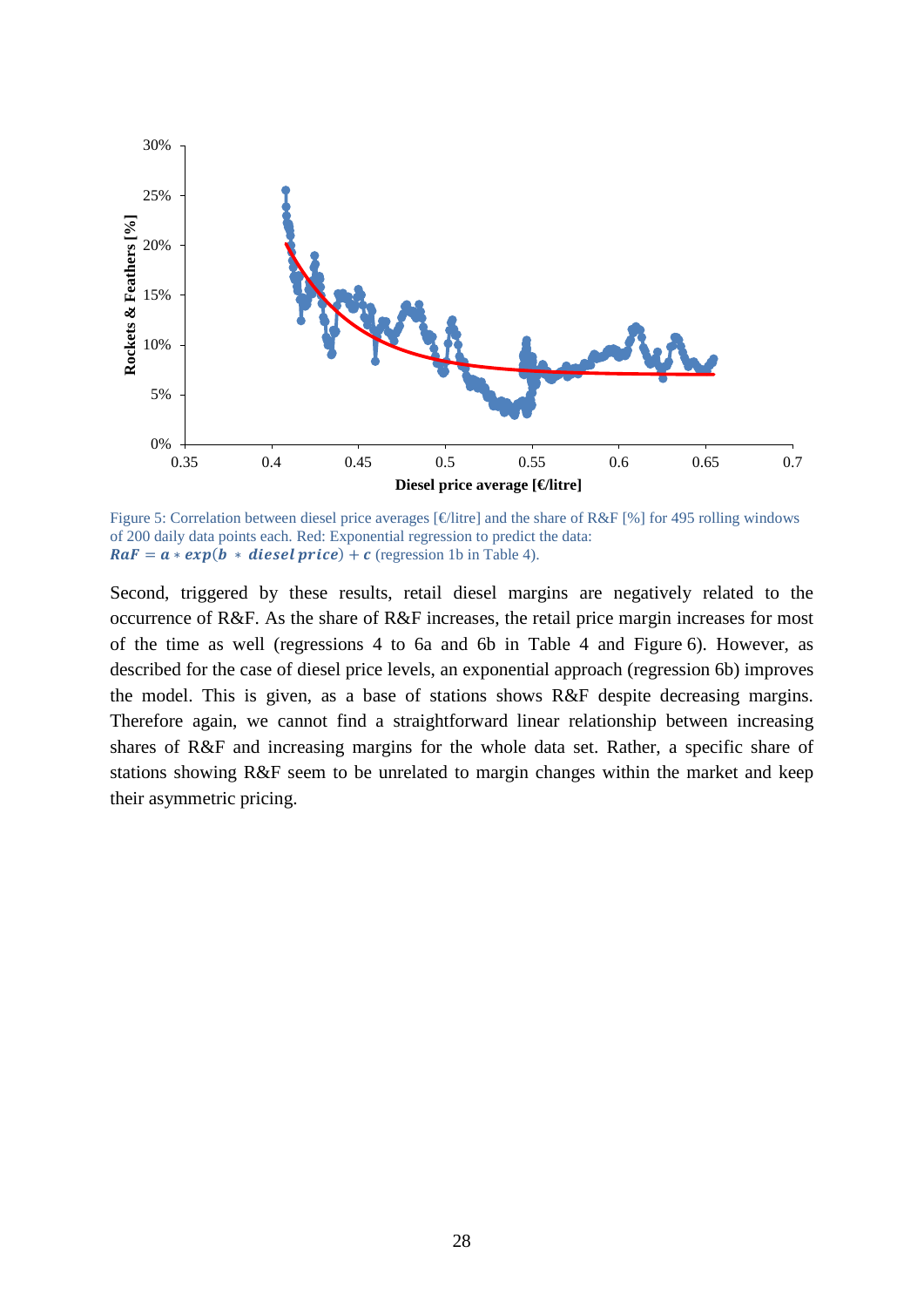Figure 5: Correlation between diesel price averages [€/litre] and the share of R&F [%] for 495 rolling windows of 200 daily data points each. Red: Exponential regression to predict the data: $\boldsymbol{RaF = a * exp(b * diesel\,price) + c}$ (regression 1b in Table 4).

Second, triggered by these results, retail diesel margins are negatively related to the occurrence of R&F. As the share of R&F increases, the retail price margin increases for most of the time as well (regressions 4 to 6a and 6b in Table 4 and Figure 6). However, as described for the case of diesel price levels, an exponential approach (regression 6b) improves the model. This is given, as a base of stations shows R&F despite decreasing margins. Therefore again, we cannot find a straightforward linear relationship between increasing shares of R&F and increasing margins for the whole data set. Rather, a specific share of stations showing R&F seem to be unrelated to margin changes within the market and keep their asymmetric pricing.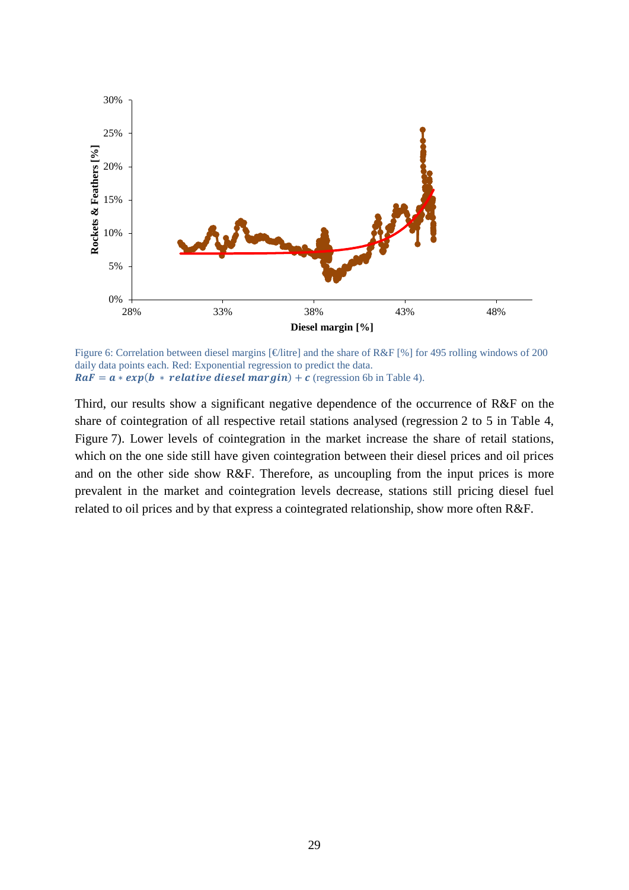Figure 6: Correlation between diesel margins [€/litre] and the share of R&F [%] for 495 rolling windows of 200 daily data points each. Red: Exponential regression to predict the data. $\boldsymbol{RaF = a * exp(b\ *\ relative\ diesel\ margin) + c}$ (regression 6b in Table 4).

Third, our results show a significant negative dependence of the occurrence of R&F on the share of cointegration of all respective retail stations analysed (regression 2 to 5 in Table 4, Figure 7). Lower levels of cointegration in the market increase the share of retail stations, which on the one side still have given cointegration between their diesel prices and oil prices and on the other side show R&F. Therefore, as uncoupling from the input prices is more prevalent in the market and cointegration levels decrease, stations still pricing diesel fuel related to oil prices and by that express a cointegrated relationship, show more often R&F.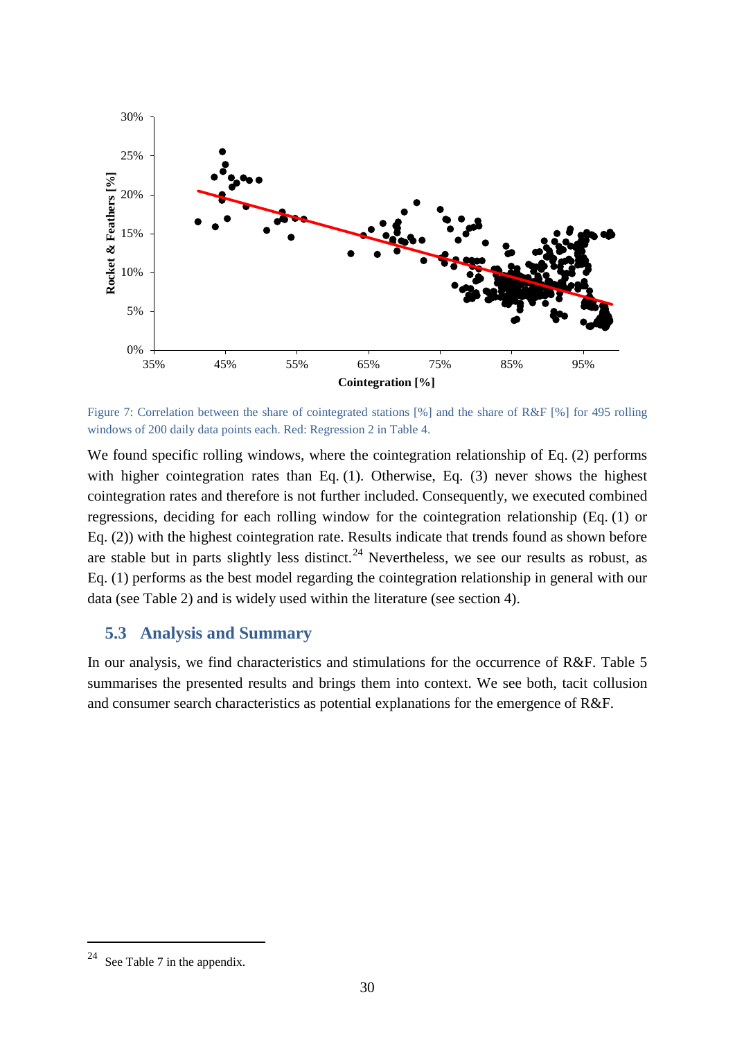Figure 7: Correlation between the share of cointegrated stations [%] and the share of R&F [%] for 495 rolling windows of 200 daily data points each. Red: Regression 2 in Table 4.

We found specific rolling windows, where the cointegration relationship of Eq. (2) performs with higher cointegration rates than Eq. (1). Otherwise, Eq. (3) never shows the highest cointegration rates and therefore is not further included. Consequently, we executed combined regressions, deciding for each rolling window for the cointegration relationship (Eq. (1) or Eq. (2)) with the highest cointegration rate. Results indicate that trends found as shown before are stable but in parts slightly less distinct.[24] Nevertheless, we see our results as robust, as Eq. (1) performs as the best model regarding the cointegration relationship in general with our data (see Table 2) and is widely used within the literature (see section 4).

### 5.3 Analysis and Summary

In our analysis, we find characteristics and stimulations for the occurrence of R&F. Table 5 summarises the presented results and brings them into context. We see both, tacit collusion and consumer search characteristics as potential explanations for the emergence of R&F.

[24] See Table 7 in the appendix.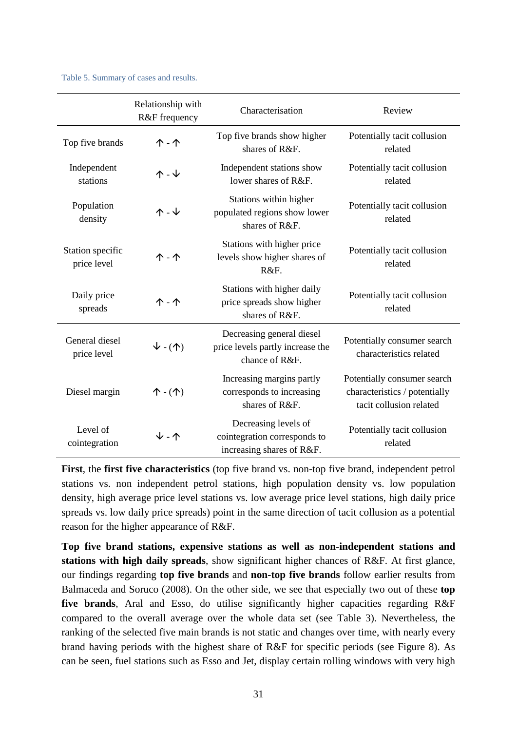Table 5. Summary of cases and results.

| | Relationship with R&F frequency | Characterisation | Review |
|---|---|---|---|
| Top five brands | ↑ - ↑ | Top five brands show higher shares of R&F. | Potentially tacit collusion related |
| Independent stations | ↑ - ↓ | Independent stations show lower shares of R&F. | Potentially tacit collusion related |
| Population density | ↑ - ↓ | Stations within higher populated regions show lower shares of R&F. | Potentially tacit collusion related |
| Station specific price level | ↑ - ↑ | Stations with higher price levels show higher shares of R&F. | Potentially tacit collusion related |
| Daily price spreads | ↑ - ↑ | Stations with higher daily price spreads show higher shares of R&F. | Potentially tacit collusion related |
| General diesel price level | ↓ - (↑) | Decreasing general diesel price levels partly increase the chance of R&F. | Potentially consumer search characteristics related |
| Diesel margin | ↑ - (↑) | Increasing margins partly corresponds to increasing shares of R&F. | Potentially consumer search characteristics / potentially tacit collusion related |
| Level of cointegration | ↓ - ↑ | Decreasing levels of cointegration corresponds to increasing shares of R&F. | Potentially tacit collusion related |

**First**, the **first five characteristics** (top five brand vs. non-top five brand, independent petrol stations vs. non independent petrol stations, high population density vs. low population density, high average price level stations vs. low average price level stations, high daily price spreads vs. low daily price spreads) point in the same direction of tacit collusion as a potential reason for the higher appearance of R&F.

**Top five brand stations, expensive stations as well as non-independent stations and stations with high daily spreads**, show significant higher chances of R&F. At first glance, our findings regarding **top five brands** and **non-top five brands** follow earlier results from Balmaceda and Soruco (2008). On the other side, we see that especially two out of these **top five brands**, Aral and Esso, do utilise significantly higher capacities regarding R&F compared to the overall average over the whole data set (see Table 3). Nevertheless, the ranking of the selected five main brands is not static and changes over time, with nearly every brand having periods with the highest share of R&F for specific periods (see Figure 8). As can be seen, fuel stations such as Esso and Jet, display certain rolling windows with very high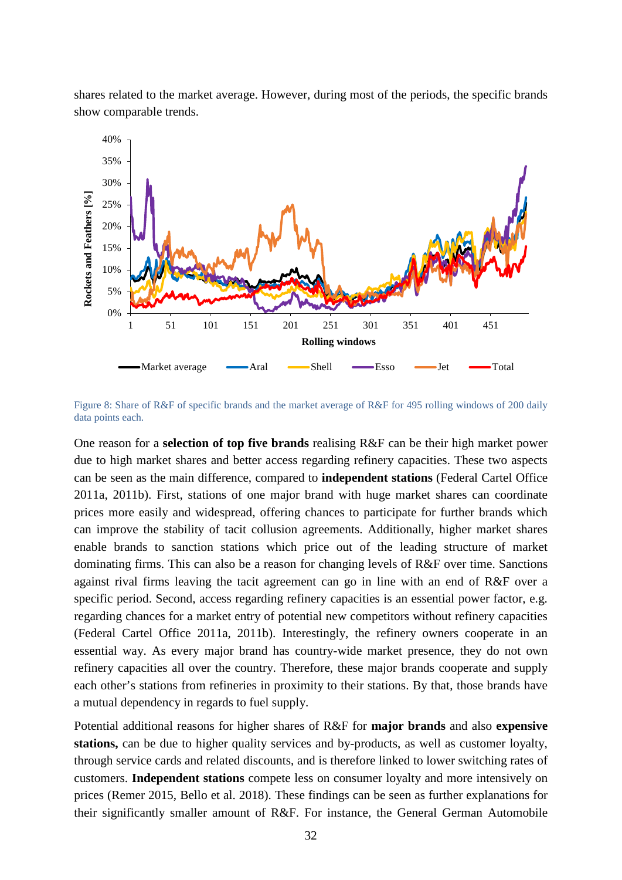shares related to the market average. However, during most of the periods, the specific brands show comparable trends.

Figure 8: Share of R&F of specific brands and the market average of R&F for 495 rolling windows of 200 daily data points each.

One reason for a **selection of top five brands** realising R&F can be their high market power due to high market shares and better access regarding refinery capacities. These two aspects can be seen as the main difference, compared to **independent stations** (Federal Cartel Office 2011a, 2011b). First, stations of one major brand with huge market shares can coordinate prices more easily and widespread, offering chances to participate for further brands which can improve the stability of tacit collusion agreements. Additionally, higher market shares enable brands to sanction stations which price out of the leading structure of market dominating firms. This can also be a reason for changing levels of R&F over time. Sanctions against rival firms leaving the tacit agreement can go in line with an end of R&F over a specific period. Second, access regarding refinery capacities is an essential power factor, e.g. regarding chances for a market entry of potential new competitors without refinery capacities (Federal Cartel Office 2011a, 2011b). Interestingly, the refinery owners cooperate in an essential way. As every major brand has country-wide market presence, they do not own refinery capacities all over the country. Therefore, these major brands cooperate and supply each other's stations from refineries in proximity to their stations. By that, those brands have a mutual dependency in regards to fuel supply.

Potential additional reasons for higher shares of R&F for **major brands** and also **expensive stations,** can be due to higher quality services and by-products, as well as customer loyalty, through service cards and related discounts, and is therefore linked to lower switching rates of customers. **Independent stations** compete less on consumer loyalty and more intensively on prices (Remer 2015, Bello et al. 2018). These findings can be seen as further explanations for their significantly smaller amount of R&F. For instance, the General German Automobile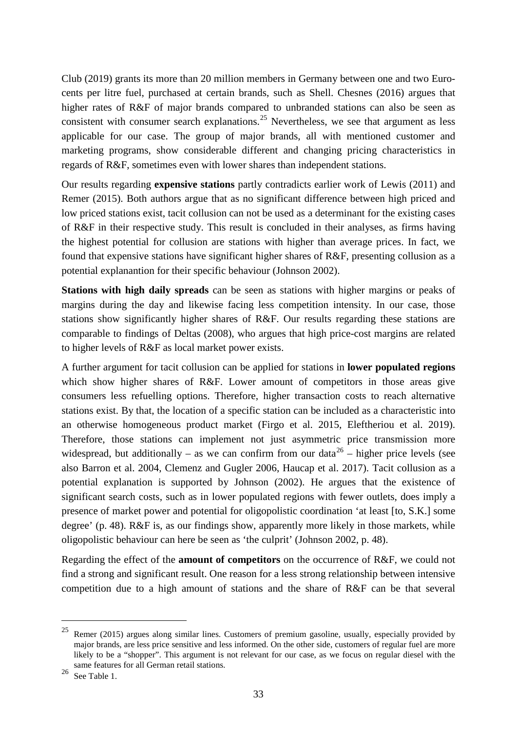Club (2019) grants its more than 20 million members in Germany between one and two Euro-cents per litre fuel, purchased at certain brands, such as Shell. Chesnes (2016) argues that higher rates of R&F of major brands compared to unbranded stations can also be seen as consistent with consumer search explanations.[25] Nevertheless, we see that argument as less applicable for our case. The group of major brands, all with mentioned customer and marketing programs, show considerable different and changing pricing characteristics in regards of R&F, sometimes even with lower shares than independent stations.

Our results regarding **expensive stations** partly contradicts earlier work of Lewis (2011) and Remer (2015). Both authors argue that as no significant difference between high priced and low priced stations exist, tacit collusion can not be used as a determinant for the existing cases of R&F in their respective study. This result is concluded in their analyses, as firms having the highest potential for collusion are stations with higher than average prices. In fact, we found that expensive stations have significant higher shares of R&F, presenting collusion as a potential explanantion for their specific behaviour (Johnson 2002).

**Stations with high daily spreads** can be seen as stations with higher margins or peaks of margins during the day and likewise facing less competition intensity. In our case, those stations show significantly higher shares of R&F. Our results regarding these stations are comparable to findings of Deltas (2008), who argues that high price-cost margins are related to higher levels of R&F as local market power exists.

A further argument for tacit collusion can be applied for stations in **lower populated regions** which show higher shares of R&F. Lower amount of competitors in those areas give consumers less refuelling options. Therefore, higher transaction costs to reach alternative stations exist. By that, the location of a specific station can be included as a characteristic into an otherwise homogeneous product market (Firgo et al. 2015, Eleftheriou et al. 2019). Therefore, those stations can implement not just asymmetric price transmission more widespread, but additionally – as we can confirm from our data[26] – higher price levels (see also Barron et al. 2004, Clemenz and Gugler 2006, Haucap et al. 2017). Tacit collusion as a potential explanation is supported by Johnson (2002). He argues that the existence of significant search costs, such as in lower populated regions with fewer outlets, does imply a presence of market power and potential for oligopolistic coordination 'at least [to, S.K.] some degree' (p. 48). R&F is, as our findings show, apparently more likely in those markets, while oligopolistic behaviour can here be seen as 'the culprit' (Johnson 2002, p. 48).

Regarding the effect of the **amount of competitors** on the occurrence of R&F, we could not find a strong and significant result. One reason for a less strong relationship between intensive competition due to a high amount of stations and the share of R&F can be that several

---

[25] Remer (2015) argues along similar lines. Customers of premium gasoline, usually, especially provided by major brands, are less price sensitive and less informed. On the other side, customers of regular fuel are more likely to be a "shopper". This argument is not relevant for our case, as we focus on regular diesel with the same features for all German retail stations.

[26] See Table 1.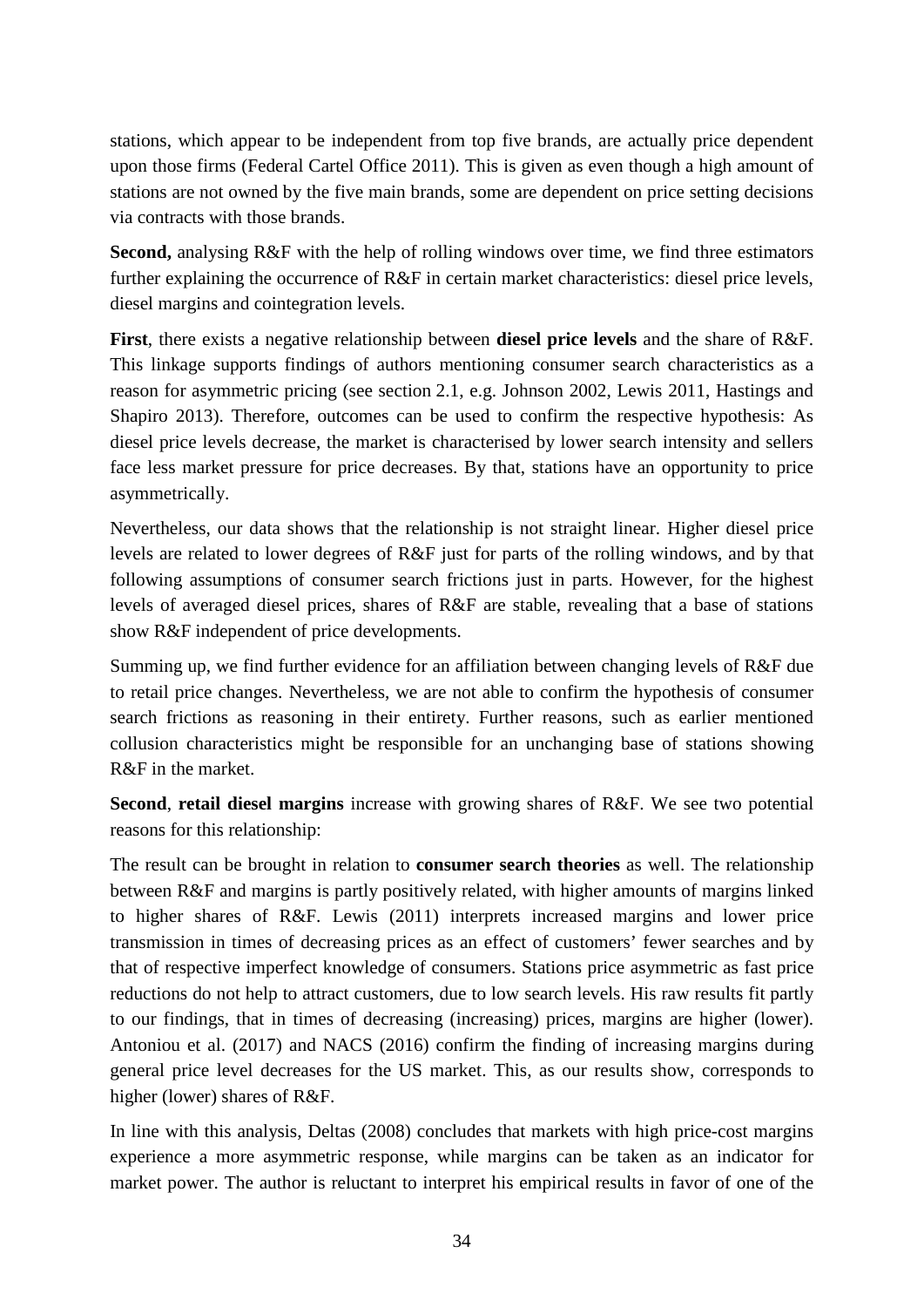stations, which appear to be independent from top five brands, are actually price dependent upon those firms (Federal Cartel Office 2011). This is given as even though a high amount of stations are not owned by the five main brands, some are dependent on price setting decisions via contracts with those brands.

**Second,** analysing R&F with the help of rolling windows over time, we find three estimators further explaining the occurrence of R&F in certain market characteristics: diesel price levels, diesel margins and cointegration levels.

**First**, there exists a negative relationship between **diesel price levels** and the share of R&F. This linkage supports findings of authors mentioning consumer search characteristics as a reason for asymmetric pricing (see section 2.1, e.g. Johnson 2002, Lewis 2011, Hastings and Shapiro 2013). Therefore, outcomes can be used to confirm the respective hypothesis: As diesel price levels decrease, the market is characterised by lower search intensity and sellers face less market pressure for price decreases. By that, stations have an opportunity to price asymmetrically.

Nevertheless, our data shows that the relationship is not straight linear. Higher diesel price levels are related to lower degrees of R&F just for parts of the rolling windows, and by that following assumptions of consumer search frictions just in parts. However, for the highest levels of averaged diesel prices, shares of R&F are stable, revealing that a base of stations show R&F independent of price developments.

Summing up, we find further evidence for an affiliation between changing levels of R&F due to retail price changes. Nevertheless, we are not able to confirm the hypothesis of consumer search frictions as reasoning in their entirety. Further reasons, such as earlier mentioned collusion characteristics might be responsible for an unchanging base of stations showing R&F in the market.

**Second**, **retail diesel margins** increase with growing shares of R&F. We see two potential reasons for this relationship:

The result can be brought in relation to **consumer search theories** as well. The relationship between R&F and margins is partly positively related, with higher amounts of margins linked to higher shares of R&F. Lewis (2011) interprets increased margins and lower price transmission in times of decreasing prices as an effect of customers' fewer searches and by that of respective imperfect knowledge of consumers. Stations price asymmetric as fast price reductions do not help to attract customers, due to low search levels. His raw results fit partly to our findings, that in times of decreasing (increasing) prices, margins are higher (lower). Antoniou et al. (2017) and NACS (2016) confirm the finding of increasing margins during general price level decreases for the US market. This, as our results show, corresponds to higher (lower) shares of R&F.

In line with this analysis, Deltas (2008) concludes that markets with high price-cost margins experience a more asymmetric response, while margins can be taken as an indicator for market power. The author is reluctant to interpret his empirical results in favor of one of the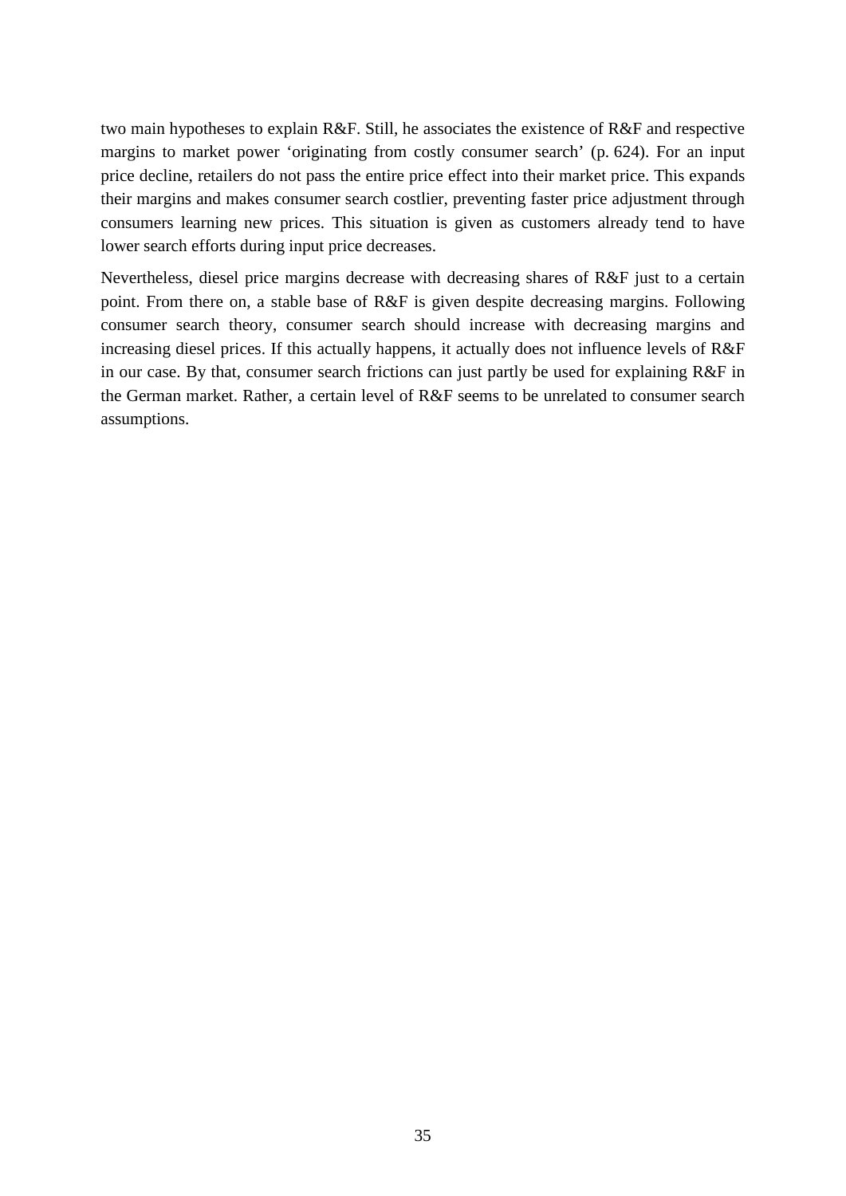two main hypotheses to explain R&F. Still, he associates the existence of R&F and respective margins to market power 'originating from costly consumer search' (p. 624). For an input price decline, retailers do not pass the entire price effect into their market price. This expands their margins and makes consumer search costlier, preventing faster price adjustment through consumers learning new prices. This situation is given as customers already tend to have lower search efforts during input price decreases.

Nevertheless, diesel price margins decrease with decreasing shares of R&F just to a certain point. From there on, a stable base of R&F is given despite decreasing margins. Following consumer search theory, consumer search should increase with decreasing margins and increasing diesel prices. If this actually happens, it actually does not influence levels of R&F in our case. By that, consumer search frictions can just partly be used for explaining R&F in the German market. Rather, a certain level of R&F seems to be unrelated to consumer search assumptions.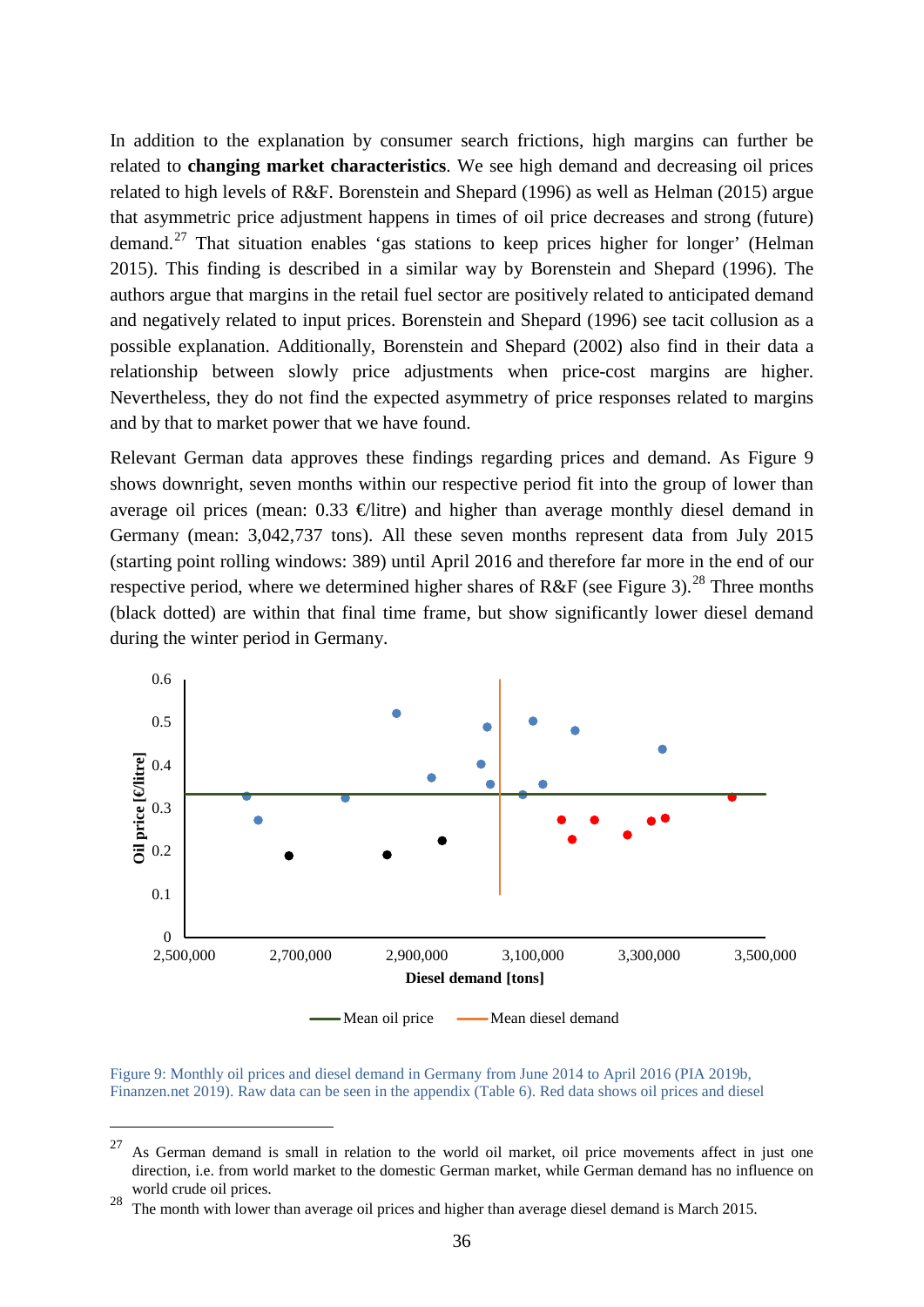In addition to the explanation by consumer search frictions, high margins can further be related to **changing market characteristics**. We see high demand and decreasing oil prices related to high levels of R&F. Borenstein and Shepard (1996) as well as Helman (2015) argue that asymmetric price adjustment happens in times of oil price decreases and strong (future) demand.[27] That situation enables 'gas stations to keep prices higher for longer' (Helman 2015). This finding is described in a similar way by Borenstein and Shepard (1996). The authors argue that margins in the retail fuel sector are positively related to anticipated demand and negatively related to input prices. Borenstein and Shepard (1996) see tacit collusion as a possible explanation. Additionally, Borenstein and Shepard (2002) also find in their data a relationship between slowly price adjustments when price-cost margins are higher. Nevertheless, they do not find the expected asymmetry of price responses related to margins and by that to market power that we have found.

Relevant German data approves these findings regarding prices and demand. As Figure 9 shows downright, seven months within our respective period fit into the group of lower than average oil prices (mean: 0.33 €/litre) and higher than average monthly diesel demand in Germany (mean: 3,042,737 tons). All these seven months represent data from July 2015 (starting point rolling windows: 389) until April 2016 and therefore far more in the end of our respective period, where we determined higher shares of R&F (see Figure 3).[28] Three months (black dotted) are within that final time frame, but show significantly lower diesel demand during the winter period in Germany.

Figure 9: Monthly oil prices and diesel demand in Germany from June 2014 to April 2016 (PIA 2019b, Finanzen.net 2019). Raw data can be seen in the appendix (Table 6). Red data shows oil prices and diesel

[27] As German demand is small in relation to the world oil market, oil price movements affect in just one direction, i.e. from world market to the domestic German market, while German demand has no influence on world crude oil prices.

[28] The month with lower than average oil prices and higher than average diesel demand is March 2015.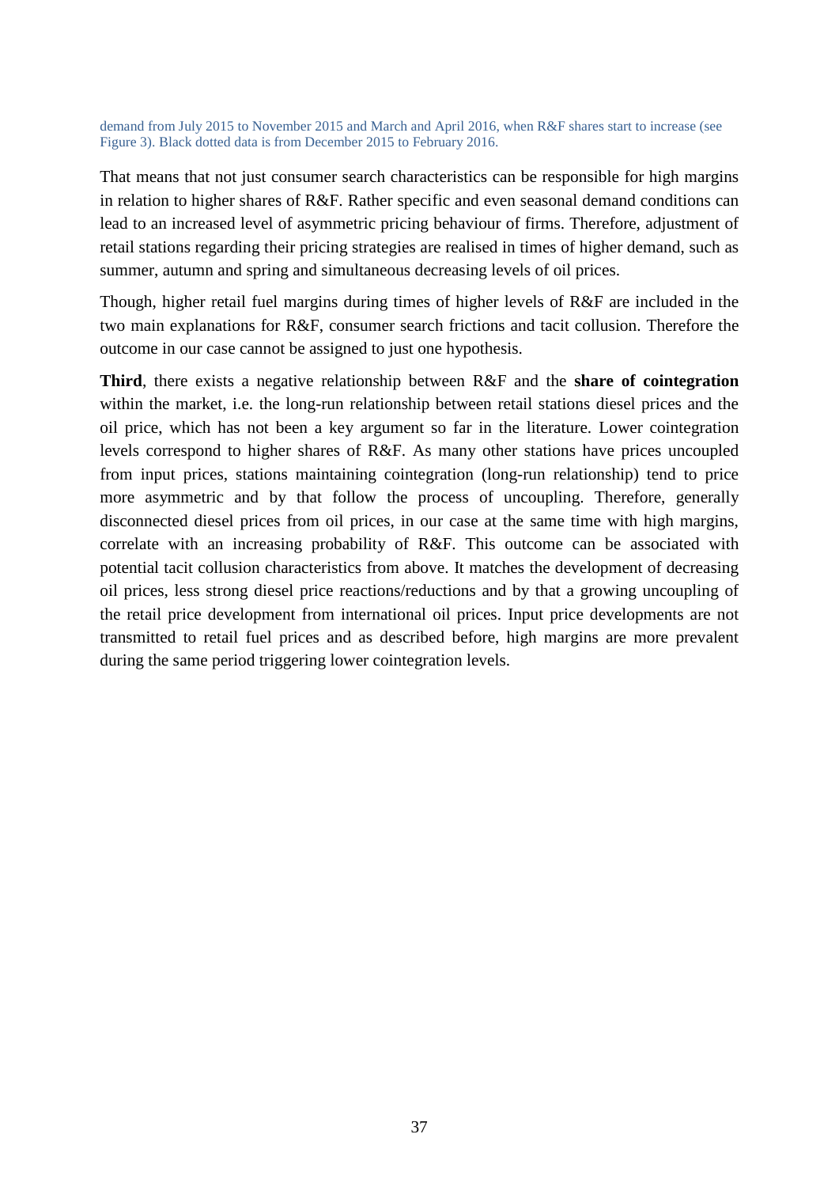demand from July 2015 to November 2015 and March and April 2016, when R&F shares start to increase (see Figure 3). Black dotted data is from December 2015 to February 2016.

That means that not just consumer search characteristics can be responsible for high margins in relation to higher shares of R&F. Rather specific and even seasonal demand conditions can lead to an increased level of asymmetric pricing behaviour of firms. Therefore, adjustment of retail stations regarding their pricing strategies are realised in times of higher demand, such as summer, autumn and spring and simultaneous decreasing levels of oil prices.

Though, higher retail fuel margins during times of higher levels of R&F are included in the two main explanations for R&F, consumer search frictions and tacit collusion. Therefore the outcome in our case cannot be assigned to just one hypothesis.

**Third**, there exists a negative relationship between R&F and the **share of cointegration** within the market, i.e. the long-run relationship between retail stations diesel prices and the oil price, which has not been a key argument so far in the literature. Lower cointegration levels correspond to higher shares of R&F. As many other stations have prices uncoupled from input prices, stations maintaining cointegration (long-run relationship) tend to price more asymmetric and by that follow the process of uncoupling. Therefore, generally disconnected diesel prices from oil prices, in our case at the same time with high margins, correlate with an increasing probability of R&F. This outcome can be associated with potential tacit collusion characteristics from above. It matches the development of decreasing oil prices, less strong diesel price reactions/reductions and by that a growing uncoupling of the retail price development from international oil prices. Input price developments are not transmitted to retail fuel prices and as described before, high margins are more prevalent during the same period triggering lower cointegration levels.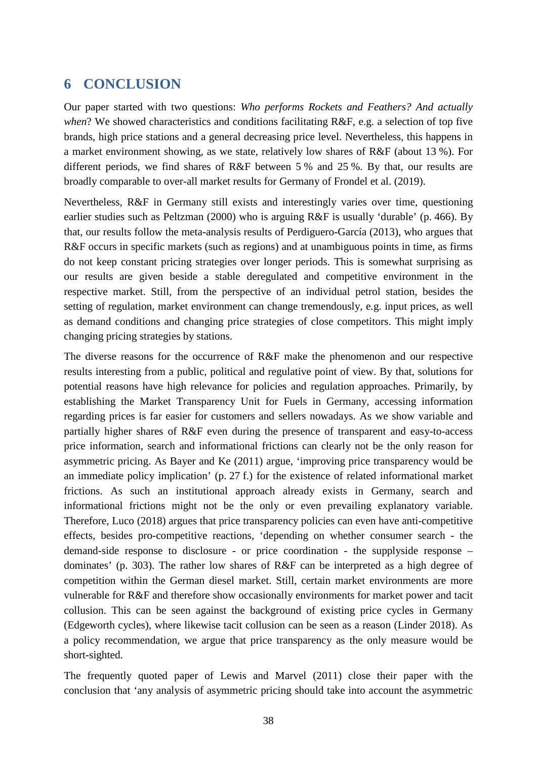# 6 CONCLUSION

Our paper started with two questions: *Who performs Rockets and Feathers? And actually when*? We showed characteristics and conditions facilitating R&F, e.g. a selection of top five brands, high price stations and a general decreasing price level. Nevertheless, this happens in a market environment showing, as we state, relatively low shares of R&F (about 13 %). For different periods, we find shares of R&F between 5 % and 25 %. By that, our results are broadly comparable to over-all market results for Germany of Frondel et al. (2019).

Nevertheless, R&F in Germany still exists and interestingly varies over time, questioning earlier studies such as Peltzman (2000) who is arguing R&F is usually 'durable' (p. 466). By that, our results follow the meta-analysis results of Perdiguero-García (2013), who argues that R&F occurs in specific markets (such as regions) and at unambiguous points in time, as firms do not keep constant pricing strategies over longer periods. This is somewhat surprising as our results are given beside a stable deregulated and competitive environment in the respective market. Still, from the perspective of an individual petrol station, besides the setting of regulation, market environment can change tremendously, e.g. input prices, as well as demand conditions and changing price strategies of close competitors. This might imply changing pricing strategies by stations.

The diverse reasons for the occurrence of R&F make the phenomenon and our respective results interesting from a public, political and regulative point of view. By that, solutions for potential reasons have high relevance for policies and regulation approaches. Primarily, by establishing the Market Transparency Unit for Fuels in Germany, accessing information regarding prices is far easier for customers and sellers nowadays. As we show variable and partially higher shares of R&F even during the presence of transparent and easy-to-access price information, search and informational frictions can clearly not be the only reason for asymmetric pricing. As Bayer and Ke (2011) argue, 'improving price transparency would be an immediate policy implication' (p. 27 f.) for the existence of related informational market frictions. As such an institutional approach already exists in Germany, search and informational frictions might not be the only or even prevailing explanatory variable. Therefore, Luco (2018) argues that price transparency policies can even have anti-competitive effects, besides pro-competitive reactions, 'depending on whether consumer search - the demand-side response to disclosure - or price coordination - the supplyside response – dominates' (p. 303). The rather low shares of R&F can be interpreted as a high degree of competition within the German diesel market. Still, certain market environments are more vulnerable for R&F and therefore show occasionally environments for market power and tacit collusion. This can be seen against the background of existing price cycles in Germany (Edgeworth cycles), where likewise tacit collusion can be seen as a reason (Linder 2018). As a policy recommendation, we argue that price transparency as the only measure would be short-sighted.

The frequently quoted paper of Lewis and Marvel (2011) close their paper with the conclusion that 'any analysis of asymmetric pricing should take into account the asymmetric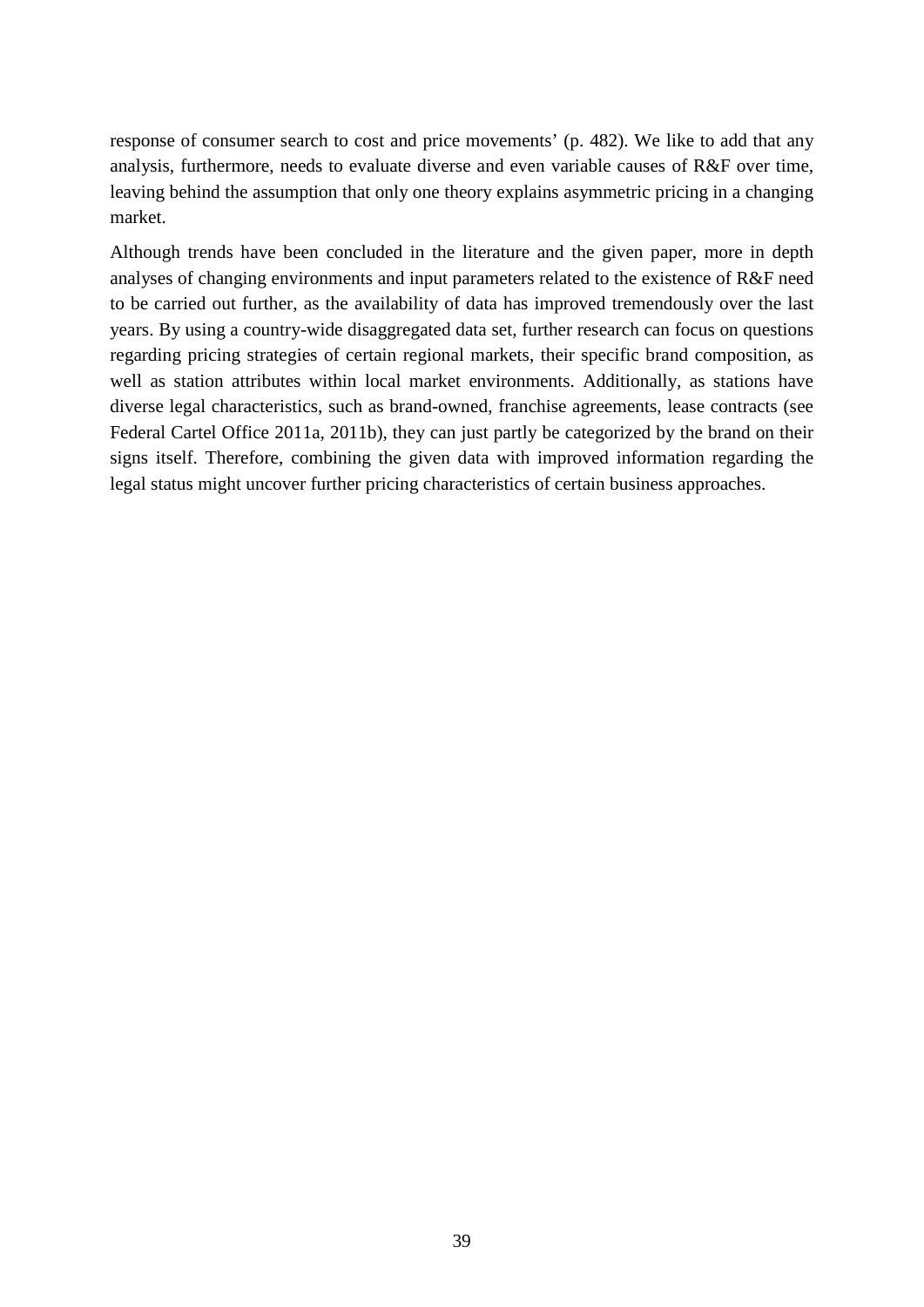response of consumer search to cost and price movements' (p. 482). We like to add that any analysis, furthermore, needs to evaluate diverse and even variable causes of R&F over time, leaving behind the assumption that only one theory explains asymmetric pricing in a changing market.

Although trends have been concluded in the literature and the given paper, more in depth analyses of changing environments and input parameters related to the existence of R&F need to be carried out further, as the availability of data has improved tremendously over the last years. By using a country-wide disaggregated data set, further research can focus on questions regarding pricing strategies of certain regional markets, their specific brand composition, as well as station attributes within local market environments. Additionally, as stations have diverse legal characteristics, such as brand-owned, franchise agreements, lease contracts (see Federal Cartel Office 2011a, 2011b), they can just partly be categorized by the brand on their signs itself. Therefore, combining the given data with improved information regarding the legal status might uncover further pricing characteristics of certain business approaches.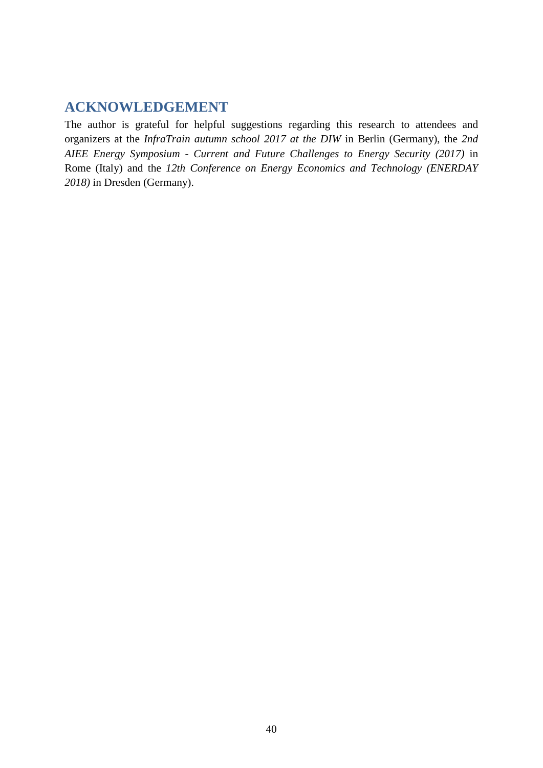## ACKNOWLEDGEMENT

The author is grateful for helpful suggestions regarding this research to attendees and organizers at the *InfraTrain autumn school 2017 at the DIW* in Berlin (Germany), the *2nd AIEE Energy Symposium - Current and Future Challenges to Energy Security (2017)* in Rome (Italy) and the *12th Conference on Energy Economics and Technology (ENERDAY 2018)* in Dresden (Germany).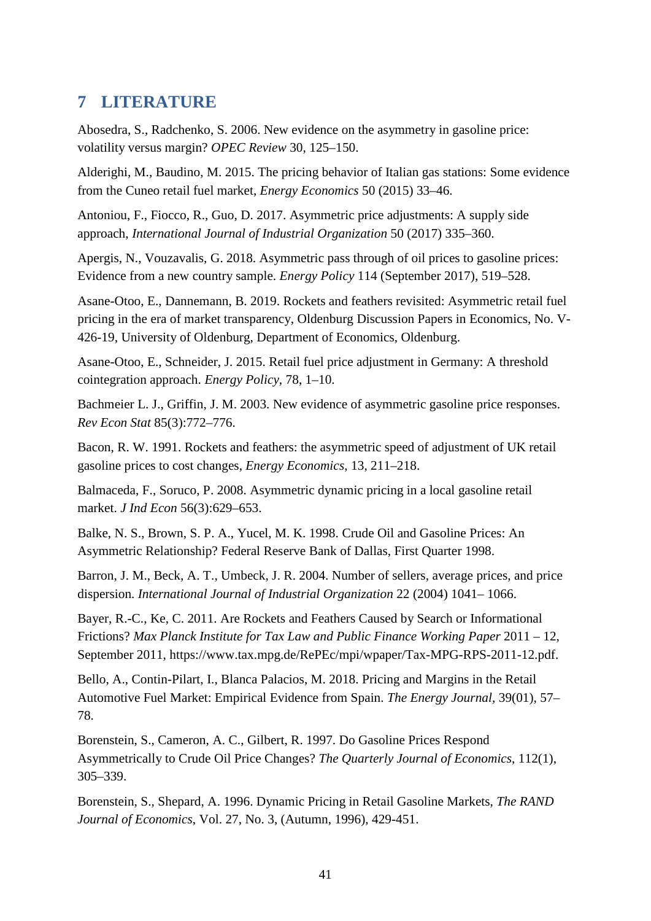# 7 LITERATURE

Abosedra, S., Radchenko, S. 2006. New evidence on the asymmetry in gasoline price: volatility versus margin? *OPEC Review* 30, 125–150.

Alderighi, M., Baudino, M. 2015. The pricing behavior of Italian gas stations: Some evidence from the Cuneo retail fuel market, *Energy Economics* 50 (2015) 33–46.

Antoniou, F., Fiocco, R., Guo, D. 2017. Asymmetric price adjustments: A supply side approach, *International Journal of Industrial Organization* 50 (2017) 335–360.

Apergis, N., Vouzavalis, G. 2018. Asymmetric pass through of oil prices to gasoline prices: Evidence from a new country sample. *Energy Policy* 114 (September 2017), 519–528.

Asane-Otoo, E., Dannemann, B. 2019. Rockets and feathers revisited: Asymmetric retail fuel pricing in the era of market transparency, Oldenburg Discussion Papers in Economics, No. V-426-19, University of Oldenburg, Department of Economics, Oldenburg.

Asane-Otoo, E., Schneider, J. 2015. Retail fuel price adjustment in Germany: A threshold cointegration approach. *Energy Policy*, 78, 1–10.

Bachmeier L. J., Griffin, J. M. 2003. New evidence of asymmetric gasoline price responses. *Rev Econ Stat* 85(3):772–776.

Bacon, R. W. 1991. Rockets and feathers: the asymmetric speed of adjustment of UK retail gasoline prices to cost changes, *Energy Economics*, 13, 211–218.

Balmaceda, F., Soruco, P. 2008. Asymmetric dynamic pricing in a local gasoline retail market. *J Ind Econ* 56(3):629–653.

Balke, N. S., Brown, S. P. A., Yucel, M. K. 1998. Crude Oil and Gasoline Prices: An Asymmetric Relationship? Federal Reserve Bank of Dallas, First Quarter 1998.

Barron, J. M., Beck, A. T., Umbeck, J. R. 2004. Number of sellers, average prices, and price dispersion. *International Journal of Industrial Organization* 22 (2004) 1041– 1066.

Bayer, R.-C., Ke, C. 2011. Are Rockets and Feathers Caused by Search or Informational Frictions? *Max Planck Institute for Tax Law and Public Finance Working Paper* 2011 – 12, September 2011, https://www.tax.mpg.de/RePEc/mpi/wpaper/Tax-MPG-RPS-2011-12.pdf.

Bello, A., Contin-Pilart, I., Blanca Palacios, M. 2018. Pricing and Margins in the Retail Automotive Fuel Market: Empirical Evidence from Spain. *The Energy Journal*, 39(01), 57–78.

Borenstein, S., Cameron, A. C., Gilbert, R. 1997. Do Gasoline Prices Respond Asymmetrically to Crude Oil Price Changes? *The Quarterly Journal of Economics*, 112(1), 305–339.

Borenstein, S., Shepard, A. 1996. Dynamic Pricing in Retail Gasoline Markets, *The RAND Journal of Economics*, Vol. 27, No. 3, (Autumn, 1996), 429-451.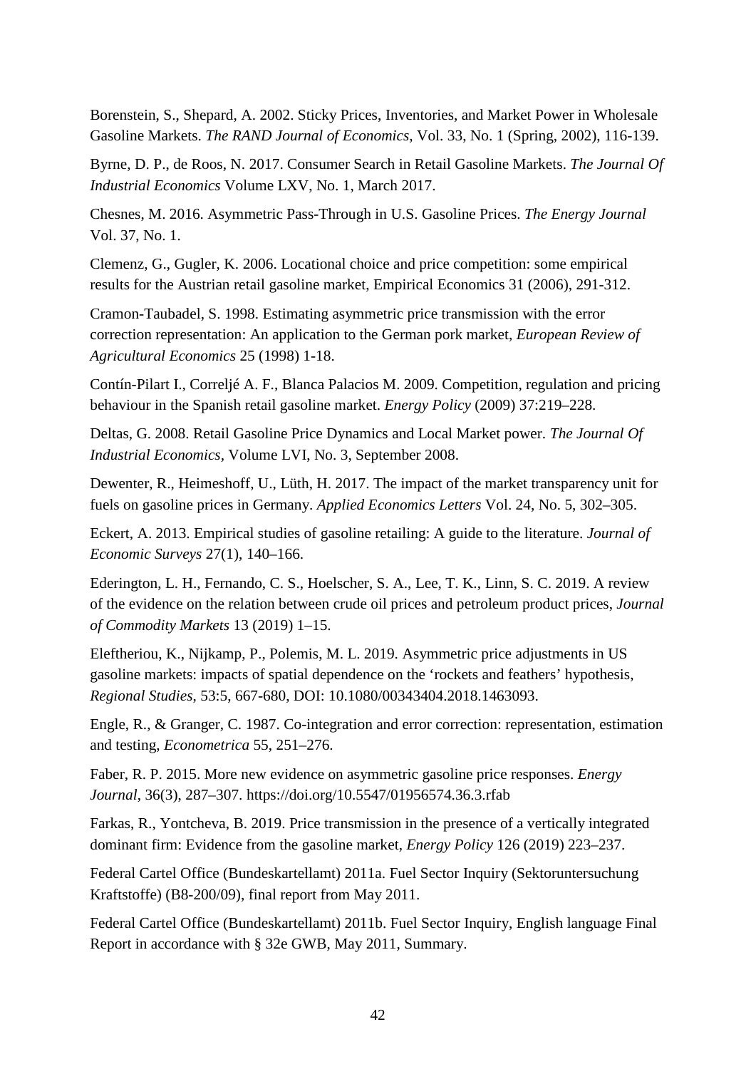Borenstein, S., Shepard, A. 2002. Sticky Prices, Inventories, and Market Power in Wholesale Gasoline Markets. *The RAND Journal of Economics*, Vol. 33, No. 1 (Spring, 2002), 116-139.

Byrne, D. P., de Roos, N. 2017. Consumer Search in Retail Gasoline Markets. *The Journal Of Industrial Economics* Volume LXV, No. 1, March 2017.

Chesnes, M. 2016. Asymmetric Pass-Through in U.S. Gasoline Prices. *The Energy Journal* Vol. 37, No. 1.

Clemenz, G., Gugler, K. 2006. Locational choice and price competition: some empirical results for the Austrian retail gasoline market, Empirical Economics 31 (2006), 291-312.

Cramon-Taubadel, S. 1998. Estimating asymmetric price transmission with the error correction representation: An application to the German pork market, *European Review of Agricultural Economics* 25 (1998) 1-18.

Contín-Pilart I., Correljé A. F., Blanca Palacios M. 2009. Competition, regulation and pricing behaviour in the Spanish retail gasoline market. *Energy Policy* (2009) 37:219–228.

Deltas, G. 2008. Retail Gasoline Price Dynamics and Local Market power. *The Journal Of Industrial Economics*, Volume LVI, No. 3, September 2008.

Dewenter, R., Heimeshoff, U., Lüth, H. 2017. The impact of the market transparency unit for fuels on gasoline prices in Germany. *Applied Economics Letters* Vol. 24, No. 5, 302–305.

Eckert, A. 2013. Empirical studies of gasoline retailing: A guide to the literature. *Journal of Economic Surveys* 27(1), 140–166.

Ederington, L. H., Fernando, C. S., Hoelscher, S. A., Lee, T. K., Linn, S. C. 2019. A review of the evidence on the relation between crude oil prices and petroleum product prices, *Journal of Commodity Markets* 13 (2019) 1–15.

Eleftheriou, K., Nijkamp, P., Polemis, M. L. 2019. Asymmetric price adjustments in US gasoline markets: impacts of spatial dependence on the 'rockets and feathers' hypothesis, *Regional Studies*, 53:5, 667-680, DOI: 10.1080/00343404.2018.1463093.

Engle, R., & Granger, C. 1987. Co-integration and error correction: representation, estimation and testing, *Econometrica* 55, 251–276.

Faber, R. P. 2015. More new evidence on asymmetric gasoline price responses. *Energy Journal*, 36(3), 287–307. https://doi.org/10.5547/01956574.36.3.rfab

Farkas, R., Yontcheva, B. 2019. Price transmission in the presence of a vertically integrated dominant firm: Evidence from the gasoline market, *Energy Policy* 126 (2019) 223–237.

Federal Cartel Office (Bundeskartellamt) 2011a. Fuel Sector Inquiry (Sektoruntersuchung Kraftstoffe) (B8-200/09), final report from May 2011.

Federal Cartel Office (Bundeskartellamt) 2011b. Fuel Sector Inquiry, English language Final Report in accordance with § 32e GWB, May 2011, Summary.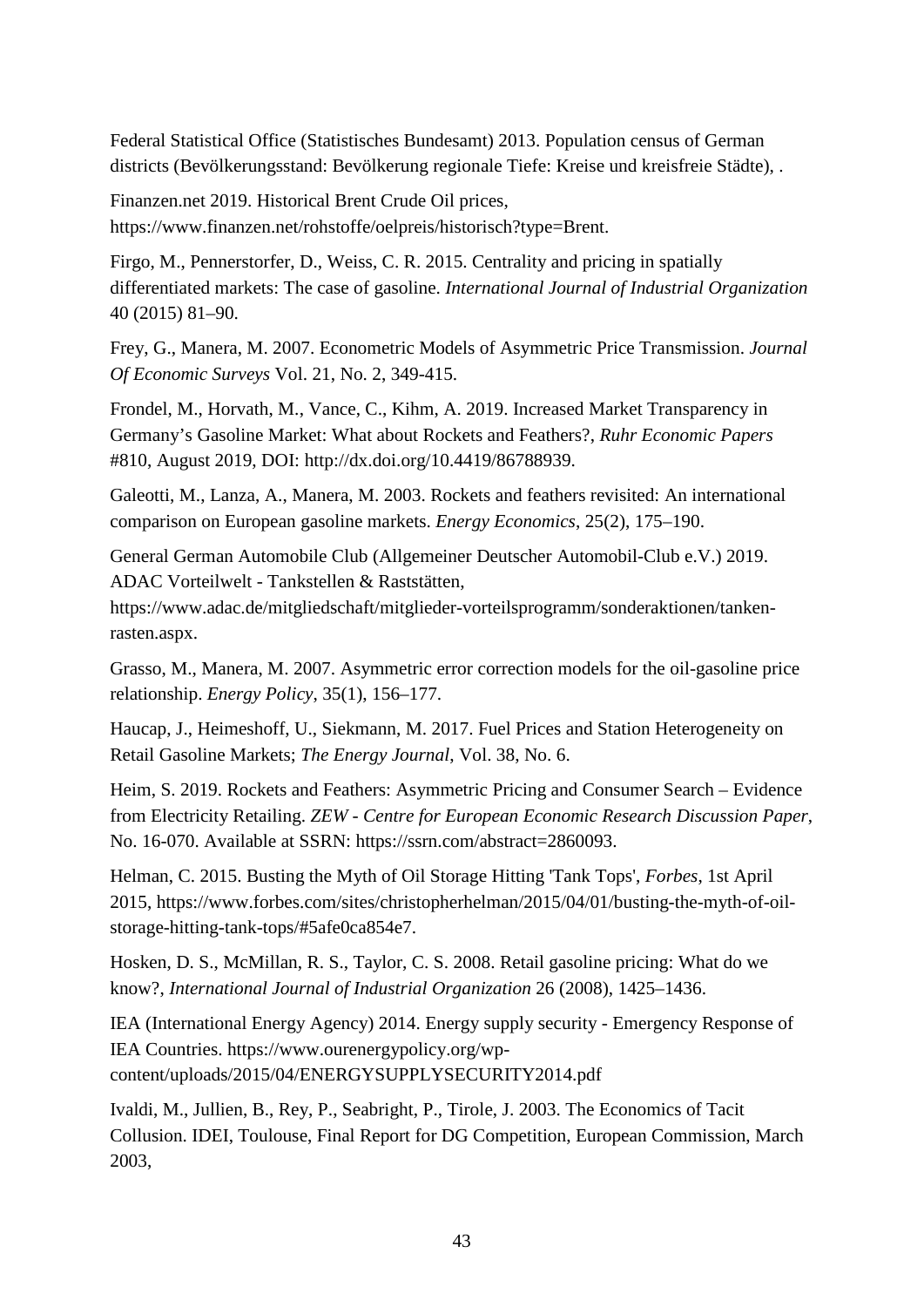Federal Statistical Office (Statistisches Bundesamt) 2013. Population census of German districts (Bevölkerungsstand: Bevölkerung regionale Tiefe: Kreise und kreisfreie Städte), .

Finanzen.net 2019. Historical Brent Crude Oil prices, https://www.finanzen.net/rohstoffe/oelpreis/historisch?type=Brent.

Firgo, M., Pennerstorfer, D., Weiss, C. R. 2015. Centrality and pricing in spatially differentiated markets: The case of gasoline. *International Journal of Industrial Organization* 40 (2015) 81–90.

Frey, G., Manera, M. 2007. Econometric Models of Asymmetric Price Transmission. *Journal Of Economic Surveys* Vol. 21, No. 2, 349-415.

Frondel, M., Horvath, M., Vance, C., Kihm, A. 2019. Increased Market Transparency in Germany's Gasoline Market: What about Rockets and Feathers?, *Ruhr Economic Papers* #810, August 2019, DOI: http://dx.doi.org/10.4419/86788939.

Galeotti, M., Lanza, A., Manera, M. 2003. Rockets and feathers revisited: An international comparison on European gasoline markets. *Energy Economics*, 25(2), 175–190.

General German Automobile Club (Allgemeiner Deutscher Automobil-Club e.V.) 2019. ADAC Vorteilwelt - Tankstellen & Raststätten, https://www.adac.de/mitgliedschaft/mitglieder-vorteilsprogramm/sonderaktionen/tanken-rasten.aspx.

Grasso, M., Manera, M. 2007. Asymmetric error correction models for the oil-gasoline price relationship. *Energy Policy*, 35(1), 156–177.

Haucap, J., Heimeshoff, U., Siekmann, M. 2017. Fuel Prices and Station Heterogeneity on Retail Gasoline Markets; *The Energy Journal*, Vol. 38, No. 6.

Heim, S. 2019. Rockets and Feathers: Asymmetric Pricing and Consumer Search – Evidence from Electricity Retailing. *ZEW - Centre for European Economic Research Discussion Paper*, No. 16-070. Available at SSRN: https://ssrn.com/abstract=2860093.

Helman, C. 2015. Busting the Myth of Oil Storage Hitting 'Tank Tops', *Forbes*, 1st April 2015, https://www.forbes.com/sites/christopherhelman/2015/04/01/busting-the-myth-of-oil-storage-hitting-tank-tops/#5afe0ca854e7.

Hosken, D. S., McMillan, R. S., Taylor, C. S. 2008. Retail gasoline pricing: What do we know?, *International Journal of Industrial Organization* 26 (2008), 1425–1436.

IEA (International Energy Agency) 2014. Energy supply security - Emergency Response of IEA Countries. https://www.ourenergypolicy.org/wp-content/uploads/2015/04/ENERGYSUPPLYSECURITY2014.pdf

Ivaldi, M., Jullien, B., Rey, P., Seabright, P., Tirole, J. 2003. The Economics of Tacit Collusion. IDEI, Toulouse, Final Report for DG Competition, European Commission, March 2003,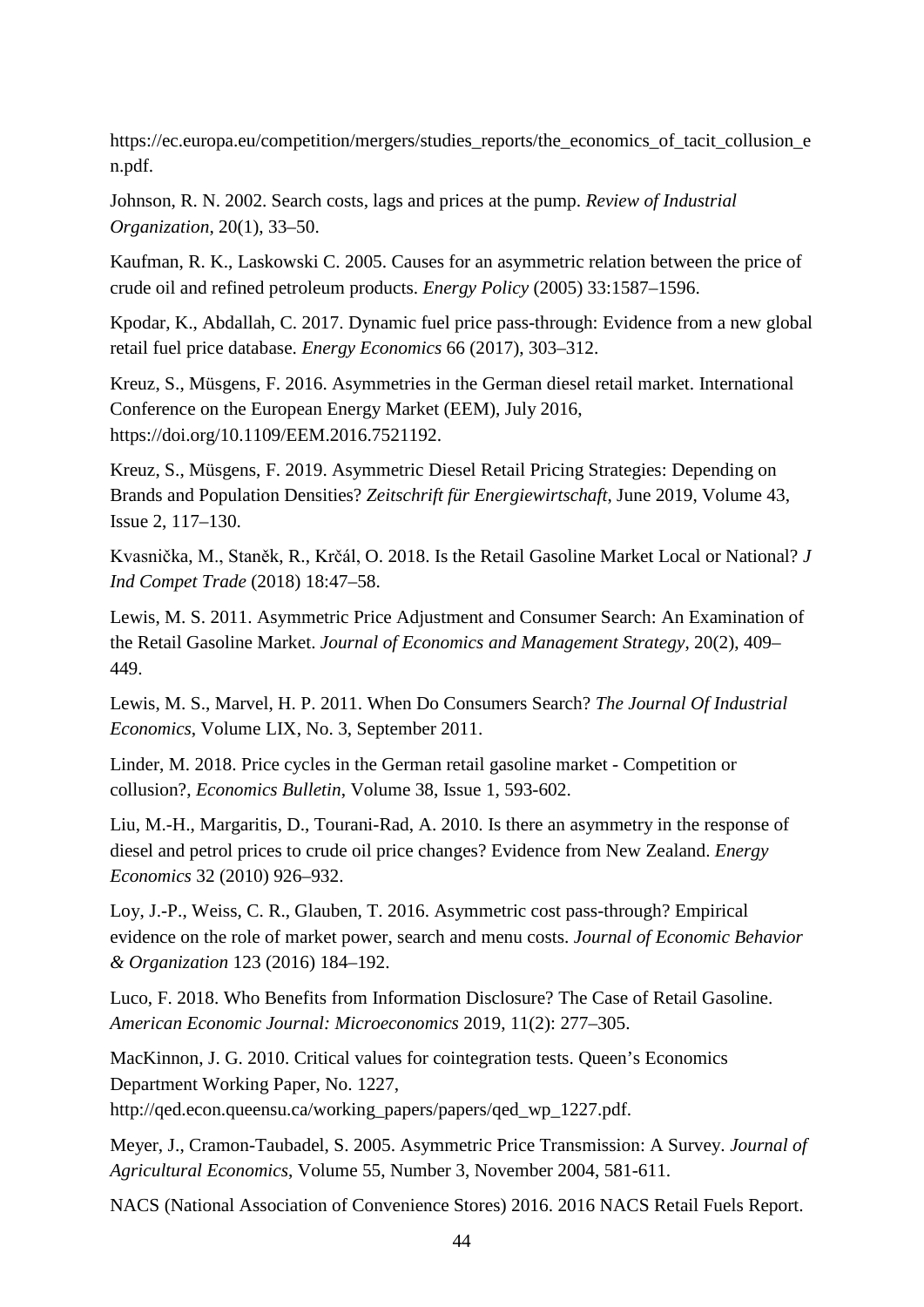https://ec.europa.eu/competition/mergers/studies_reports/the_economics_of_tacit_collusion_en.pdf.

Johnson, R. N. 2002. Search costs, lags and prices at the pump. *Review of Industrial Organization*, 20(1), 33–50.

Kaufman, R. K., Laskowski C. 2005. Causes for an asymmetric relation between the price of crude oil and refined petroleum products. *Energy Policy* (2005) 33:1587–1596.

Kpodar, K., Abdallah, C. 2017. Dynamic fuel price pass-through: Evidence from a new global retail fuel price database. *Energy Economics* 66 (2017), 303–312.

Kreuz, S., Müsgens, F. 2016. Asymmetries in the German diesel retail market. International Conference on the European Energy Market (EEM), July 2016, https://doi.org/10.1109/EEM.2016.7521192.

Kreuz, S., Müsgens, F. 2019. Asymmetric Diesel Retail Pricing Strategies: Depending on Brands and Population Densities? *Zeitschrift für Energiewirtschaft*, June 2019, Volume 43, Issue 2, 117–130.

Kvasnička, M., Staněk, R., Krčál, O. 2018. Is the Retail Gasoline Market Local or National? *J Ind Compet Trade* (2018) 18:47–58.

Lewis, M. S. 2011. Asymmetric Price Adjustment and Consumer Search: An Examination of the Retail Gasoline Market. *Journal of Economics and Management Strategy*, 20(2), 409–449.

Lewis, M. S., Marvel, H. P. 2011. When Do Consumers Search? *The Journal Of Industrial Economics*, Volume LIX, No. 3, September 2011.

Linder, M. 2018. Price cycles in the German retail gasoline market - Competition or collusion?, *Economics Bulletin*, Volume 38, Issue 1, 593-602.

Liu, M.-H., Margaritis, D., Tourani-Rad, A. 2010. Is there an asymmetry in the response of diesel and petrol prices to crude oil price changes? Evidence from New Zealand. *Energy Economics* 32 (2010) 926–932.

Loy, J.-P., Weiss, C. R., Glauben, T. 2016. Asymmetric cost pass-through? Empirical evidence on the role of market power, search and menu costs. *Journal of Economic Behavior & Organization* 123 (2016) 184–192.

Luco, F. 2018. Who Benefits from Information Disclosure? The Case of Retail Gasoline. *American Economic Journal: Microeconomics* 2019, 11(2): 277–305.

MacKinnon, J. G. 2010. Critical values for cointegration tests. Queen's Economics Department Working Paper, No. 1227, http://qed.econ.queensu.ca/working_papers/papers/qed_wp_1227.pdf.

Meyer, J., Cramon-Taubadel, S. 2005. Asymmetric Price Transmission: A Survey. *Journal of Agricultural Economics*, Volume 55, Number 3, November 2004, 581-611.

NACS (National Association of Convenience Stores) 2016. 2016 NACS Retail Fuels Report.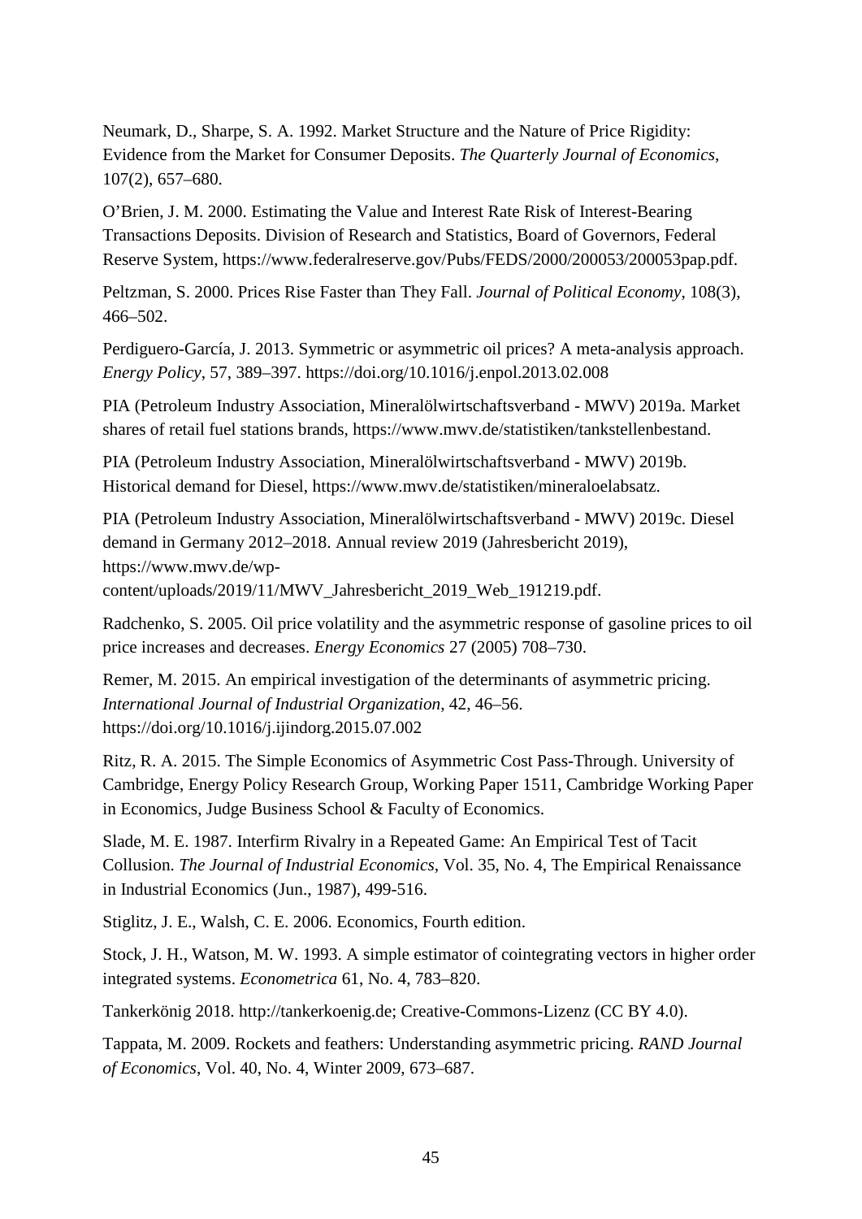Neumark, D., Sharpe, S. A. 1992. Market Structure and the Nature of Price Rigidity: Evidence from the Market for Consumer Deposits. *The Quarterly Journal of Economics*, 107(2), 657–680.

O'Brien, J. M. 2000. Estimating the Value and Interest Rate Risk of Interest-Bearing Transactions Deposits. Division of Research and Statistics, Board of Governors, Federal Reserve System, https://www.federalreserve.gov/Pubs/FEDS/2000/200053/200053pap.pdf.

Peltzman, S. 2000. Prices Rise Faster than They Fall. *Journal of Political Economy*, 108(3), 466–502.

Perdiguero-García, J. 2013. Symmetric or asymmetric oil prices? A meta-analysis approach. *Energy Policy*, 57, 389–397. https://doi.org/10.1016/j.enpol.2013.02.008

PIA (Petroleum Industry Association, Mineralölwirtschaftsverband - MWV) 2019a. Market shares of retail fuel stations brands, https://www.mwv.de/statistiken/tankstellenbestand.

PIA (Petroleum Industry Association, Mineralölwirtschaftsverband - MWV) 2019b. Historical demand for Diesel, https://www.mwv.de/statistiken/mineraloelabsatz.

PIA (Petroleum Industry Association, Mineralölwirtschaftsverband - MWV) 2019c. Diesel demand in Germany 2012–2018. Annual review 2019 (Jahresbericht 2019), https://www.mwv.de/wp-content/uploads/2019/11/MWV_Jahresbericht_2019_Web_191219.pdf.

Radchenko, S. 2005. Oil price volatility and the asymmetric response of gasoline prices to oil price increases and decreases. *Energy Economics* 27 (2005) 708–730.

Remer, M. 2015. An empirical investigation of the determinants of asymmetric pricing. *International Journal of Industrial Organization*, 42, 46–56. https://doi.org/10.1016/j.ijindorg.2015.07.002

Ritz, R. A. 2015. The Simple Economics of Asymmetric Cost Pass-Through. University of Cambridge, Energy Policy Research Group, Working Paper 1511, Cambridge Working Paper in Economics, Judge Business School & Faculty of Economics.

Slade, M. E. 1987. Interfirm Rivalry in a Repeated Game: An Empirical Test of Tacit Collusion. *The Journal of Industrial Economics*, Vol. 35, No. 4, The Empirical Renaissance in Industrial Economics (Jun., 1987), 499-516.

Stiglitz, J. E., Walsh, C. E. 2006. Economics, Fourth edition.

Stock, J. H., Watson, M. W. 1993. A simple estimator of cointegrating vectors in higher order integrated systems. *Econometrica* 61, No. 4, 783–820.

Tankerkönig 2018. http://tankerkoenig.de; Creative-Commons-Lizenz (CC BY 4.0).

Tappata, M. 2009. Rockets and feathers: Understanding asymmetric pricing. *RAND Journal of Economics*, Vol. 40, No. 4, Winter 2009, 673–687.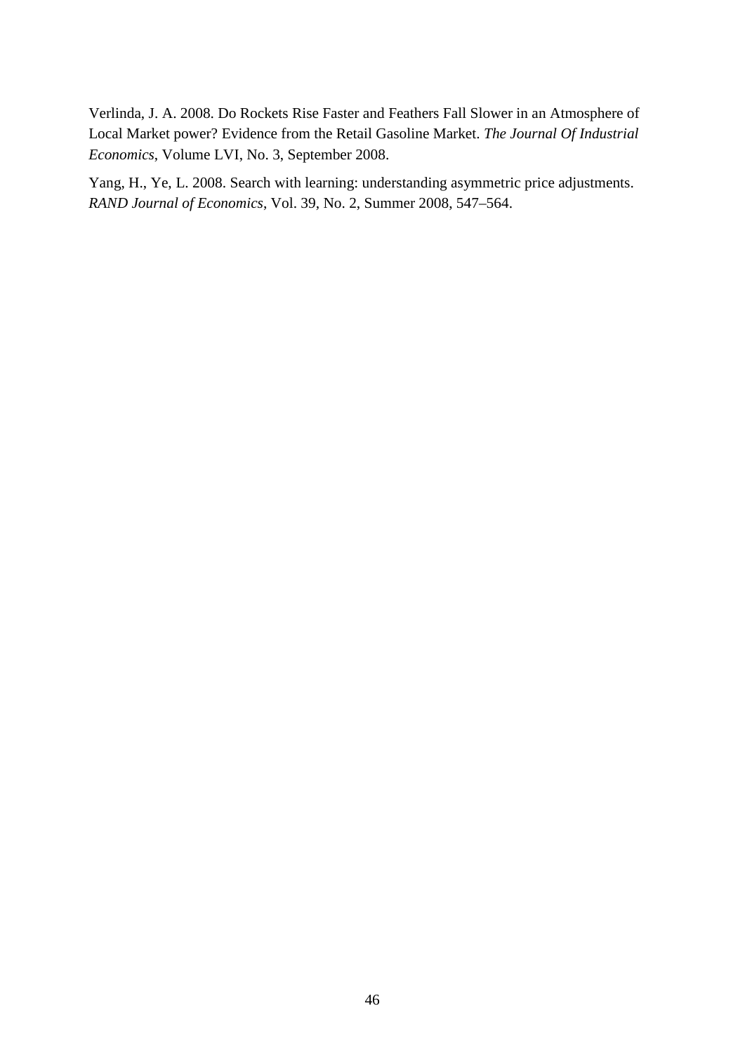Verlinda, J. A. 2008. Do Rockets Rise Faster and Feathers Fall Slower in an Atmosphere of Local Market power? Evidence from the Retail Gasoline Market. *The Journal Of Industrial Economics*, Volume LVI, No. 3, September 2008.

Yang, H., Ye, L. 2008. Search with learning: understanding asymmetric price adjustments. *RAND Journal of Economics*, Vol. 39, No. 2, Summer 2008, 547–564.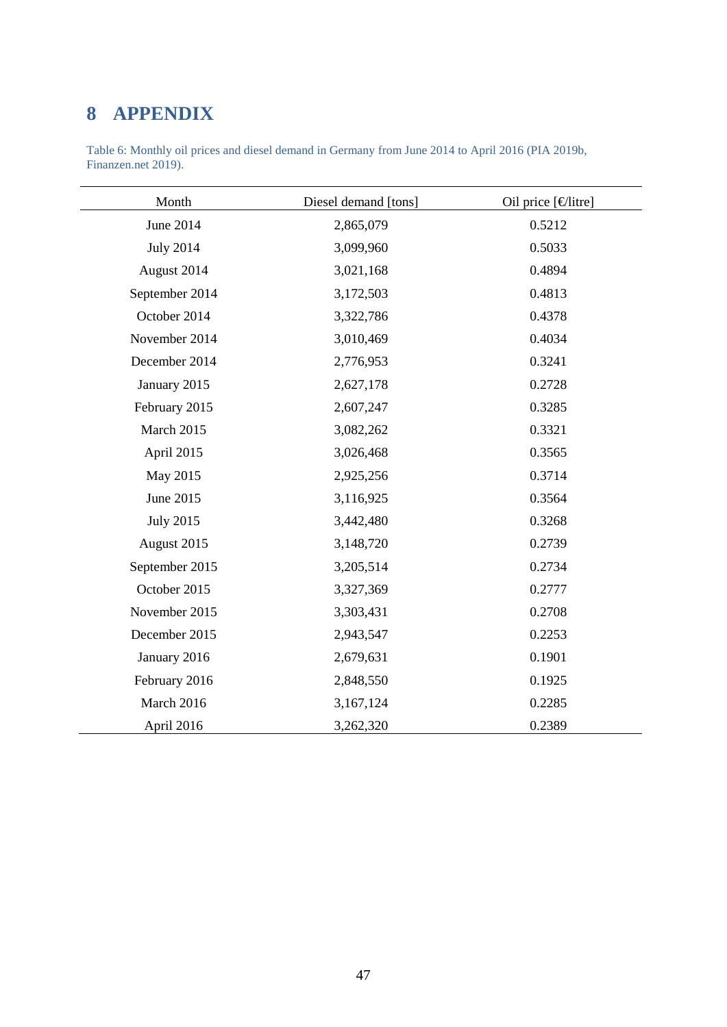# 8 APPENDIX

Table 6: Monthly oil prices and diesel demand in Germany from June 2014 to April 2016 (PIA 2019b, Finanzen.net 2019).

| Month | Diesel demand [tons] | Oil price [€/litre] |
|---|---|---|
| June 2014 | 2,865,079 | 0.5212 |
| July 2014 | 3,099,960 | 0.5033 |
| August 2014 | 3,021,168 | 0.4894 |
| September 2014 | 3,172,503 | 0.4813 |
| October 2014 | 3,322,786 | 0.4378 |
| November 2014 | 3,010,469 | 0.4034 |
| December 2014 | 2,776,953 | 0.3241 |
| January 2015 | 2,627,178 | 0.2728 |
| February 2015 | 2,607,247 | 0.3285 |
| March 2015 | 3,082,262 | 0.3321 |
| April 2015 | 3,026,468 | 0.3565 |
| May 2015 | 2,925,256 | 0.3714 |
| June 2015 | 3,116,925 | 0.3564 |
| July 2015 | 3,442,480 | 0.3268 |
| August 2015 | 3,148,720 | 0.2739 |
| September 2015 | 3,205,514 | 0.2734 |
| October 2015 | 3,327,369 | 0.2777 |
| November 2015 | 3,303,431 | 0.2708 |
| December 2015 | 2,943,547 | 0.2253 |
| January 2016 | 2,679,631 | 0.1901 |
| February 2016 | 2,848,550 | 0.1925 |
| March 2016 | 3,167,124 | 0.2285 |
| April 2016 | 3,262,320 | 0.2389 |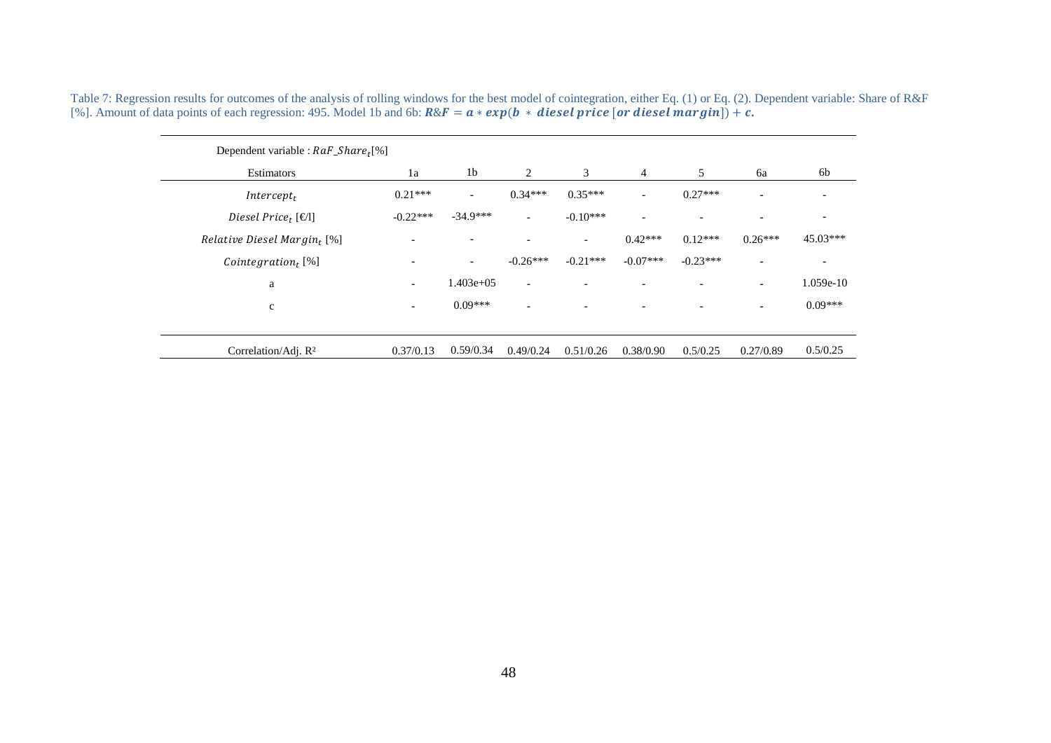Table 7: Regression results for outcomes of the analysis of rolling windows for the best model of cointegration, either Eq. (1) or Eq. (2). Dependent variable: Share of R&F [%]. Amount of data points of each regression: 495. Model 1b and 6b: $\boldsymbol{R\&F = a * exp(b\ *\ diesel\, price\ [or\ diesel\, margin]) + c.}$

| Dependent variable : $RaF\_Share_t$[%] | | | | | | | | |
|---|---|---|---|---|---|---|---|---|
| Estimators | 1a | 1b | 2 | 3 | 4 | 5 | 6a | 6b |
| $Intercept_t$ | 0.21*** | - | 0.34*** | 0.35*** | - | 0.27*** | - | - |
| $Diesel\ Price_t$ [€/l] | -0.22*** | -34.9*** | - | -0.10*** | - | - | - | - |
| $Relative\ Diesel\ Margin_t$ [%] | - | - | - | - | 0.42*** | 0.12*** | 0.26*** | 45.03*** |
| $Cointegration_t$ [%] | - | - | -0.26*** | -0.21*** | -0.07*** | -0.23*** | - | - |
| a | - | 1.403e+05 | - | - | - | - | - | 1.059e-10 |
| c | - | 0.09*** | - | - | - | - | - | 0.09*** |
| Correlation/Adj. $R^2$ | 0.37/0.13 | 0.59/0.34 | 0.49/0.24 | 0.51/0.26 | 0.38/0.90 | 0.5/0.25 | 0.27/0.89 | 0.5/0.25 |